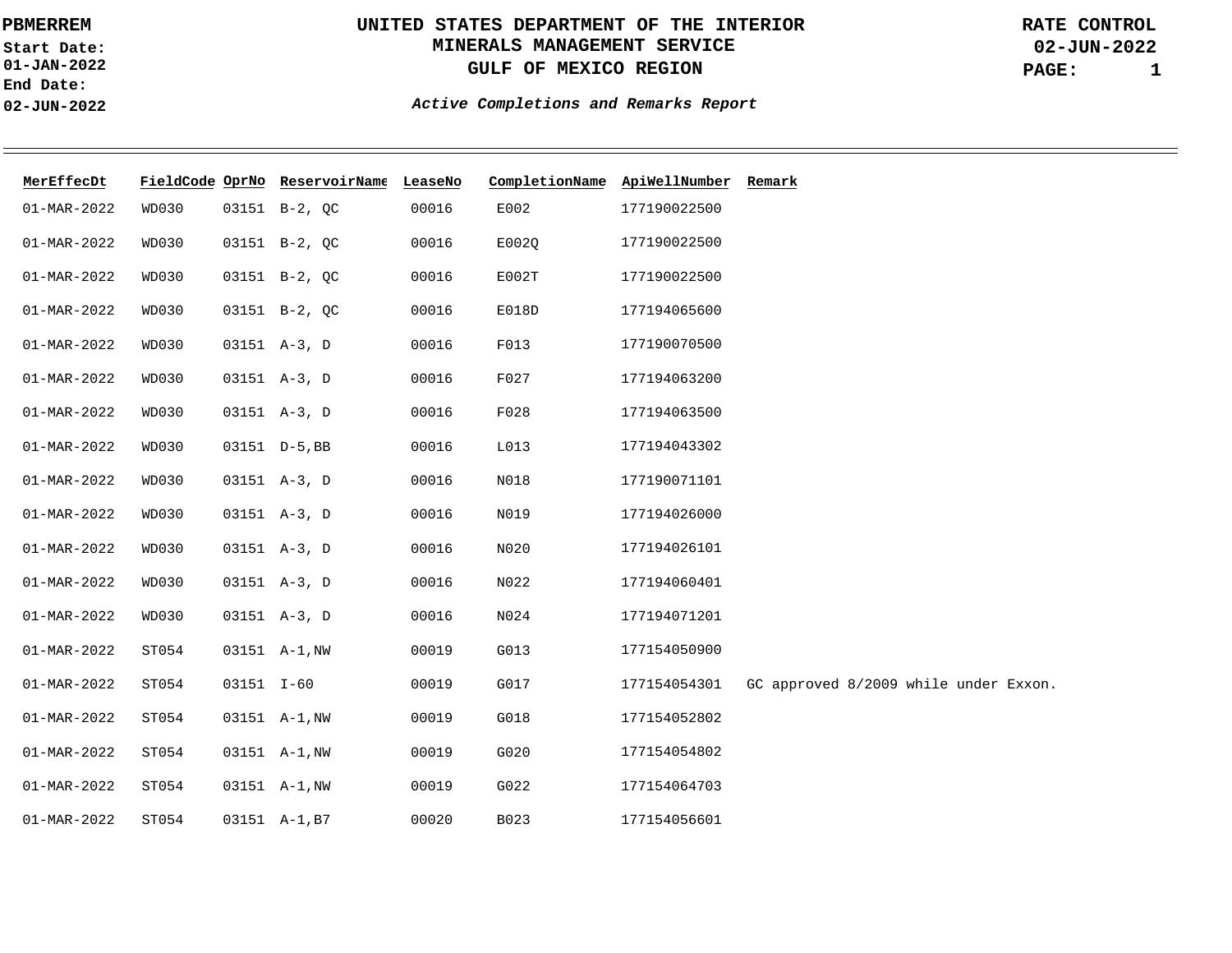PBMERREM

Start Date: 01-JAN-2022

End Date: 02-JUN-2022

# UNITED STATES DEPARTMENT OF THE INTERIOR
## MINERALS MANAGEMENT SERVICE
## GULF OF MEXICO REGION

RATE CONTROL

02-JUN-2022

*Active Completions and Remarks Report*

| MerEffecDt | FieldCode | OprNo | ReservoirName | LeaseNo | CompletionName | ApiWellNumber | Remark |
|---|---|---|---|---|---|---|---|
| 01-MAR-2022 | WD030 | 03151 | B-2, QC | 00016 | E002 | 177190022500 | |
| 01-MAR-2022 | WD030 | 03151 | B-2, QC | 00016 | E002Q | 177190022500 | |
| 01-MAR-2022 | WD030 | 03151 | B-2, QC | 00016 | E002T | 177190022500 | |
| 01-MAR-2022 | WD030 | 03151 | B-2, QC | 00016 | E018D | 177194065600 | |
| 01-MAR-2022 | WD030 | 03151 | A-3, D | 00016 | F013 | 177190070500 | |
| 01-MAR-2022 | WD030 | 03151 | A-3, D | 00016 | F027 | 177194063200 | |
| 01-MAR-2022 | WD030 | 03151 | A-3, D | 00016 | F028 | 177194063500 | |
| 01-MAR-2022 | WD030 | 03151 | D-5,BB | 00016 | L013 | 177194043302 | |
| 01-MAR-2022 | WD030 | 03151 | A-3, D | 00016 | N018 | 177190071101 | |
| 01-MAR-2022 | WD030 | 03151 | A-3, D | 00016 | N019 | 177194026000 | |
| 01-MAR-2022 | WD030 | 03151 | A-3, D | 00016 | N020 | 177194026101 | |
| 01-MAR-2022 | WD030 | 03151 | A-3, D | 00016 | N022 | 177194060401 | |
| 01-MAR-2022 | WD030 | 03151 | A-3, D | 00016 | N024 | 177194071201 | |
| 01-MAR-2022 | ST054 | 03151 | A-1,NW | 00019 | G013 | 177154050900 | |
| 01-MAR-2022 | ST054 | 03151 | I-60 | 00019 | G017 | 177154054301 | GC approved 8/2009 while under Exxon. |
| 01-MAR-2022 | ST054 | 03151 | A-1,NW | 00019 | G018 | 177154052802 | |
| 01-MAR-2022 | ST054 | 03151 | A-1,NW | 00019 | G020 | 177154054802 | |
| 01-MAR-2022 | ST054 | 03151 | A-1,NW | 00019 | G022 | 177154064703 | |
| 01-MAR-2022 | ST054 | 03151 | A-1,B7 | 00020 | B023 | 177154056601 | |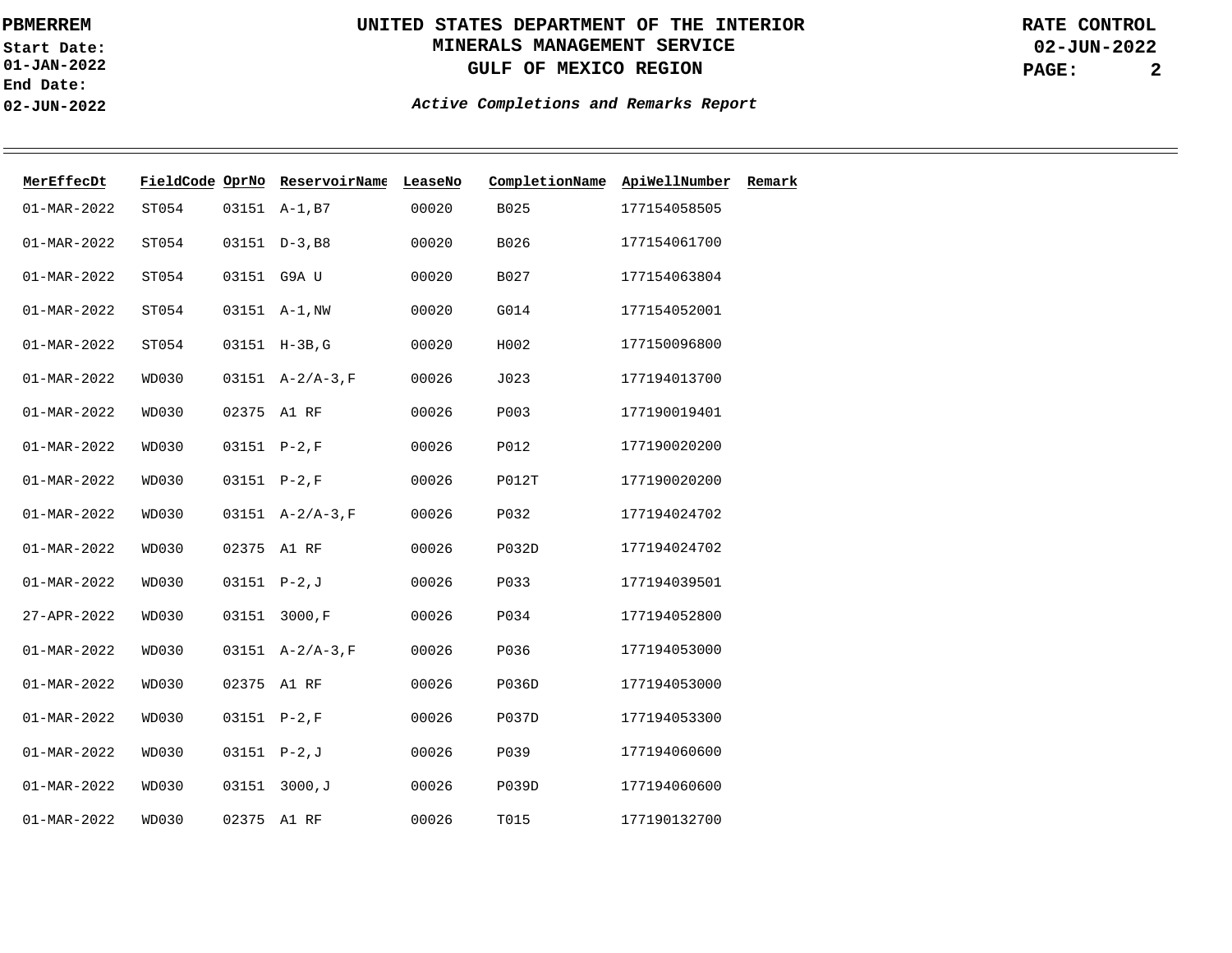PBMERREM

Start Date: 01-JAN-2022
End Date: 02-JUN-2022

# UNITED STATES DEPARTMENT OF THE INTERIOR
## MINERALS MANAGEMENT SERVICE
## GULF OF MEXICO REGION

RATE CONTROL
02-JUN-2022

*Active Completions and Remarks Report*

| MerEffecDt | FieldCode | OprNo | ReservoirName | LeaseNo | CompletionName | ApiWellNumber | Remark |
|---|---|---|---|---|---|---|---|
| 01-MAR-2022 | ST054 | 03151 | A-1,B7 | 00020 | B025 | 177154058505 | |
| 01-MAR-2022 | ST054 | 03151 | D-3,B8 | 00020 | B026 | 177154061700 | |
| 01-MAR-2022 | ST054 | 03151 | G9A U | 00020 | B027 | 177154063804 | |
| 01-MAR-2022 | ST054 | 03151 | A-1,NW | 00020 | G014 | 177154052001 | |
| 01-MAR-2022 | ST054 | 03151 | H-3B,G | 00020 | H002 | 177150096800 | |
| 01-MAR-2022 | WD030 | 03151 | A-2/A-3,F | 00026 | J023 | 177194013700 | |
| 01-MAR-2022 | WD030 | 02375 | A1 RF | 00026 | P003 | 177190019401 | |
| 01-MAR-2022 | WD030 | 03151 | P-2,F | 00026 | P012 | 177190020200 | |
| 01-MAR-2022 | WD030 | 03151 | P-2,F | 00026 | P012T | 177190020200 | |
| 01-MAR-2022 | WD030 | 03151 | A-2/A-3,F | 00026 | P032 | 177194024702 | |
| 01-MAR-2022 | WD030 | 02375 | A1 RF | 00026 | P032D | 177194024702 | |
| 01-MAR-2022 | WD030 | 03151 | P-2,J | 00026 | P033 | 177194039501 | |
| 27-APR-2022 | WD030 | 03151 | 3000,F | 00026 | P034 | 177194052800 | |
| 01-MAR-2022 | WD030 | 03151 | A-2/A-3,F | 00026 | P036 | 177194053000 | |
| 01-MAR-2022 | WD030 | 02375 | A1 RF | 00026 | P036D | 177194053000 | |
| 01-MAR-2022 | WD030 | 03151 | P-2,F | 00026 | P037D | 177194053300 | |
| 01-MAR-2022 | WD030 | 03151 | P-2,J | 00026 | P039 | 177194060600 | |
| 01-MAR-2022 | WD030 | 03151 | 3000,J | 00026 | P039D | 177194060600 | |
| 01-MAR-2022 | WD030 | 02375 | A1 RF | 00026 | T015 | 177190132700 | |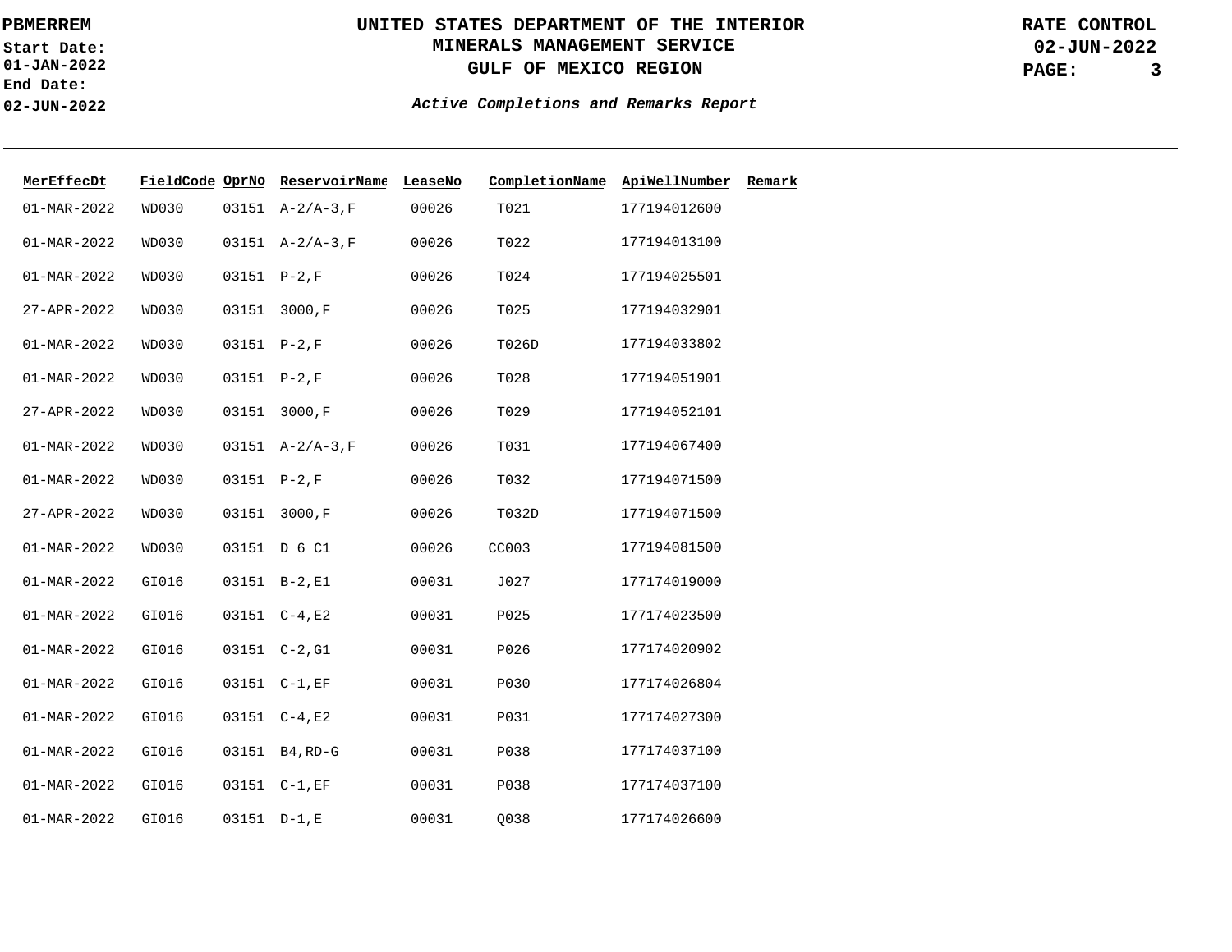| MerEffecDt | FieldCode | OprNo | ReservoirName | LeaseNo | CompletionName | ApiWellNumber | Remark |
|---|---|---|---|---|---|---|---|
| 01-MAR-2022 | WD030 | 03151 | A-2/A-3,F | 00026 | T021 | 177194012600 | |
| 01-MAR-2022 | WD030 | 03151 | A-2/A-3,F | 00026 | T022 | 177194013100 | |
| 01-MAR-2022 | WD030 | 03151 | P-2,F | 00026 | T024 | 177194025501 | |
| 27-APR-2022 | WD030 | 03151 | 3000,F | 00026 | T025 | 177194032901 | |
| 01-MAR-2022 | WD030 | 03151 | P-2,F | 00026 | T026D | 177194033802 | |
| 01-MAR-2022 | WD030 | 03151 | P-2,F | 00026 | T028 | 177194051901 | |
| 27-APR-2022 | WD030 | 03151 | 3000,F | 00026 | T029 | 177194052101 | |
| 01-MAR-2022 | WD030 | 03151 | A-2/A-3,F | 00026 | T031 | 177194067400 | |
| 01-MAR-2022 | WD030 | 03151 | P-2,F | 00026 | T032 | 177194071500 | |
| 27-APR-2022 | WD030 | 03151 | 3000,F | 00026 | T032D | 177194071500 | |
| 01-MAR-2022 | WD030 | 03151 | D 6 C1 | 00026 | CC003 | 177194081500 | |
| 01-MAR-2022 | GI016 | 03151 | B-2,E1 | 00031 | J027 | 177174019000 | |
| 01-MAR-2022 | GI016 | 03151 | C-4,E2 | 00031 | P025 | 177174023500 | |
| 01-MAR-2022 | GI016 | 03151 | C-2,G1 | 00031 | P026 | 177174020902 | |
| 01-MAR-2022 | GI016 | 03151 | C-1,EF | 00031 | P030 | 177174026804 | |
| 01-MAR-2022 | GI016 | 03151 | C-4,E2 | 00031 | P031 | 177174027300 | |
| 01-MAR-2022 | GI016 | 03151 | B4,RD-G | 00031 | P038 | 177174037100 | |
| 01-MAR-2022 | GI016 | 03151 | C-1,EF | 00031 | P038 | 177174037100 | |
| 01-MAR-2022 | GI016 | 03151 | D-1,E | 00031 | Q038 | 177174026600 | |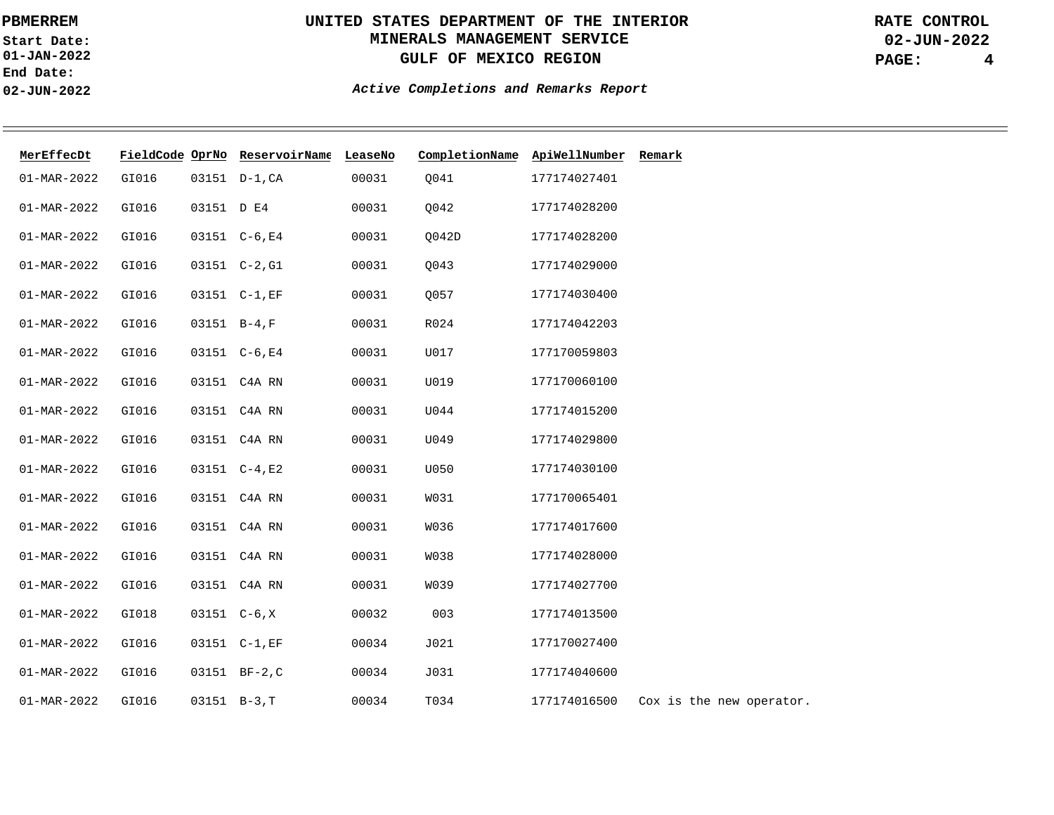| MerEffecDt | FieldCode | OprNo | ReservoirName | LeaseNo | CompletionName | ApiWellNumber | Remark |
|---|---|---|---|---|---|---|---|
| 01-MAR-2022 | GI016 | 03151 | D-1,CA | 00031 | Q041 | 177174027401 | |
| 01-MAR-2022 | GI016 | 03151 | D E4 | 00031 | Q042 | 177174028200 | |
| 01-MAR-2022 | GI016 | 03151 | C-6,E4 | 00031 | Q042D | 177174028200 | |
| 01-MAR-2022 | GI016 | 03151 | C-2,G1 | 00031 | Q043 | 177174029000 | |
| 01-MAR-2022 | GI016 | 03151 | C-1,EF | 00031 | Q057 | 177174030400 | |
| 01-MAR-2022 | GI016 | 03151 | B-4,F | 00031 | R024 | 177174042203 | |
| 01-MAR-2022 | GI016 | 03151 | C-6,E4 | 00031 | U017 | 177170059803 | |
| 01-MAR-2022 | GI016 | 03151 | C4A RN | 00031 | U019 | 177170060100 | |
| 01-MAR-2022 | GI016 | 03151 | C4A RN | 00031 | U044 | 177174015200 | |
| 01-MAR-2022 | GI016 | 03151 | C4A RN | 00031 | U049 | 177174029800 | |
| 01-MAR-2022 | GI016 | 03151 | C-4,E2 | 00031 | U050 | 177174030100 | |
| 01-MAR-2022 | GI016 | 03151 | C4A RN | 00031 | W031 | 177170065401 | |
| 01-MAR-2022 | GI016 | 03151 | C4A RN | 00031 | W036 | 177174017600 | |
| 01-MAR-2022 | GI016 | 03151 | C4A RN | 00031 | W038 | 177174028000 | |
| 01-MAR-2022 | GI016 | 03151 | C4A RN | 00031 | W039 | 177174027700 | |
| 01-MAR-2022 | GI018 | 03151 | C-6,X | 00032 | 003 | 177174013500 | |
| 01-MAR-2022 | GI016 | 03151 | C-1,EF | 00034 | J021 | 177170027400 | |
| 01-MAR-2022 | GI016 | 03151 | BF-2,C | 00034 | J031 | 177174040600 | |
| 01-MAR-2022 | GI016 | 03151 | B-3,T | 00034 | T034 | 177174016500 | Cox is the new operator. |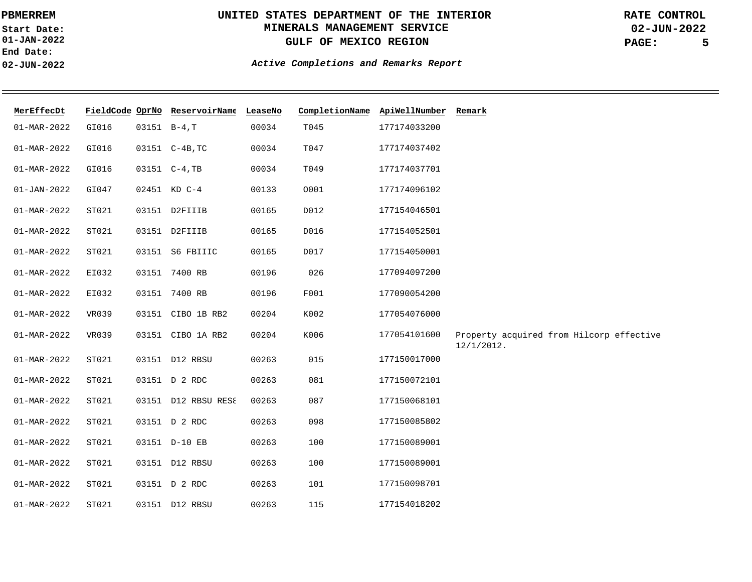PBMERREM

Start Date: 01-JAN-2022
End Date: 02-JUN-2022

# UNITED STATES DEPARTMENT OF THE INTERIOR
## MINERALS MANAGEMENT SERVICE
## GULF OF MEXICO REGION

RATE CONTROL
02-JUN-2022

*Active Completions and Remarks Report*

| MerEffecDt | FieldCode | OprNo | ReservoirName | LeaseNo | CompletionName | ApiWellNumber | Remark |
|---|---|---|---|---|---|---|---|
| 01-MAR-2022 | GI016 | 03151 | B-4,T | 00034 | T045 | 177174033200 | |
| 01-MAR-2022 | GI016 | 03151 | C-4B,TC | 00034 | T047 | 177174037402 | |
| 01-MAR-2022 | GI016 | 03151 | C-4,TB | 00034 | T049 | 177174037701 | |
| 01-JAN-2022 | GI047 | 02451 | KD C-4 | 00133 | O001 | 177174096102 | |
| 01-MAR-2022 | ST021 | 03151 | D2FIIIB | 00165 | D012 | 177154046501 | |
| 01-MAR-2022 | ST021 | 03151 | D2FIIIB | 00165 | D016 | 177154052501 | |
| 01-MAR-2022 | ST021 | 03151 | S6 FBIIIC | 00165 | D017 | 177154050001 | |
| 01-MAR-2022 | EI032 | 03151 | 7400 RB | 00196 | 026 | 177094097200 | |
| 01-MAR-2022 | EI032 | 03151 | 7400 RB | 00196 | F001 | 177090054200 | |
| 01-MAR-2022 | VR039 | 03151 | CIBO 1B RB2 | 00204 | K002 | 177054076000 | |
| 01-MAR-2022 | VR039 | 03151 | CIBO 1A RB2 | 00204 | K006 | 177054101600 | Property acquired from Hilcorp effective 12/1/2012. |
| 01-MAR-2022 | ST021 | 03151 | D12 RBSU | 00263 | 015 | 177150017000 | |
| 01-MAR-2022 | ST021 | 03151 | D 2 RDC | 00263 | 081 | 177150072101 | |
| 01-MAR-2022 | ST021 | 03151 | D12 RBSU RES8 | 00263 | 087 | 177150068101 | |
| 01-MAR-2022 | ST021 | 03151 | D 2 RDC | 00263 | 098 | 177150085802 | |
| 01-MAR-2022 | ST021 | 03151 | D-10 EB | 00263 | 100 | 177150089001 | |
| 01-MAR-2022 | ST021 | 03151 | D12 RBSU | 00263 | 100 | 177150089001 | |
| 01-MAR-2022 | ST021 | 03151 | D 2 RDC | 00263 | 101 | 177150098701 | |
| 01-MAR-2022 | ST021 | 03151 | D12 RBSU | 00263 | 115 | 177154018202 | |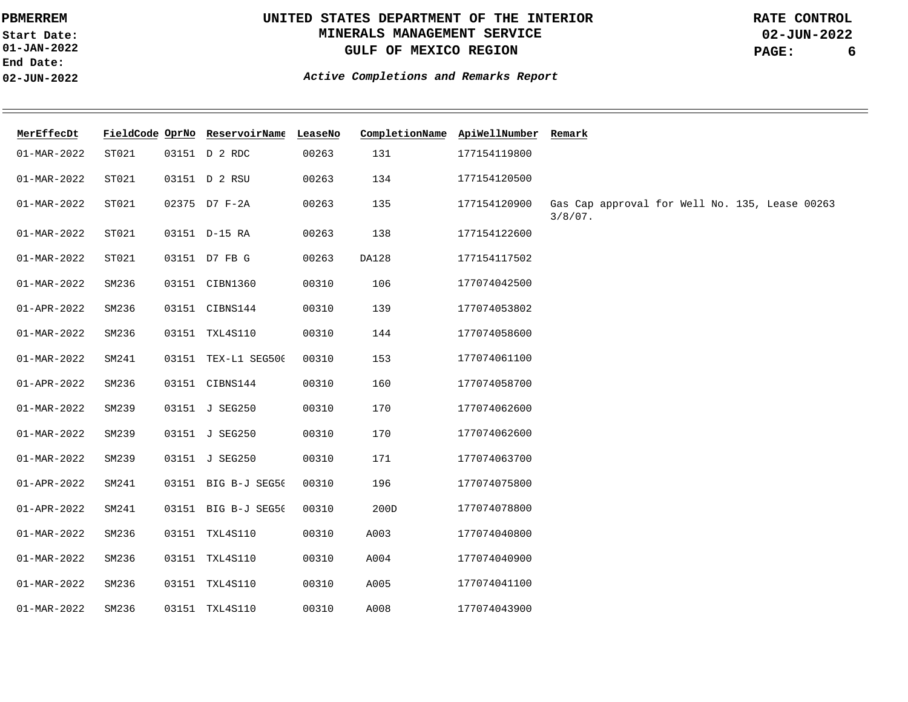PBMERREM

Start Date: 01-JAN-2022

End Date: 02-JUN-2022

# UNITED STATES DEPARTMENT OF THE INTERIOR
## MINERALS MANAGEMENT SERVICE
## GULF OF MEXICO REGION

RATE CONTROL 02-JUN-2022

*Active Completions and Remarks Report*

| MerEffecDt | FieldCode | OprNo | ReservoirName | LeaseNo | CompletionName | ApiWellNumber | Remark |
|---|---|---|---|---|---|---|---|
| 01-MAR-2022 | ST021 | 03151 | D 2 RDC | 00263 | 131 | 177154119800 | |
| 01-MAR-2022 | ST021 | 03151 | D 2 RSU | 00263 | 134 | 177154120500 | |
| 01-MAR-2022 | ST021 | 02375 | D7 F-2A | 00263 | 135 | 177154120900 | Gas Cap approval for Well No. 135, Lease 00263 3/8/07. |
| 01-MAR-2022 | ST021 | 03151 | D-15 RA | 00263 | 138 | 177154122600 | |
| 01-MAR-2022 | ST021 | 03151 | D7 FB G | 00263 | DA128 | 177154117502 | |
| 01-MAR-2022 | SM236 | 03151 | CIBN1360 | 00310 | 106 | 177074042500 | |
| 01-APR-2022 | SM236 | 03151 | CIBNS144 | 00310 | 139 | 177074053802 | |
| 01-MAR-2022 | SM236 | 03151 | TXL4S110 | 00310 | 144 | 177074058600 | |
| 01-MAR-2022 | SM241 | 03151 | TEX-L1 SEG500 | 00310 | 153 | 177074061100 | |
| 01-APR-2022 | SM236 | 03151 | CIBNS144 | 00310 | 160 | 177074058700 | |
| 01-MAR-2022 | SM239 | 03151 | J SEG250 | 00310 | 170 | 177074062600 | |
| 01-MAR-2022 | SM239 | 03151 | J SEG250 | 00310 | 170 | 177074062600 | |
| 01-MAR-2022 | SM239 | 03151 | J SEG250 | 00310 | 171 | 177074063700 | |
| 01-APR-2022 | SM241 | 03151 | BIG B-J SEG50 | 00310 | 196 | 177074075800 | |
| 01-APR-2022 | SM241 | 03151 | BIG B-J SEG50 | 00310 | 200D | 177074078800 | |
| 01-MAR-2022 | SM236 | 03151 | TXL4S110 | 00310 | A003 | 177074040800 | |
| 01-MAR-2022 | SM236 | 03151 | TXL4S110 | 00310 | A004 | 177074040900 | |
| 01-MAR-2022 | SM236 | 03151 | TXL4S110 | 00310 | A005 | 177074041100 | |
| 01-MAR-2022 | SM236 | 03151 | TXL4S110 | 00310 | A008 | 177074043900 | |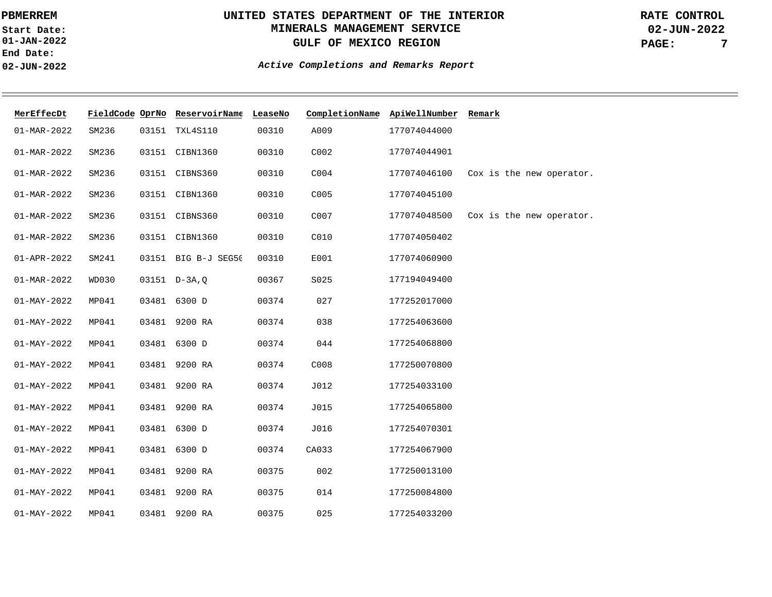# UNITED STATES DEPARTMENT OF THE INTERIOR
## MINERALS MANAGEMENT SERVICE
## GULF OF MEXICO REGION

PBMERREM

**Start Date:** 01-JAN-2022
**End Date:** 02-JUN-2022

RATE CONTROL
02-JUN-2022

***Active Completions and Remarks Report***

| MerEffecDt | FieldCode | OprNo | ReservoirName | LeaseNo | CompletionName | ApiWellNumber | Remark |
|---|---|---|---|---|---|---|---|
| 01-MAR-2022 | SM236 | 03151 | TXL4S110 | 00310 | A009 | 177074044000 | |
| 01-MAR-2022 | SM236 | 03151 | CIBN1360 | 00310 | C002 | 177074044901 | |
| 01-MAR-2022 | SM236 | 03151 | CIBNS360 | 00310 | C004 | 177074046100 | Cox is the new operator. |
| 01-MAR-2022 | SM236 | 03151 | CIBN1360 | 00310 | C005 | 177074045100 | |
| 01-MAR-2022 | SM236 | 03151 | CIBNS360 | 00310 | C007 | 177074048500 | Cox is the new operator. |
| 01-MAR-2022 | SM236 | 03151 | CIBN1360 | 00310 | C010 | 177074050402 | |
| 01-APR-2022 | SM241 | 03151 | BIG B-J SEG50 | 00310 | E001 | 177074060900 | |
| 01-MAR-2022 | WD030 | 03151 | D-3A,Q | 00367 | S025 | 177194049400 | |
| 01-MAY-2022 | MP041 | 03481 | 6300 D | 00374 | 027 | 177252017000 | |
| 01-MAY-2022 | MP041 | 03481 | 9200 RA | 00374 | 038 | 177254063600 | |
| 01-MAY-2022 | MP041 | 03481 | 6300 D | 00374 | 044 | 177254068800 | |
| 01-MAY-2022 | MP041 | 03481 | 9200 RA | 00374 | C008 | 177250070800 | |
| 01-MAY-2022 | MP041 | 03481 | 9200 RA | 00374 | J012 | 177254033100 | |
| 01-MAY-2022 | MP041 | 03481 | 9200 RA | 00374 | J015 | 177254065800 | |
| 01-MAY-2022 | MP041 | 03481 | 6300 D | 00374 | J016 | 177254070301 | |
| 01-MAY-2022 | MP041 | 03481 | 6300 D | 00374 | CA033 | 177254067900 | |
| 01-MAY-2022 | MP041 | 03481 | 9200 RA | 00375 | 002 | 177250013100 | |
| 01-MAY-2022 | MP041 | 03481 | 9200 RA | 00375 | 014 | 177250084800 | |
| 01-MAY-2022 | MP041 | 03481 | 9200 RA | 00375 | 025 | 177254033200 | |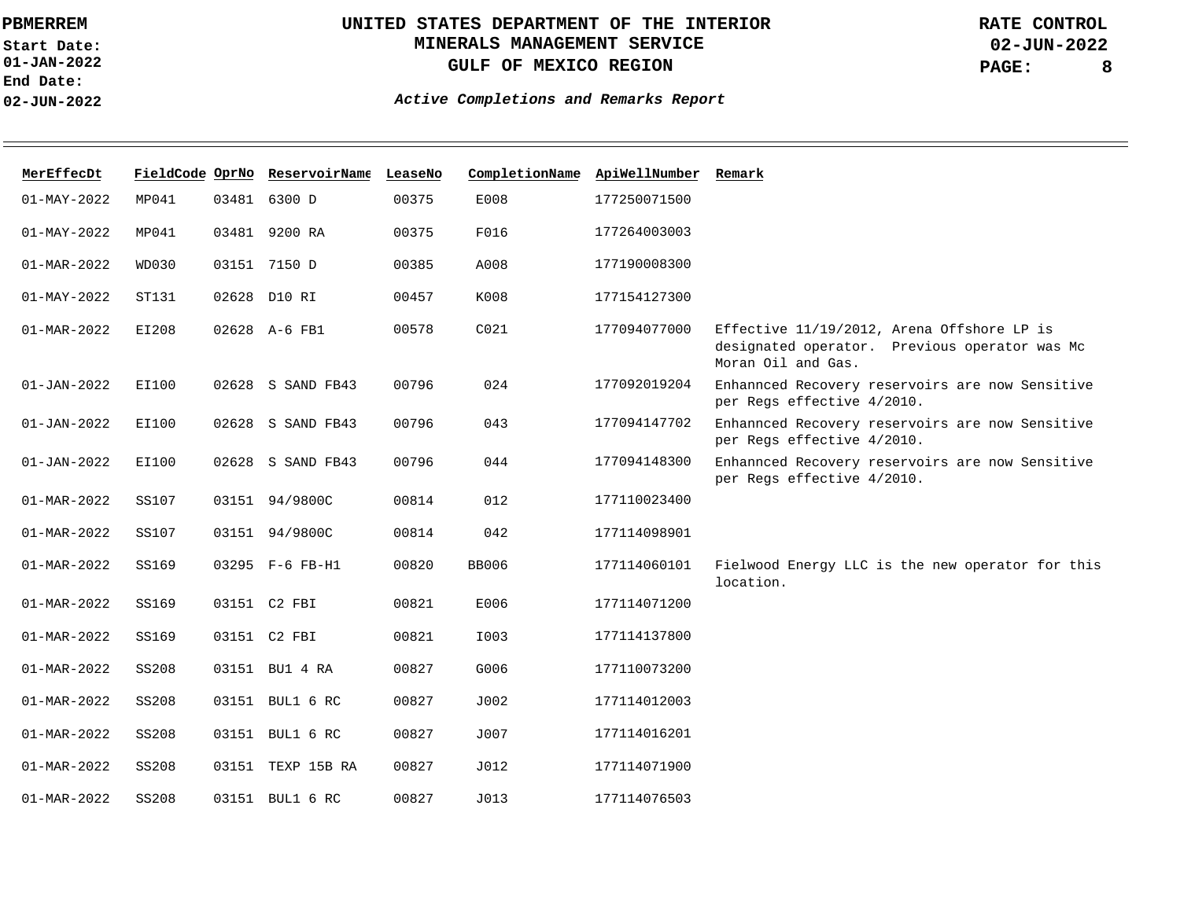| MerEffecDt | FieldCode | OprNo | ReservoirName | LeaseNo | CompletionName | ApiWellNumber | Remark |
|---|---|---|---|---|---|---|---|
| 01-MAY-2022 | MP041 | 03481 | 6300 D | 00375 | E008 | 177250071500 | |
| 01-MAY-2022 | MP041 | 03481 | 9200 RA | 00375 | F016 | 177264003003 | |
| 01-MAR-2022 | WD030 | 03151 | 7150 D | 00385 | A008 | 177190008300 | |
| 01-MAY-2022 | ST131 | 02628 | D10 RI | 00457 | K008 | 177154127300 | |
| 01-MAR-2022 | EI208 | 02628 | A-6 FB1 | 00578 | C021 | 177094077000 | Effective 11/19/2012, Arena Offshore LP is designated operator. Previous operator was Mc Moran Oil and Gas. |
| 01-JAN-2022 | EI100 | 02628 | S SAND FB43 | 00796 | 024 | 177092019204 | Enhannced Recovery reservoirs are now Sensitive per Regs effective 4/2010. |
| 01-JAN-2022 | EI100 | 02628 | S SAND FB43 | 00796 | 043 | 177094147702 | Enhannced Recovery reservoirs are now Sensitive per Regs effective 4/2010. |
| 01-JAN-2022 | EI100 | 02628 | S SAND FB43 | 00796 | 044 | 177094148300 | Enhannced Recovery reservoirs are now Sensitive per Regs effective 4/2010. |
| 01-MAR-2022 | SS107 | 03151 | 94/9800C | 00814 | 012 | 177110023400 | |
| 01-MAR-2022 | SS107 | 03151 | 94/9800C | 00814 | 042 | 177114098901 | |
| 01-MAR-2022 | SS169 | 03295 | F-6 FB-H1 | 00820 | BB006 | 177114060101 | Fielwood Energy LLC is the new operator for this location. |
| 01-MAR-2022 | SS169 | 03151 | C2 FBI | 00821 | E006 | 177114071200 | |
| 01-MAR-2022 | SS169 | 03151 | C2 FBI | 00821 | I003 | 177114137800 | |
| 01-MAR-2022 | SS208 | 03151 | BU1 4 RA | 00827 | G006 | 177110073200 | |
| 01-MAR-2022 | SS208 | 03151 | BUL1 6 RC | 00827 | J002 | 177114012003 | |
| 01-MAR-2022 | SS208 | 03151 | BUL1 6 RC | 00827 | J007 | 177114016201 | |
| 01-MAR-2022 | SS208 | 03151 | TEXP 15B RA | 00827 | J012 | 177114071900 | |
| 01-MAR-2022 | SS208 | 03151 | BUL1 6 RC | 00827 | J013 | 177114076503 | |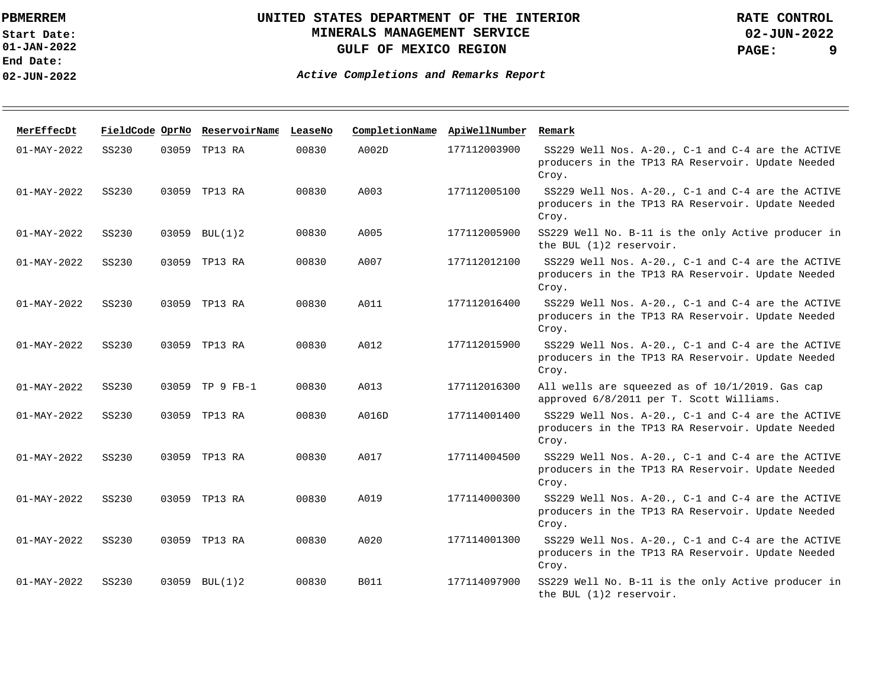| MerEffecDt | FieldCode | OprNo | ReservoirName | LeaseNo | CompletionName | ApiWellNumber | Remark |
|---|---|---|---|---|---|---|---|
| 01-MAY-2022 | SS230 | 03059 | TP13 RA | 00830 | A002D | 177112003900 | SS229 Well Nos. A-20., C-1 and C-4 are the ACTIVE producers in the TP13 RA Reservoir. Update Needed Croy. |
| 01-MAY-2022 | SS230 | 03059 | TP13 RA | 00830 | A003 | 177112005100 | SS229 Well Nos. A-20., C-1 and C-4 are the ACTIVE producers in the TP13 RA Reservoir. Update Needed Croy. |
| 01-MAY-2022 | SS230 | 03059 | BUL(1)2 | 00830 | A005 | 177112005900 | SS229 Well No. B-11 is the only Active producer in the BUL (1)2 reservoir. |
| 01-MAY-2022 | SS230 | 03059 | TP13 RA | 00830 | A007 | 177112012100 | SS229 Well Nos. A-20., C-1 and C-4 are the ACTIVE producers in the TP13 RA Reservoir. Update Needed Croy. |
| 01-MAY-2022 | SS230 | 03059 | TP13 RA | 00830 | A011 | 177112016400 | SS229 Well Nos. A-20., C-1 and C-4 are the ACTIVE producers in the TP13 RA Reservoir. Update Needed Croy. |
| 01-MAY-2022 | SS230 | 03059 | TP13 RA | 00830 | A012 | 177112015900 | SS229 Well Nos. A-20., C-1 and C-4 are the ACTIVE producers in the TP13 RA Reservoir. Update Needed Croy. |
| 01-MAY-2022 | SS230 | 03059 | TP 9 FB-1 | 00830 | A013 | 177112016300 | All wells are squeezed as of 10/1/2019. Gas cap approved 6/8/2011 per T. Scott Williams. |
| 01-MAY-2022 | SS230 | 03059 | TP13 RA | 00830 | A016D | 177114001400 | SS229 Well Nos. A-20., C-1 and C-4 are the ACTIVE producers in the TP13 RA Reservoir. Update Needed Croy. |
| 01-MAY-2022 | SS230 | 03059 | TP13 RA | 00830 | A017 | 177114004500 | SS229 Well Nos. A-20., C-1 and C-4 are the ACTIVE producers in the TP13 RA Reservoir. Update Needed Croy. |
| 01-MAY-2022 | SS230 | 03059 | TP13 RA | 00830 | A019 | 177114000300 | SS229 Well Nos. A-20., C-1 and C-4 are the ACTIVE producers in the TP13 RA Reservoir. Update Needed Croy. |
| 01-MAY-2022 | SS230 | 03059 | TP13 RA | 00830 | A020 | 177114001300 | SS229 Well Nos. A-20., C-1 and C-4 are the ACTIVE producers in the TP13 RA Reservoir. Update Needed Croy. |
| 01-MAY-2022 | SS230 | 03059 | BUL(1)2 | 00830 | B011 | 177114097900 | SS229 Well No. B-11 is the only Active producer in the BUL (1)2 reservoir. |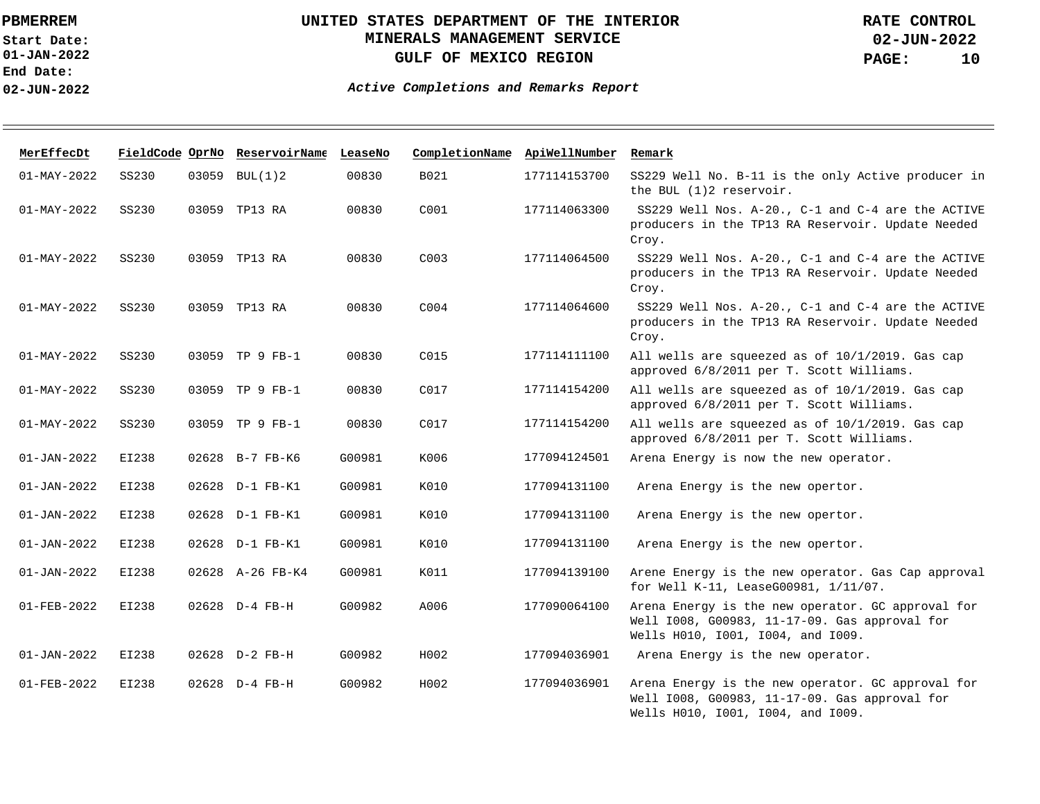| MerEffecDt | FieldCode | OprNo | ReservoirName | LeaseNo | CompletionName | ApiWellNumber | Remark |
|---|---|---|---|---|---|---|---|
| 01-MAY-2022 | SS230 | 03059 | BUL(1)2 | 00830 | B021 | 177114153700 | SS229 Well No. B-11 is the only Active producer in the BUL (1)2 reservoir. |
| 01-MAY-2022 | SS230 | 03059 | TP13 RA | 00830 | C001 | 177114063300 | SS229 Well Nos. A-20., C-1 and C-4 are the ACTIVE producers in the TP13 RA Reservoir. Update Needed Croy. |
| 01-MAY-2022 | SS230 | 03059 | TP13 RA | 00830 | C003 | 177114064500 | SS229 Well Nos. A-20., C-1 and C-4 are the ACTIVE producers in the TP13 RA Reservoir. Update Needed Croy. |
| 01-MAY-2022 | SS230 | 03059 | TP13 RA | 00830 | C004 | 177114064600 | SS229 Well Nos. A-20., C-1 and C-4 are the ACTIVE producers in the TP13 RA Reservoir. Update Needed Croy. |
| 01-MAY-2022 | SS230 | 03059 | TP 9 FB-1 | 00830 | C015 | 177114111100 | All wells are squeezed as of 10/1/2019. Gas cap approved 6/8/2011 per T. Scott Williams. |
| 01-MAY-2022 | SS230 | 03059 | TP 9 FB-1 | 00830 | C017 | 177114154200 | All wells are squeezed as of 10/1/2019. Gas cap approved 6/8/2011 per T. Scott Williams. |
| 01-MAY-2022 | SS230 | 03059 | TP 9 FB-1 | 00830 | C017 | 177114154200 | All wells are squeezed as of 10/1/2019. Gas cap approved 6/8/2011 per T. Scott Williams. |
| 01-JAN-2022 | EI238 | 02628 | B-7 FB-K6 | G00981 | K006 | 177094124501 | Arena Energy is now the new operator. |
| 01-JAN-2022 | EI238 | 02628 | D-1 FB-K1 | G00981 | K010 | 177094131100 | Arena Energy is the new opertor. |
| 01-JAN-2022 | EI238 | 02628 | D-1 FB-K1 | G00981 | K010 | 177094131100 | Arena Energy is the new opertor. |
| 01-JAN-2022 | EI238 | 02628 | D-1 FB-K1 | G00981 | K010 | 177094131100 | Arena Energy is the new opertor. |
| 01-JAN-2022 | EI238 | 02628 | A-26 FB-K4 | G00981 | K011 | 177094139100 | Arene Energy is the new operator. Gas Cap approval for Well K-11, LeaseG00981, 1/11/07. |
| 01-FEB-2022 | EI238 | 02628 | D-4 FB-H | G00982 | A006 | 177090064100 | Arena Energy is the new operator. GC approval for Well I008, G00983, 11-17-09. Gas approval for Wells H010, I001, I004, and I009. |
| 01-JAN-2022 | EI238 | 02628 | D-2 FB-H | G00982 | H002 | 177094036901 | Arena Energy is the new operator. |
| 01-FEB-2022 | EI238 | 02628 | D-4 FB-H | G00982 | H002 | 177094036901 | Arena Energy is the new operator. GC approval for Well I008, G00983, 11-17-09. Gas approval for Wells H010, I001, I004, and I009. |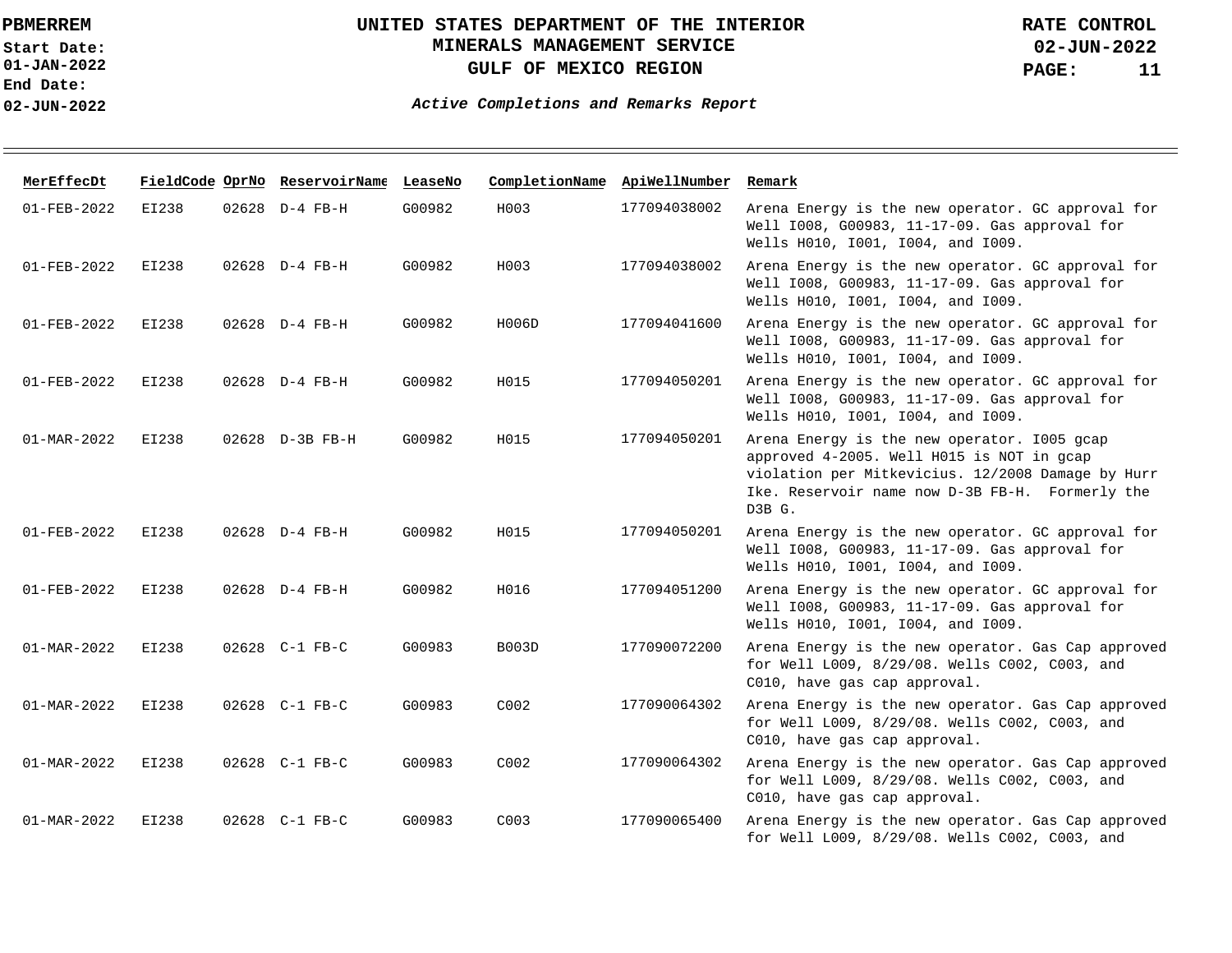# UNITED STATES DEPARTMENT OF THE INTERIOR
## MINERALS MANAGEMENT SERVICE
## GULF OF MEXICO REGION

PBMERREM
Start Date: 01-JAN-2022
End Date: 02-JUN-2022

RATE CONTROL
02-JUN-2022

*Active Completions and Remarks Report*

| MerEffecDt | FieldCode | OprNo | ReservoirName | LeaseNo | CompletionName | ApiWellNumber | Remark |
|---|---|---|---|---|---|---|---|
| 01-FEB-2022 | EI238 | 02628 | D-4 FB-H | G00982 | H003 | 177094038002 | Arena Energy is the new operator. GC approval for Well I008, G00983, 11-17-09. Gas approval for Wells H010, I001, I004, and I009. |
| 01-FEB-2022 | EI238 | 02628 | D-4 FB-H | G00982 | H003 | 177094038002 | Arena Energy is the new operator. GC approval for Well I008, G00983, 11-17-09. Gas approval for Wells H010, I001, I004, and I009. |
| 01-FEB-2022 | EI238 | 02628 | D-4 FB-H | G00982 | H006D | 177094041600 | Arena Energy is the new operator. GC approval for Well I008, G00983, 11-17-09. Gas approval for Wells H010, I001, I004, and I009. |
| 01-FEB-2022 | EI238 | 02628 | D-4 FB-H | G00982 | H015 | 177094050201 | Arena Energy is the new operator. GC approval for Well I008, G00983, 11-17-09. Gas approval for Wells H010, I001, I004, and I009. |
| 01-MAR-2022 | EI238 | 02628 | D-3B FB-H | G00982 | H015 | 177094050201 | Arena Energy is the new operator. I005 gcap approved 4-2005. Well H015 is NOT in gcap violation per Mitkevicius. 12/2008 Damage by Hurr Ike. Reservoir name now D-3B FB-H. Formerly the D3B G. |
| 01-FEB-2022 | EI238 | 02628 | D-4 FB-H | G00982 | H015 | 177094050201 | Arena Energy is the new operator. GC approval for Well I008, G00983, 11-17-09. Gas approval for Wells H010, I001, I004, and I009. |
| 01-FEB-2022 | EI238 | 02628 | D-4 FB-H | G00982 | H016 | 177094051200 | Arena Energy is the new operator. GC approval for Well I008, G00983, 11-17-09. Gas approval for Wells H010, I001, I004, and I009. |
| 01-MAR-2022 | EI238 | 02628 | C-1 FB-C | G00983 | B003D | 177090072200 | Arena Energy is the new operator. Gas Cap approved for Well L009, 8/29/08. Wells C002, C003, and C010, have gas cap approval. |
| 01-MAR-2022 | EI238 | 02628 | C-1 FB-C | G00983 | C002 | 177090064302 | Arena Energy is the new operator. Gas Cap approved for Well L009, 8/29/08. Wells C002, C003, and C010, have gas cap approval. |
| 01-MAR-2022 | EI238 | 02628 | C-1 FB-C | G00983 | C002 | 177090064302 | Arena Energy is the new operator. Gas Cap approved for Well L009, 8/29/08. Wells C002, C003, and C010, have gas cap approval. |
| 01-MAR-2022 | EI238 | 02628 | C-1 FB-C | G00983 | C003 | 177090065400 | Arena Energy is the new operator. Gas Cap approved for Well L009, 8/29/08. Wells C002, C003, and |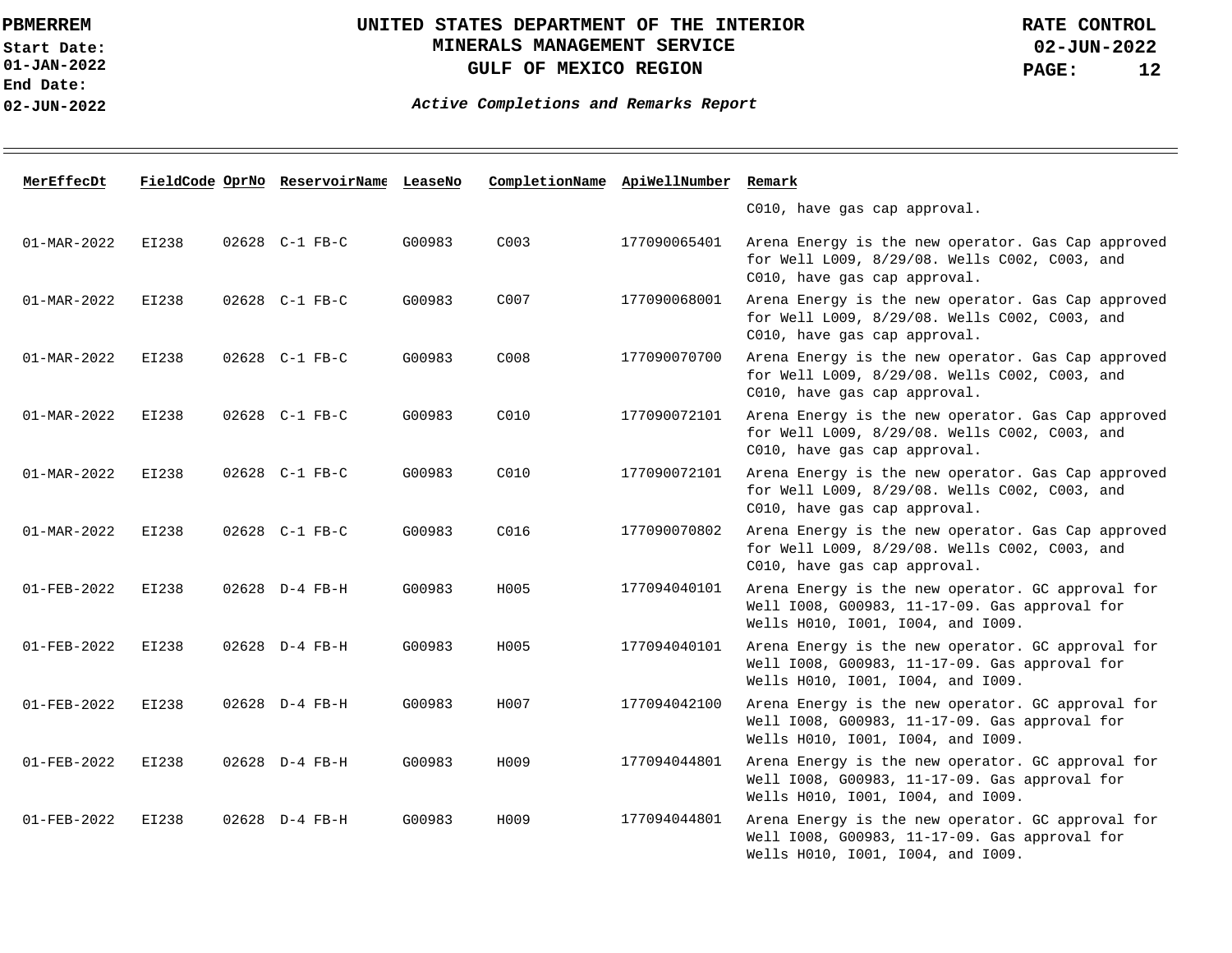| MerEffecDt | FieldCode | OprNo | ReservoirName | LeaseNo | CompletionName | ApiWellNumber | Remark |
|---|---|---|---|---|---|---|---|
| | | | | | | | C010, have gas cap approval. |
| 01-MAR-2022 | EI238 | 02628 | C-1 FB-C | G00983 | C003 | 177090065401 | Arena Energy is the new operator. Gas Cap approved for Well L009, 8/29/08. Wells C002, C003, and C010, have gas cap approval. |
| 01-MAR-2022 | EI238 | 02628 | C-1 FB-C | G00983 | C007 | 177090068001 | Arena Energy is the new operator. Gas Cap approved for Well L009, 8/29/08. Wells C002, C003, and C010, have gas cap approval. |
| 01-MAR-2022 | EI238 | 02628 | C-1 FB-C | G00983 | C008 | 177090070700 | Arena Energy is the new operator. Gas Cap approved for Well L009, 8/29/08. Wells C002, C003, and C010, have gas cap approval. |
| 01-MAR-2022 | EI238 | 02628 | C-1 FB-C | G00983 | C010 | 177090072101 | Arena Energy is the new operator. Gas Cap approved for Well L009, 8/29/08. Wells C002, C003, and C010, have gas cap approval. |
| 01-MAR-2022 | EI238 | 02628 | C-1 FB-C | G00983 | C010 | 177090072101 | Arena Energy is the new operator. Gas Cap approved for Well L009, 8/29/08. Wells C002, C003, and C010, have gas cap approval. |
| 01-MAR-2022 | EI238 | 02628 | C-1 FB-C | G00983 | C016 | 177090070802 | Arena Energy is the new operator. Gas Cap approved for Well L009, 8/29/08. Wells C002, C003, and C010, have gas cap approval. |
| 01-FEB-2022 | EI238 | 02628 | D-4 FB-H | G00983 | H005 | 177094040101 | Arena Energy is the new operator. GC approval for Well I008, G00983, 11-17-09. Gas approval for Wells H010, I001, I004, and I009. |
| 01-FEB-2022 | EI238 | 02628 | D-4 FB-H | G00983 | H005 | 177094040101 | Arena Energy is the new operator. GC approval for Well I008, G00983, 11-17-09. Gas approval for Wells H010, I001, I004, and I009. |
| 01-FEB-2022 | EI238 | 02628 | D-4 FB-H | G00983 | H007 | 177094042100 | Arena Energy is the new operator. GC approval for Well I008, G00983, 11-17-09. Gas approval for Wells H010, I001, I004, and I009. |
| 01-FEB-2022 | EI238 | 02628 | D-4 FB-H | G00983 | H009 | 177094044801 | Arena Energy is the new operator. GC approval for Well I008, G00983, 11-17-09. Gas approval for Wells H010, I001, I004, and I009. |
| 01-FEB-2022 | EI238 | 02628 | D-4 FB-H | G00983 | H009 | 177094044801 | Arena Energy is the new operator. GC approval for Well I008, G00983, 11-17-09. Gas approval for Wells H010, I001, I004, and I009. |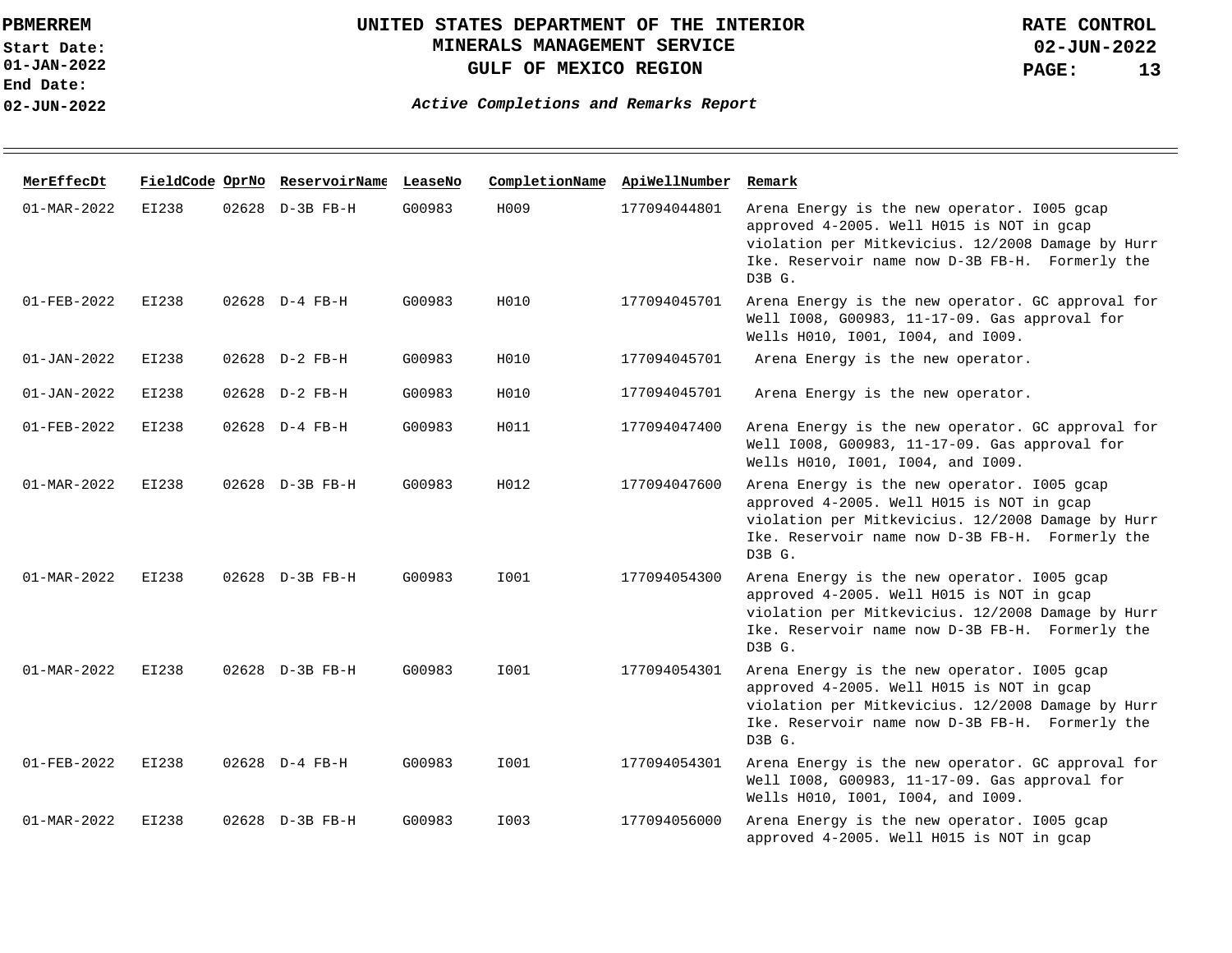**PBMERREM**
**Start Date: 01-JAN-2022**
**End Date: 02-JUN-2022**

# UNITED STATES DEPARTMENT OF THE INTERIOR
## MINERALS MANAGEMENT SERVICE
## GULF OF MEXICO REGION

**RATE CONTROL**
**02-JUN-2022**

***Active Completions and Remarks Report***

| MerEffecDt | FieldCode | OprNo | ReservoirName | LeaseNo | CompletionName | ApiWellNumber | Remark |
|---|---|---|---|---|---|---|---|
| 01-MAR-2022 | EI238 | 02628 | D-3B FB-H | G00983 | H009 | 177094044801 | Arena Energy is the new operator. I005 gcap approved 4-2005. Well H015 is NOT in gcap violation per Mitkevicius. 12/2008 Damage by Hurr Ike. Reservoir name now D-3B FB-H. Formerly the D3B G. |
| 01-FEB-2022 | EI238 | 02628 | D-4 FB-H | G00983 | H010 | 177094045701 | Arena Energy is the new operator. GC approval for Well I008, G00983, 11-17-09. Gas approval for Wells H010, I001, I004, and I009. |
| 01-JAN-2022 | EI238 | 02628 | D-2 FB-H | G00983 | H010 | 177094045701 | Arena Energy is the new operator. |
| 01-JAN-2022 | EI238 | 02628 | D-2 FB-H | G00983 | H010 | 177094045701 | Arena Energy is the new operator. |
| 01-FEB-2022 | EI238 | 02628 | D-4 FB-H | G00983 | H011 | 177094047400 | Arena Energy is the new operator. GC approval for Well I008, G00983, 11-17-09. Gas approval for Wells H010, I001, I004, and I009. |
| 01-MAR-2022 | EI238 | 02628 | D-3B FB-H | G00983 | H012 | 177094047600 | Arena Energy is the new operator. I005 gcap approved 4-2005. Well H015 is NOT in gcap violation per Mitkevicius. 12/2008 Damage by Hurr Ike. Reservoir name now D-3B FB-H. Formerly the D3B G. |
| 01-MAR-2022 | EI238 | 02628 | D-3B FB-H | G00983 | I001 | 177094054300 | Arena Energy is the new operator. I005 gcap approved 4-2005. Well H015 is NOT in gcap violation per Mitkevicius. 12/2008 Damage by Hurr Ike. Reservoir name now D-3B FB-H. Formerly the D3B G. |
| 01-MAR-2022 | EI238 | 02628 | D-3B FB-H | G00983 | I001 | 177094054301 | Arena Energy is the new operator. I005 gcap approved 4-2005. Well H015 is NOT in gcap violation per Mitkevicius. 12/2008 Damage by Hurr Ike. Reservoir name now D-3B FB-H. Formerly the D3B G. |
| 01-FEB-2022 | EI238 | 02628 | D-4 FB-H | G00983 | I001 | 177094054301 | Arena Energy is the new operator. GC approval for Well I008, G00983, 11-17-09. Gas approval for Wells H010, I001, I004, and I009. |
| 01-MAR-2022 | EI238 | 02628 | D-3B FB-H | G00983 | I003 | 177094056000 | Arena Energy is the new operator. I005 gcap approved 4-2005. Well H015 is NOT in gcap |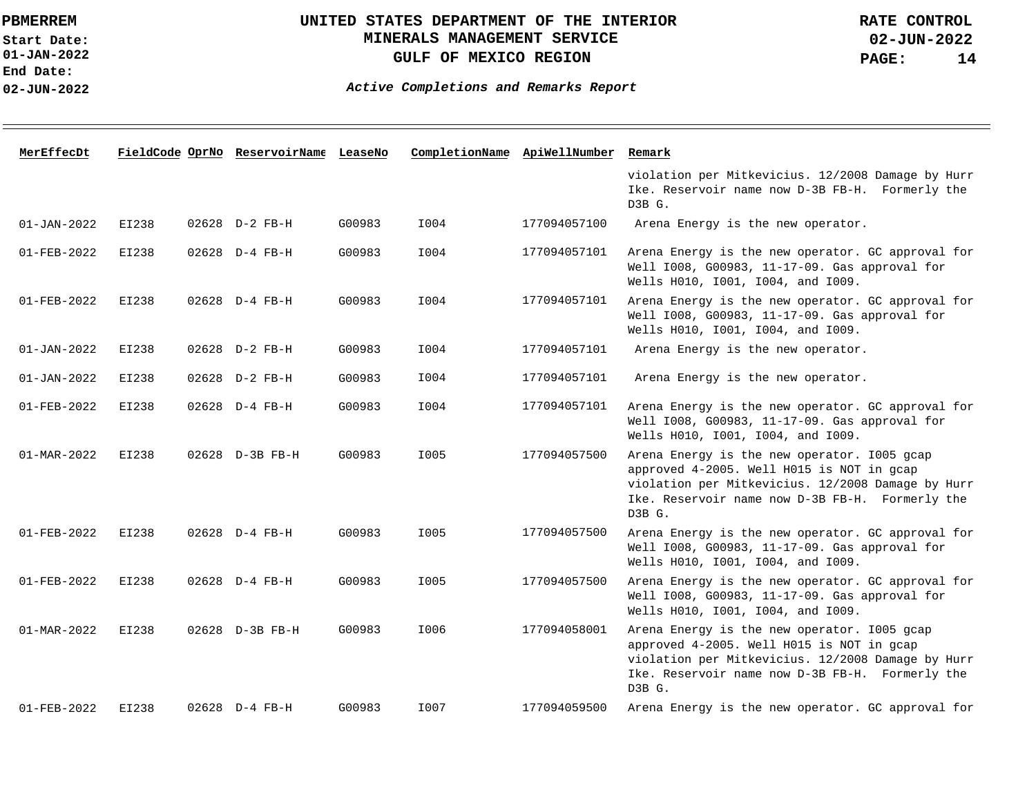| MerEffecDt | FieldCode | OprNo | ReservoirName | LeaseNo | CompletionName | ApiWellNumber | Remark |
|---|---|---|---|---|---|---|---|
| | | | | | | | violation per Mitkevicius. 12/2008 Damage by Hurr Ike. Reservoir name now D-3B FB-H. Formerly the D3B G. |
| 01-JAN-2022 | EI238 | 02628 | D-2 FB-H | G00983 | I004 | 177094057100 | Arena Energy is the new operator. |
| 01-FEB-2022 | EI238 | 02628 | D-4 FB-H | G00983 | I004 | 177094057101 | Arena Energy is the new operator. GC approval for Well I008, G00983, 11-17-09. Gas approval for Wells H010, I001, I004, and I009. |
| 01-FEB-2022 | EI238 | 02628 | D-4 FB-H | G00983 | I004 | 177094057101 | Arena Energy is the new operator. GC approval for Well I008, G00983, 11-17-09. Gas approval for Wells H010, I001, I004, and I009. |
| 01-JAN-2022 | EI238 | 02628 | D-2 FB-H | G00983 | I004 | 177094057101 | Arena Energy is the new operator. |
| 01-JAN-2022 | EI238 | 02628 | D-2 FB-H | G00983 | I004 | 177094057101 | Arena Energy is the new operator. |
| 01-FEB-2022 | EI238 | 02628 | D-4 FB-H | G00983 | I004 | 177094057101 | Arena Energy is the new operator. GC approval for Well I008, G00983, 11-17-09. Gas approval for Wells H010, I001, I004, and I009. |
| 01-MAR-2022 | EI238 | 02628 | D-3B FB-H | G00983 | I005 | 177094057500 | Arena Energy is the new operator. I005 gcap approved 4-2005. Well H015 is NOT in gcap violation per Mitkevicius. 12/2008 Damage by Hurr Ike. Reservoir name now D-3B FB-H. Formerly the D3B G. |
| 01-FEB-2022 | EI238 | 02628 | D-4 FB-H | G00983 | I005 | 177094057500 | Arena Energy is the new operator. GC approval for Well I008, G00983, 11-17-09. Gas approval for Wells H010, I001, I004, and I009. |
| 01-FEB-2022 | EI238 | 02628 | D-4 FB-H | G00983 | I005 | 177094057500 | Arena Energy is the new operator. GC approval for Well I008, G00983, 11-17-09. Gas approval for Wells H010, I001, I004, and I009. |
| 01-MAR-2022 | EI238 | 02628 | D-3B FB-H | G00983 | I006 | 177094058001 | Arena Energy is the new operator. I005 gcap approved 4-2005. Well H015 is NOT in gcap violation per Mitkevicius. 12/2008 Damage by Hurr Ike. Reservoir name now D-3B FB-H. Formerly the D3B G. |
| 01-FEB-2022 | EI238 | 02628 | D-4 FB-H | G00983 | I007 | 177094059500 | Arena Energy is the new operator. GC approval for |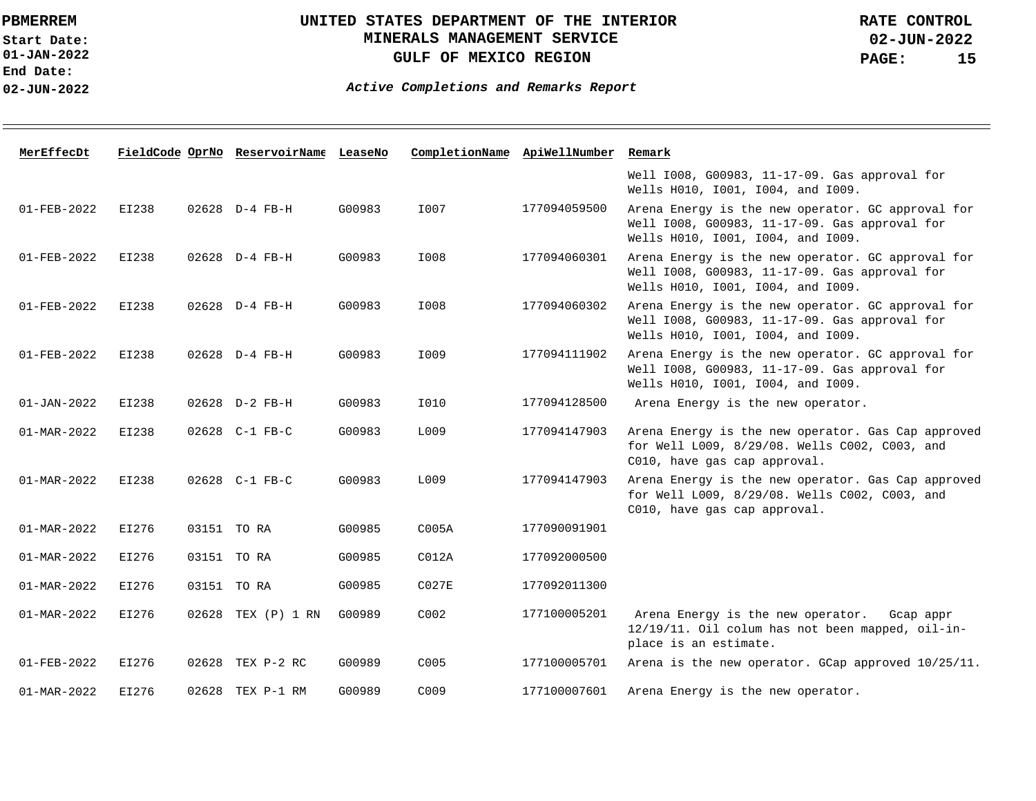| MerEffecDt | FieldCode | OprNo | ReservoirName | LeaseNo | CompletionName | ApiWellNumber | Remark |
|---|---|---|---|---|---|---|---|
| | | | | | | | Well I008, G00983, 11-17-09. Gas approval for Wells H010, I001, I004, and I009. |
| 01-FEB-2022 | EI238 | 02628 | D-4 FB-H | G00983 | I007 | 177094059500 | Arena Energy is the new operator. GC approval for Well I008, G00983, 11-17-09. Gas approval for Wells H010, I001, I004, and I009. |
| 01-FEB-2022 | EI238 | 02628 | D-4 FB-H | G00983 | I008 | 177094060301 | Arena Energy is the new operator. GC approval for Well I008, G00983, 11-17-09. Gas approval for Wells H010, I001, I004, and I009. |
| 01-FEB-2022 | EI238 | 02628 | D-4 FB-H | G00983 | I008 | 177094060302 | Arena Energy is the new operator. GC approval for Well I008, G00983, 11-17-09. Gas approval for Wells H010, I001, I004, and I009. |
| 01-FEB-2022 | EI238 | 02628 | D-4 FB-H | G00983 | I009 | 177094111902 | Arena Energy is the new operator. GC approval for Well I008, G00983, 11-17-09. Gas approval for Wells H010, I001, I004, and I009. |
| 01-JAN-2022 | EI238 | 02628 | D-2 FB-H | G00983 | I010 | 177094128500 | Arena Energy is the new operator. |
| 01-MAR-2022 | EI238 | 02628 | C-1 FB-C | G00983 | L009 | 177094147903 | Arena Energy is the new operator. Gas Cap approved for Well L009, 8/29/08. Wells C002, C003, and C010, have gas cap approval. |
| 01-MAR-2022 | EI238 | 02628 | C-1 FB-C | G00983 | L009 | 177094147903 | Arena Energy is the new operator. Gas Cap approved for Well L009, 8/29/08. Wells C002, C003, and C010, have gas cap approval. |
| 01-MAR-2022 | EI276 | 03151 | TO RA | G00985 | C005A | 177090091901 | |
| 01-MAR-2022 | EI276 | 03151 | TO RA | G00985 | C012A | 177092000500 | |
| 01-MAR-2022 | EI276 | 03151 | TO RA | G00985 | C027E | 177092011300 | |
| 01-MAR-2022 | EI276 | 02628 | TEX (P) 1 RN | G00989 | C002 | 177100005201 | Arena Energy is the new operator. Gcap appr 12/19/11. Oil colum has not been mapped, oil-in-place is an estimate. |
| 01-FEB-2022 | EI276 | 02628 | TEX P-2 RC | G00989 | C005 | 177100005701 | Arena is the new operator. GCap approved 10/25/11. |
| 01-MAR-2022 | EI276 | 02628 | TEX P-1 RM | G00989 | C009 | 177100007601 | Arena Energy is the new operator. |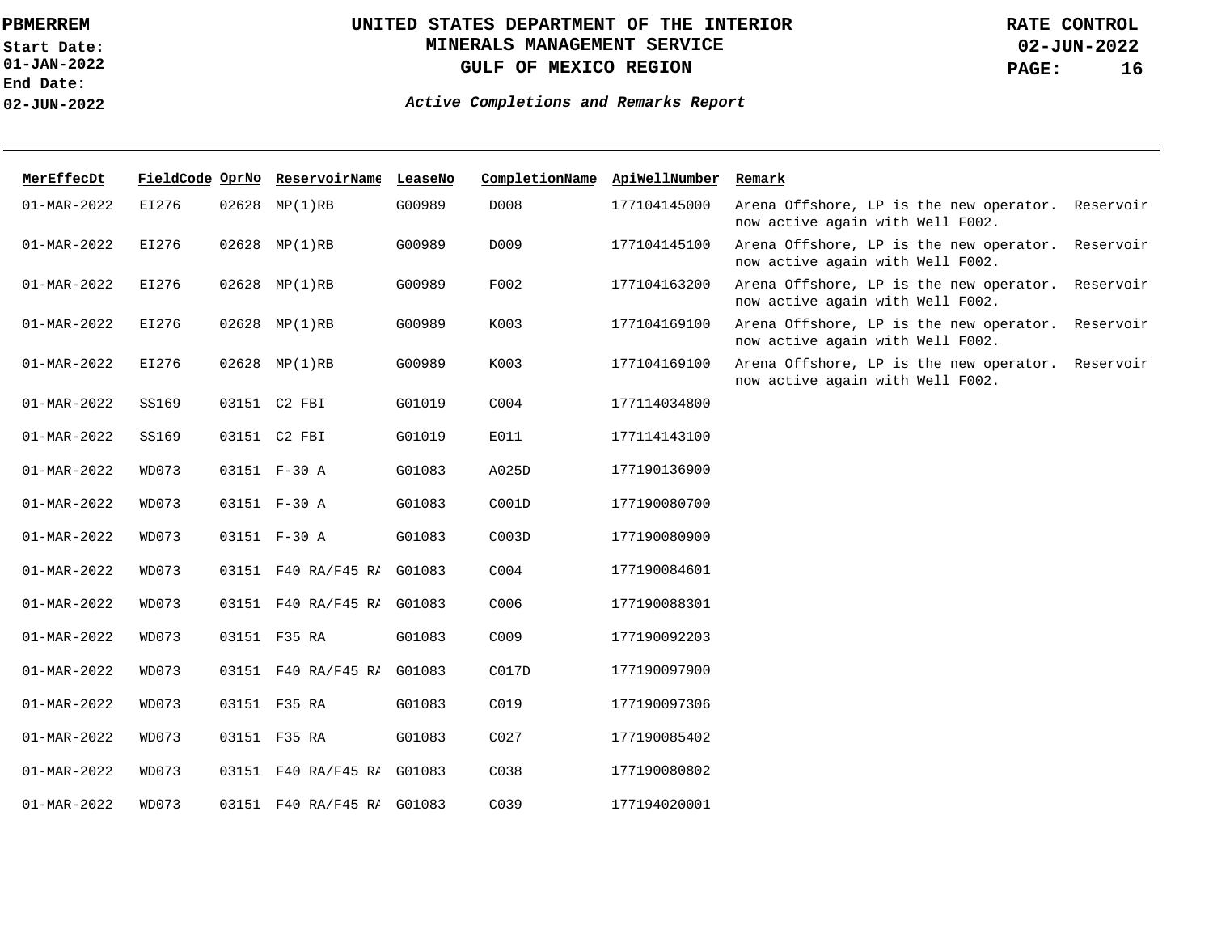# UNITED STATES DEPARTMENT OF THE INTERIOR
## MINERALS MANAGEMENT SERVICE
## GULF OF MEXICO REGION

**PBMERREM**
**Start Date: 01-JAN-2022**
**End Date: 02-JUN-2022**

**RATE CONTROL**
**02-JUN-2022**

***Active Completions and Remarks Report***

| MerEffecDt | FieldCode | OprNo | ReservoirName | LeaseNo | CompletionName | ApiWellNumber | Remark |
|---|---|---|---|---|---|---|---|
| 01-MAR-2022 | EI276 | 02628 | MP(1)RB | G00989 | D008 | 177104145000 | Arena Offshore, LP is the new operator. Reservoir now active again with Well F002. |
| 01-MAR-2022 | EI276 | 02628 | MP(1)RB | G00989 | D009 | 177104145100 | Arena Offshore, LP is the new operator. Reservoir now active again with Well F002. |
| 01-MAR-2022 | EI276 | 02628 | MP(1)RB | G00989 | F002 | 177104163200 | Arena Offshore, LP is the new operator. Reservoir now active again with Well F002. |
| 01-MAR-2022 | EI276 | 02628 | MP(1)RB | G00989 | K003 | 177104169100 | Arena Offshore, LP is the new operator. Reservoir now active again with Well F002. |
| 01-MAR-2022 | EI276 | 02628 | MP(1)RB | G00989 | K003 | 177104169100 | Arena Offshore, LP is the new operator. Reservoir now active again with Well F002. |
| 01-MAR-2022 | SS169 | 03151 | C2 FBI | G01019 | C004 | 177114034800 | |
| 01-MAR-2022 | SS169 | 03151 | C2 FBI | G01019 | E011 | 177114143100 | |
| 01-MAR-2022 | WD073 | 03151 | F-30 A | G01083 | A025D | 177190136900 | |
| 01-MAR-2022 | WD073 | 03151 | F-30 A | G01083 | C001D | 177190080700 | |
| 01-MAR-2022 | WD073 | 03151 | F-30 A | G01083 | C003D | 177190080900 | |
| 01-MAR-2022 | WD073 | 03151 | F40 RA/F45 RA | G01083 | C004 | 177190084601 | |
| 01-MAR-2022 | WD073 | 03151 | F40 RA/F45 RA | G01083 | C006 | 177190088301 | |
| 01-MAR-2022 | WD073 | 03151 | F35 RA | G01083 | C009 | 177190092203 | |
| 01-MAR-2022 | WD073 | 03151 | F40 RA/F45 RA | G01083 | C017D | 177190097900 | |
| 01-MAR-2022 | WD073 | 03151 | F35 RA | G01083 | C019 | 177190097306 | |
| 01-MAR-2022 | WD073 | 03151 | F35 RA | G01083 | C027 | 177190085402 | |
| 01-MAR-2022 | WD073 | 03151 | F40 RA/F45 RA | G01083 | C038 | 177190080802 | |
| 01-MAR-2022 | WD073 | 03151 | F40 RA/F45 RA | G01083 | C039 | 177194020001 | |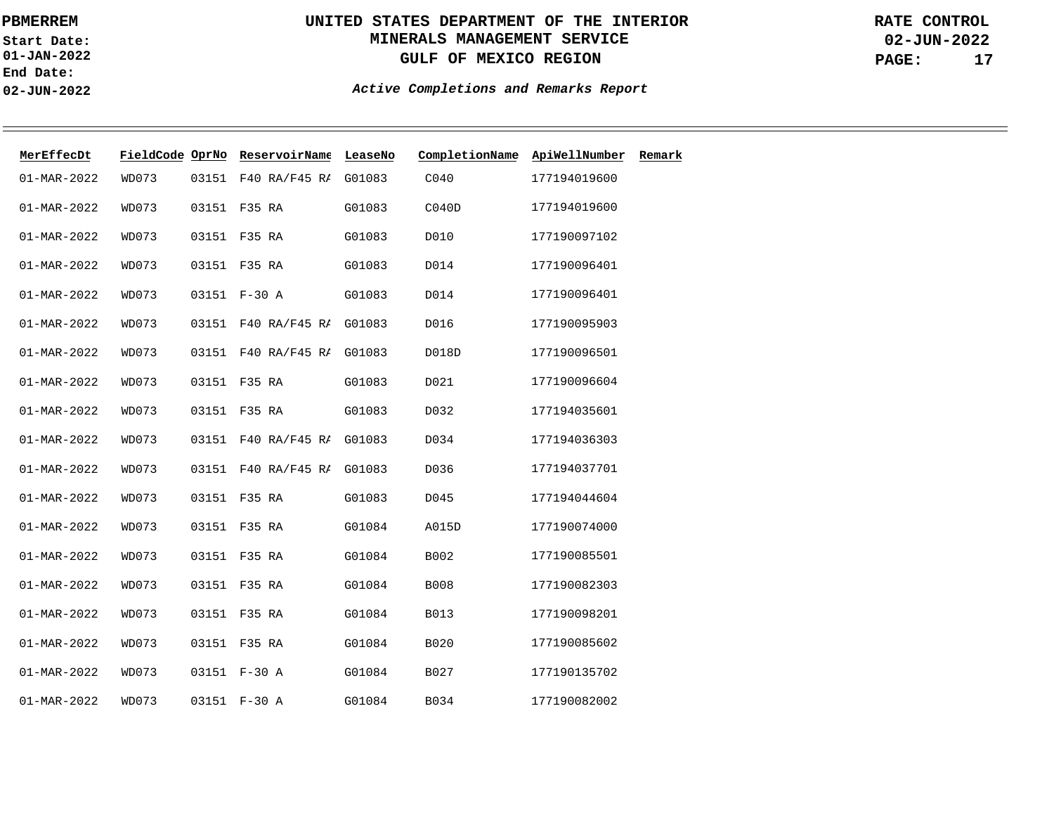PBMERREM
Start Date: 01-JAN-2022
End Date: 02-JUN-2022

# UNITED STATES DEPARTMENT OF THE INTERIOR
## MINERALS MANAGEMENT SERVICE
## GULF OF MEXICO REGION

RATE CONTROL
02-JUN-2022

*Active Completions and Remarks Report*

| MerEffecDt | FieldCode | OprNo | ReservoirName | LeaseNo | CompletionName | ApiWellNumber | Remark |
|---|---|---|---|---|---|---|---|
| 01-MAR-2022 | WD073 | 03151 | F40 RA/F45 RA | G01083 | C040 | 177194019600 | |
| 01-MAR-2022 | WD073 | 03151 | F35 RA | G01083 | C040D | 177194019600 | |
| 01-MAR-2022 | WD073 | 03151 | F35 RA | G01083 | D010 | 177190097102 | |
| 01-MAR-2022 | WD073 | 03151 | F35 RA | G01083 | D014 | 177190096401 | |
| 01-MAR-2022 | WD073 | 03151 | F-30 A | G01083 | D014 | 177190096401 | |
| 01-MAR-2022 | WD073 | 03151 | F40 RA/F45 RA | G01083 | D016 | 177190095903 | |
| 01-MAR-2022 | WD073 | 03151 | F40 RA/F45 RA | G01083 | D018D | 177190096501 | |
| 01-MAR-2022 | WD073 | 03151 | F35 RA | G01083 | D021 | 177190096604 | |
| 01-MAR-2022 | WD073 | 03151 | F35 RA | G01083 | D032 | 177194035601 | |
| 01-MAR-2022 | WD073 | 03151 | F40 RA/F45 RA | G01083 | D034 | 177194036303 | |
| 01-MAR-2022 | WD073 | 03151 | F40 RA/F45 RA | G01083 | D036 | 177194037701 | |
| 01-MAR-2022 | WD073 | 03151 | F35 RA | G01083 | D045 | 177194044604 | |
| 01-MAR-2022 | WD073 | 03151 | F35 RA | G01084 | A015D | 177190074000 | |
| 01-MAR-2022 | WD073 | 03151 | F35 RA | G01084 | B002 | 177190085501 | |
| 01-MAR-2022 | WD073 | 03151 | F35 RA | G01084 | B008 | 177190082303 | |
| 01-MAR-2022 | WD073 | 03151 | F35 RA | G01084 | B013 | 177190098201 | |
| 01-MAR-2022 | WD073 | 03151 | F35 RA | G01084 | B020 | 177190085602 | |
| 01-MAR-2022 | WD073 | 03151 | F-30 A | G01084 | B027 | 177190135702 | |
| 01-MAR-2022 | WD073 | 03151 | F-30 A | G01084 | B034 | 177190082002 | |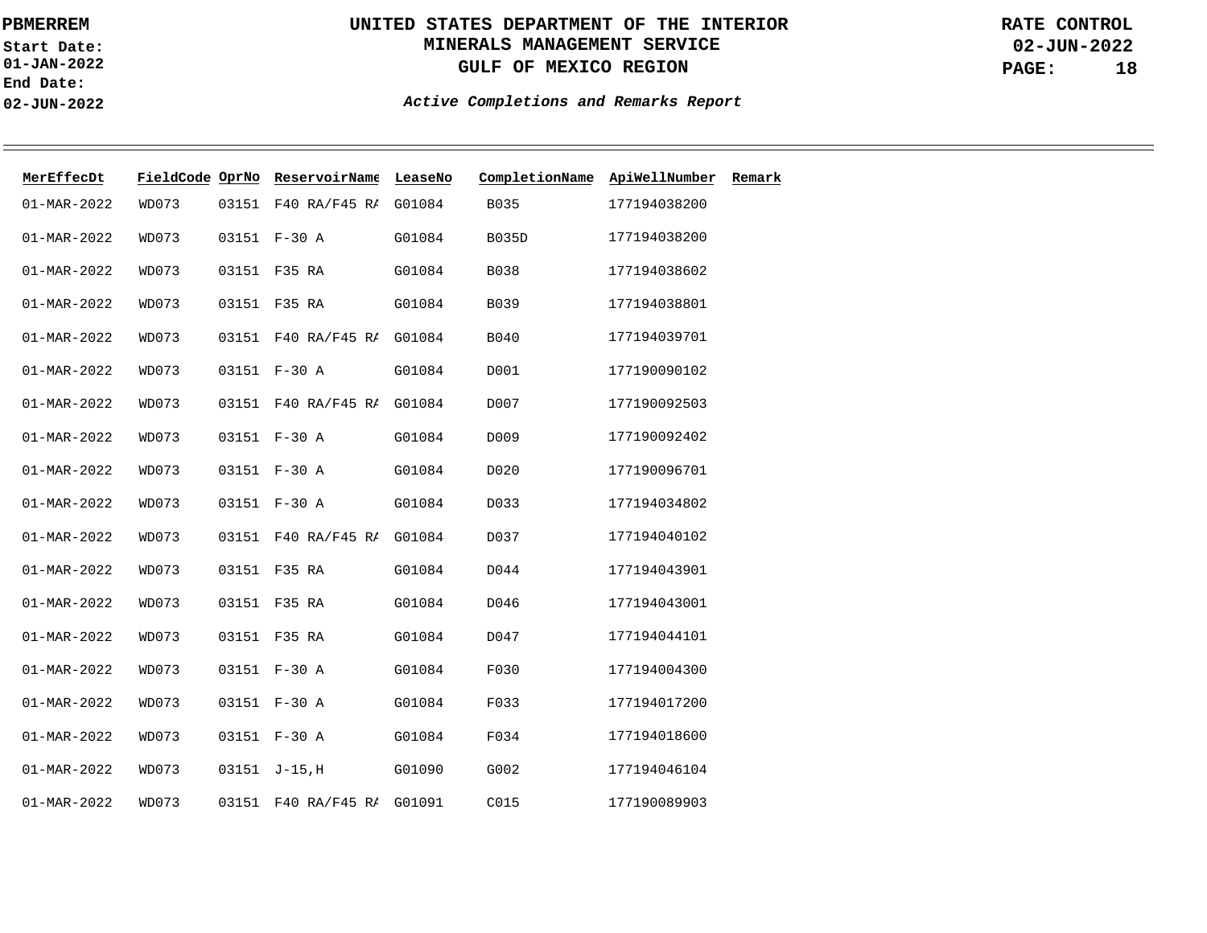**UNITED STATES DEPARTMENT OF THE INTERIOR**
**MINERALS MANAGEMENT SERVICE**
**GULF OF MEXICO REGION**

**PBMERREM**
**Start Date: 01-JAN-2022**
**End Date: 02-JUN-2022**

**RATE CONTROL**
**02-JUN-2022**

***Active Completions and Remarks Report***

| MerEffecDt | FieldCode | OprNo | ReservoirName | LeaseNo | CompletionName | ApiWellNumber | Remark |
|---|---|---|---|---|---|---|---|
| 01-MAR-2022 | WD073 | 03151 | F40 RA/F45 RA | G01084 | B035 | 177194038200 | |
| 01-MAR-2022 | WD073 | 03151 | F-30 A | G01084 | B035D | 177194038200 | |
| 01-MAR-2022 | WD073 | 03151 | F35 RA | G01084 | B038 | 177194038602 | |
| 01-MAR-2022 | WD073 | 03151 | F35 RA | G01084 | B039 | 177194038801 | |
| 01-MAR-2022 | WD073 | 03151 | F40 RA/F45 RA | G01084 | B040 | 177194039701 | |
| 01-MAR-2022 | WD073 | 03151 | F-30 A | G01084 | D001 | 177190090102 | |
| 01-MAR-2022 | WD073 | 03151 | F40 RA/F45 RA | G01084 | D007 | 177190092503 | |
| 01-MAR-2022 | WD073 | 03151 | F-30 A | G01084 | D009 | 177190092402 | |
| 01-MAR-2022 | WD073 | 03151 | F-30 A | G01084 | D020 | 177190096701 | |
| 01-MAR-2022 | WD073 | 03151 | F-30 A | G01084 | D033 | 177194034802 | |
| 01-MAR-2022 | WD073 | 03151 | F40 RA/F45 RA | G01084 | D037 | 177194040102 | |
| 01-MAR-2022 | WD073 | 03151 | F35 RA | G01084 | D044 | 177194043901 | |
| 01-MAR-2022 | WD073 | 03151 | F35 RA | G01084 | D046 | 177194043001 | |
| 01-MAR-2022 | WD073 | 03151 | F35 RA | G01084 | D047 | 177194044101 | |
| 01-MAR-2022 | WD073 | 03151 | F-30 A | G01084 | F030 | 177194004300 | |
| 01-MAR-2022 | WD073 | 03151 | F-30 A | G01084 | F033 | 177194017200 | |
| 01-MAR-2022 | WD073 | 03151 | F-30 A | G01084 | F034 | 177194018600 | |
| 01-MAR-2022 | WD073 | 03151 | J-15,H | G01090 | G002 | 177194046104 | |
| 01-MAR-2022 | WD073 | 03151 | F40 RA/F45 RA | G01091 | C015 | 177190089903 | |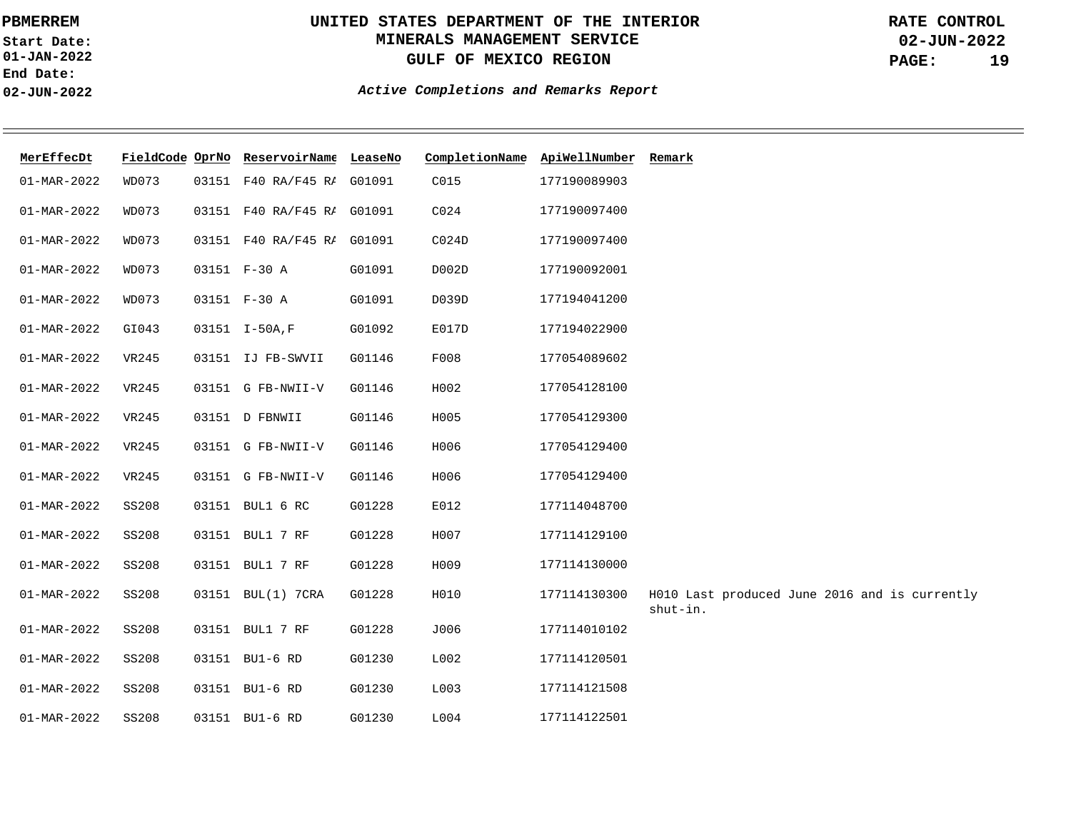# UNITED STATES DEPARTMENT OF THE INTERIOR
## MINERALS MANAGEMENT SERVICE
## GULF OF MEXICO REGION

PBMERREM
Start Date: 01-JAN-2022
End Date: 02-JUN-2022

RATE CONTROL
02-JUN-2022

*Active Completions and Remarks Report*

| MerEffecDt | FieldCode | OprNo | ReservoirName | LeaseNo | CompletionName | ApiWellNumber | Remark |
|---|---|---|---|---|---|---|---|
| 01-MAR-2022 | WD073 | 03151 | F40 RA/F45 RA | G01091 | C015 | 177190089903 | |
| 01-MAR-2022 | WD073 | 03151 | F40 RA/F45 RA | G01091 | C024 | 177190097400 | |
| 01-MAR-2022 | WD073 | 03151 | F40 RA/F45 RA | G01091 | C024D | 177190097400 | |
| 01-MAR-2022 | WD073 | 03151 | F-30 A | G01091 | D002D | 177190092001 | |
| 01-MAR-2022 | WD073 | 03151 | F-30 A | G01091 | D039D | 177194041200 | |
| 01-MAR-2022 | GI043 | 03151 | I-50A,F | G01092 | E017D | 177194022900 | |
| 01-MAR-2022 | VR245 | 03151 | IJ FB-SWVII | G01146 | F008 | 177054089602 | |
| 01-MAR-2022 | VR245 | 03151 | G FB-NWII-V | G01146 | H002 | 177054128100 | |
| 01-MAR-2022 | VR245 | 03151 | D FBNWII | G01146 | H005 | 177054129300 | |
| 01-MAR-2022 | VR245 | 03151 | G FB-NWII-V | G01146 | H006 | 177054129400 | |
| 01-MAR-2022 | VR245 | 03151 | G FB-NWII-V | G01146 | H006 | 177054129400 | |
| 01-MAR-2022 | SS208 | 03151 | BUL1 6 RC | G01228 | E012 | 177114048700 | |
| 01-MAR-2022 | SS208 | 03151 | BUL1 7 RF | G01228 | H007 | 177114129100 | |
| 01-MAR-2022 | SS208 | 03151 | BUL1 7 RF | G01228 | H009 | 177114130000 | |
| 01-MAR-2022 | SS208 | 03151 | BUL(1) 7CRA | G01228 | H010 | 177114130300 | H010 Last produced June 2016 and is currently shut-in. |
| 01-MAR-2022 | SS208 | 03151 | BUL1 7 RF | G01228 | J006 | 177114010102 | |
| 01-MAR-2022 | SS208 | 03151 | BU1-6 RD | G01230 | L002 | 177114120501 | |
| 01-MAR-2022 | SS208 | 03151 | BU1-6 RD | G01230 | L003 | 177114121508 | |
| 01-MAR-2022 | SS208 | 03151 | BU1-6 RD | G01230 | L004 | 177114122501 | |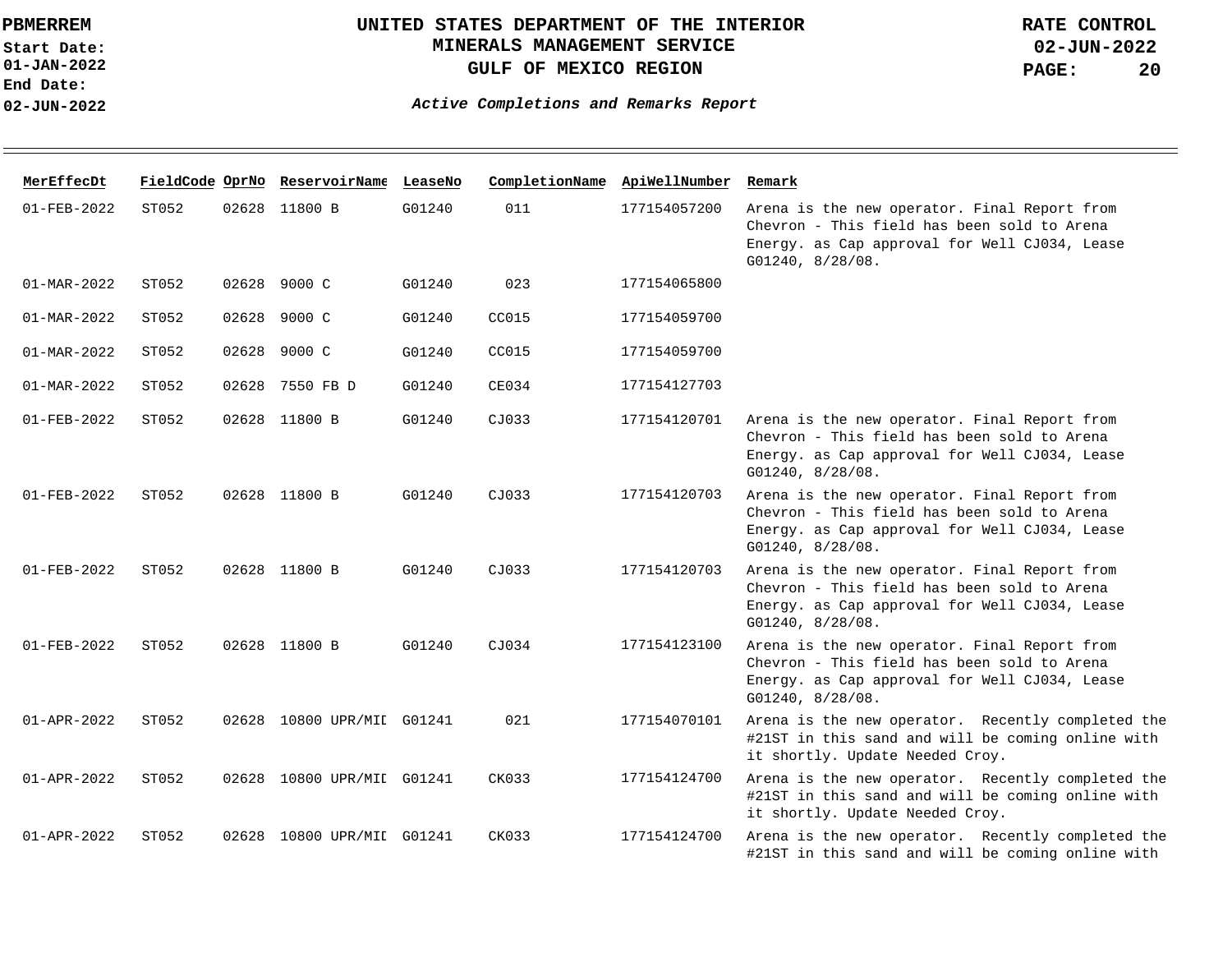# UNITED STATES DEPARTMENT OF THE INTERIOR
## MINERALS MANAGEMENT SERVICE
## GULF OF MEXICO REGION

PBMERREM
Start Date: 01-JAN-2022
End Date: 02-JUN-2022

RATE CONTROL
02-JUN-2022

*Active Completions and Remarks Report*

| MerEffecDt | FieldCode | OprNo | ReservoirName | LeaseNo | CompletionName | ApiWellNumber | Remark |
|---|---|---|---|---|---|---|---|
| 01-FEB-2022 | ST052 | 02628 | 11800 B | G01240 | 011 | 177154057200 | Arena is the new operator. Final Report from Chevron - This field has been sold to Arena Energy. as Cap approval for Well CJ034, Lease G01240, 8/28/08. |
| 01-MAR-2022 | ST052 | 02628 | 9000 C | G01240 | 023 | 177154065800 | |
| 01-MAR-2022 | ST052 | 02628 | 9000 C | G01240 | CC015 | 177154059700 | |
| 01-MAR-2022 | ST052 | 02628 | 9000 C | G01240 | CC015 | 177154059700 | |
| 01-MAR-2022 | ST052 | 02628 | 7550 FB D | G01240 | CE034 | 177154127703 | |
| 01-FEB-2022 | ST052 | 02628 | 11800 B | G01240 | CJ033 | 177154120701 | Arena is the new operator. Final Report from Chevron - This field has been sold to Arena Energy. as Cap approval for Well CJ034, Lease G01240, 8/28/08. |
| 01-FEB-2022 | ST052 | 02628 | 11800 B | G01240 | CJ033 | 177154120703 | Arena is the new operator. Final Report from Chevron - This field has been sold to Arena Energy. as Cap approval for Well CJ034, Lease G01240, 8/28/08. |
| 01-FEB-2022 | ST052 | 02628 | 11800 B | G01240 | CJ033 | 177154120703 | Arena is the new operator. Final Report from Chevron - This field has been sold to Arena Energy. as Cap approval for Well CJ034, Lease G01240, 8/28/08. |
| 01-FEB-2022 | ST052 | 02628 | 11800 B | G01240 | CJ034 | 177154123100 | Arena is the new operator. Final Report from Chevron - This field has been sold to Arena Energy. as Cap approval for Well CJ034, Lease G01240, 8/28/08. |
| 01-APR-2022 | ST052 | 02628 | 10800 UPR/MID | G01241 | 021 | 177154070101 | Arena is the new operator. Recently completed the #21ST in this sand and will be coming online with it shortly. Update Needed Croy. |
| 01-APR-2022 | ST052 | 02628 | 10800 UPR/MID | G01241 | CK033 | 177154124700 | Arena is the new operator. Recently completed the #21ST in this sand and will be coming online with it shortly. Update Needed Croy. |
| 01-APR-2022 | ST052 | 02628 | 10800 UPR/MID | G01241 | CK033 | 177154124700 | Arena is the new operator. Recently completed the #21ST in this sand and will be coming online with |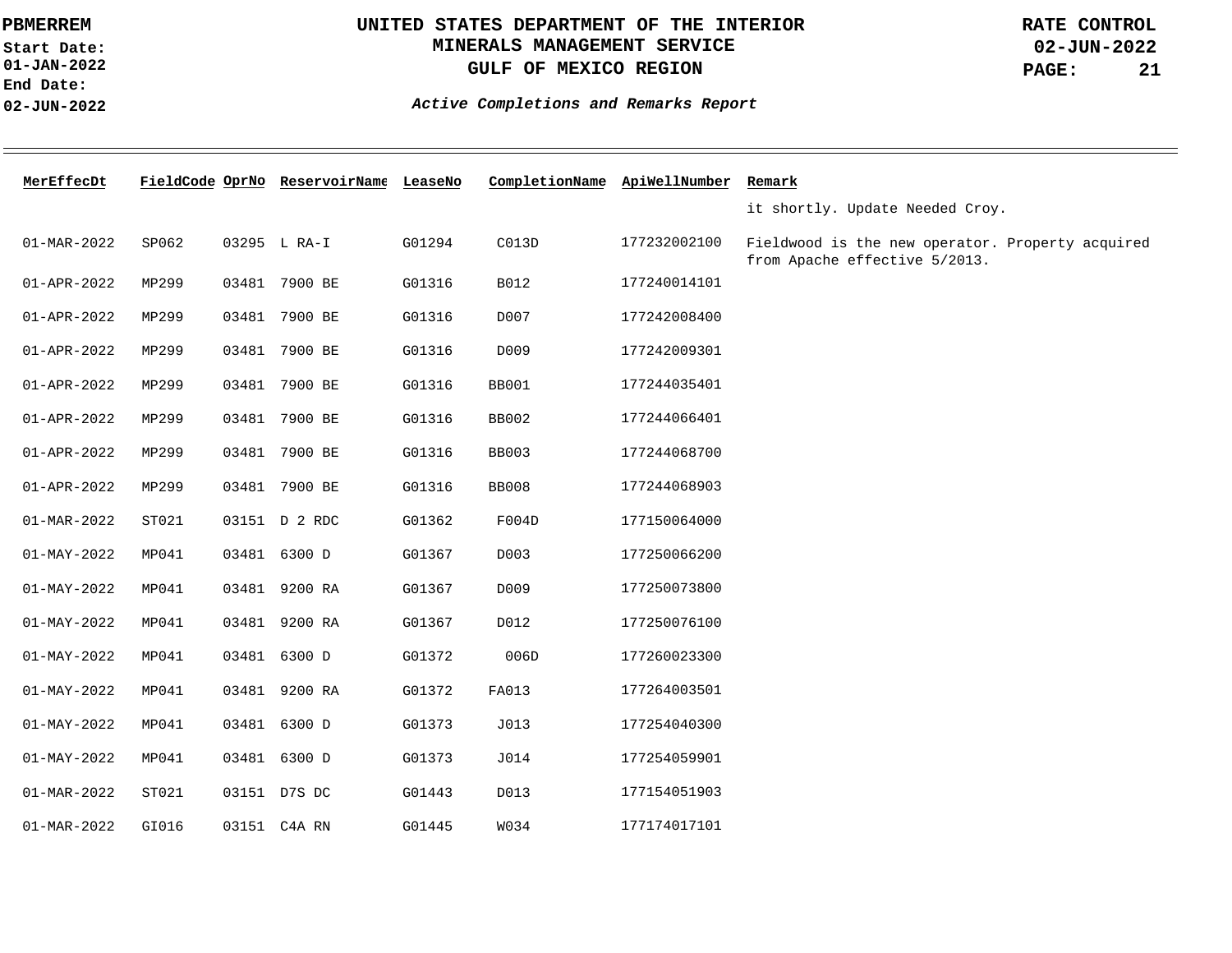**PBMERREM**
**Start Date: 01-JAN-2022**
**End Date: 02-JUN-2022**

# UNITED STATES DEPARTMENT OF THE INTERIOR
## MINERALS MANAGEMENT SERVICE
## GULF OF MEXICO REGION

**RATE CONTROL**
**02-JUN-2022**

***Active Completions and Remarks Report***

| MerEffecDt | FieldCode | OprNo | ReservoirName | LeaseNo | CompletionName | ApiWellNumber | Remark |
|---|---|---|---|---|---|---|---|
| | | | | | | | it shortly. Update Needed Croy. |
| 01-MAR-2022 | SP062 | 03295 | L RA-I | G01294 | C013D | 177232002100 | Fieldwood is the new operator. Property acquired from Apache effective 5/2013. |
| 01-APR-2022 | MP299 | 03481 | 7900 BE | G01316 | B012 | 177240014101 | |
| 01-APR-2022 | MP299 | 03481 | 7900 BE | G01316 | D007 | 177242008400 | |
| 01-APR-2022 | MP299 | 03481 | 7900 BE | G01316 | D009 | 177242009301 | |
| 01-APR-2022 | MP299 | 03481 | 7900 BE | G01316 | BB001 | 177244035401 | |
| 01-APR-2022 | MP299 | 03481 | 7900 BE | G01316 | BB002 | 177244066401 | |
| 01-APR-2022 | MP299 | 03481 | 7900 BE | G01316 | BB003 | 177244068700 | |
| 01-APR-2022 | MP299 | 03481 | 7900 BE | G01316 | BB008 | 177244068903 | |
| 01-MAR-2022 | ST021 | 03151 | D 2 RDC | G01362 | F004D | 177150064000 | |
| 01-MAY-2022 | MP041 | 03481 | 6300 D | G01367 | D003 | 177250066200 | |
| 01-MAY-2022 | MP041 | 03481 | 9200 RA | G01367 | D009 | 177250073800 | |
| 01-MAY-2022 | MP041 | 03481 | 9200 RA | G01367 | D012 | 177250076100 | |
| 01-MAY-2022 | MP041 | 03481 | 6300 D | G01372 | 006D | 177260023300 | |
| 01-MAY-2022 | MP041 | 03481 | 9200 RA | G01372 | FA013 | 177264003501 | |
| 01-MAY-2022 | MP041 | 03481 | 6300 D | G01373 | J013 | 177254040300 | |
| 01-MAY-2022 | MP041 | 03481 | 6300 D | G01373 | J014 | 177254059901 | |
| 01-MAR-2022 | ST021 | 03151 | D7S DC | G01443 | D013 | 177154051903 | |
| 01-MAR-2022 | GI016 | 03151 | C4A RN | G01445 | W034 | 177174017101 | |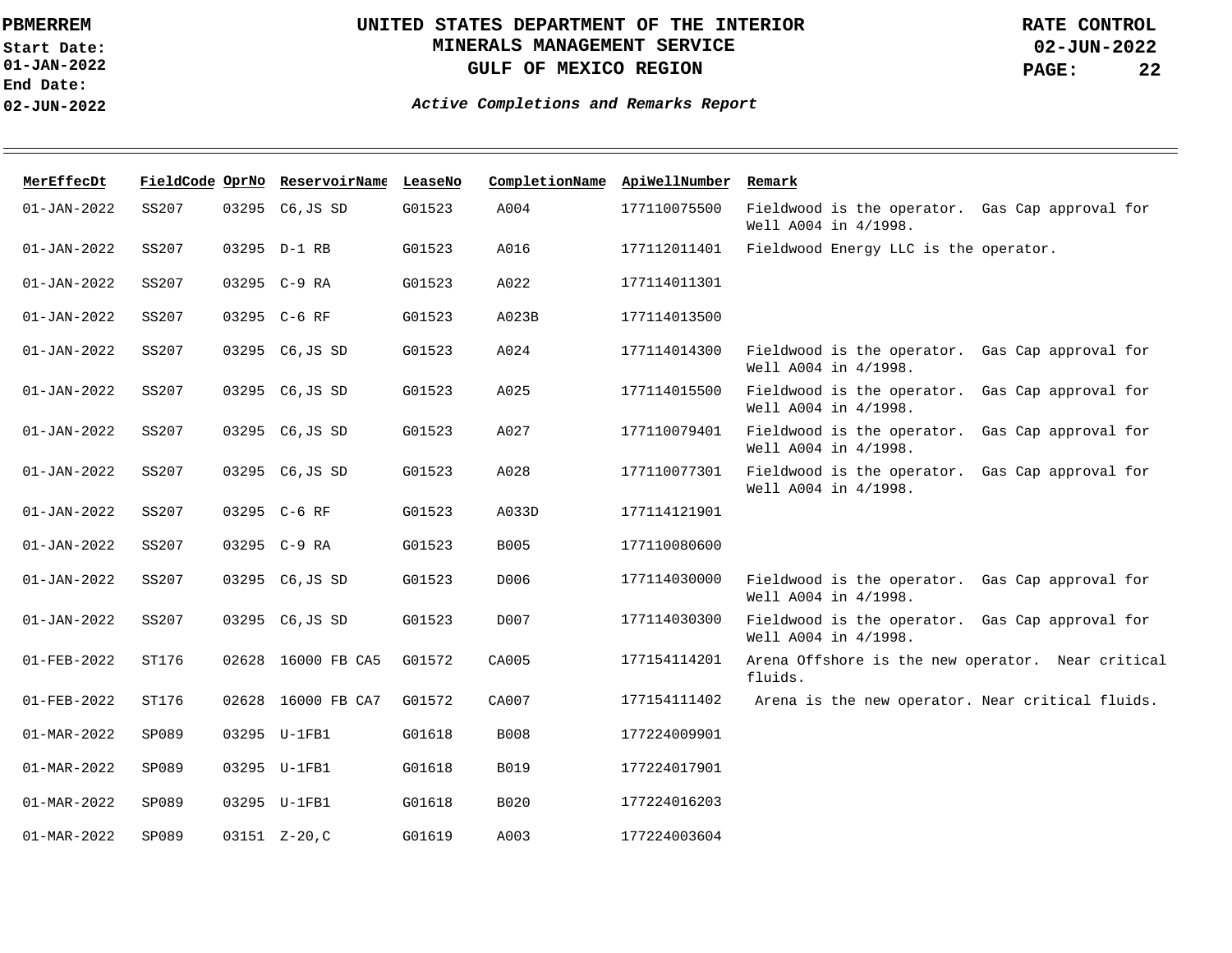# UNITED STATES DEPARTMENT OF THE INTERIOR
## MINERALS MANAGEMENT SERVICE
## GULF OF MEXICO REGION

PBMERREM

Start Date: 01-JAN-2022

End Date: 02-JUN-2022

RATE CONTROL

02-JUN-2022

***Active Completions and Remarks Report***

| MerEffecDt | FieldCode | OprNo | ReservoirName | LeaseNo | CompletionName | ApiWellNumber | Remark |
|---|---|---|---|---|---|---|---|
| 01-JAN-2022 | SS207 | 03295 | C6,JS SD | G01523 | A004 | 177110075500 | Fieldwood is the operator. Gas Cap approval for Well A004 in 4/1998. |
| 01-JAN-2022 | SS207 | 03295 | D-1 RB | G01523 | A016 | 177112011401 | Fieldwood Energy LLC is the operator. |
| 01-JAN-2022 | SS207 | 03295 | C-9 RA | G01523 | A022 | 177114011301 | |
| 01-JAN-2022 | SS207 | 03295 | C-6 RF | G01523 | A023B | 177114013500 | |
| 01-JAN-2022 | SS207 | 03295 | C6,JS SD | G01523 | A024 | 177114014300 | Fieldwood is the operator. Gas Cap approval for Well A004 in 4/1998. |
| 01-JAN-2022 | SS207 | 03295 | C6,JS SD | G01523 | A025 | 177114015500 | Fieldwood is the operator. Gas Cap approval for Well A004 in 4/1998. |
| 01-JAN-2022 | SS207 | 03295 | C6,JS SD | G01523 | A027 | 177110079401 | Fieldwood is the operator. Gas Cap approval for Well A004 in 4/1998. |
| 01-JAN-2022 | SS207 | 03295 | C6,JS SD | G01523 | A028 | 177110077301 | Fieldwood is the operator. Gas Cap approval for Well A004 in 4/1998. |
| 01-JAN-2022 | SS207 | 03295 | C-6 RF | G01523 | A033D | 177114121901 | |
| 01-JAN-2022 | SS207 | 03295 | C-9 RA | G01523 | B005 | 177110080600 | |
| 01-JAN-2022 | SS207 | 03295 | C6,JS SD | G01523 | D006 | 177114030000 | Fieldwood is the operator. Gas Cap approval for Well A004 in 4/1998. |
| 01-JAN-2022 | SS207 | 03295 | C6,JS SD | G01523 | D007 | 177114030300 | Fieldwood is the operator. Gas Cap approval for Well A004 in 4/1998. |
| 01-FEB-2022 | ST176 | 02628 | 16000 FB CA5 | G01572 | CA005 | 177154114201 | Arena Offshore is the new operator. Near critical fluids. |
| 01-FEB-2022 | ST176 | 02628 | 16000 FB CA7 | G01572 | CA007 | 177154111402 | Arena is the new operator. Near critical fluids. |
| 01-MAR-2022 | SP089 | 03295 | U-1FB1 | G01618 | B008 | 177224009901 | |
| 01-MAR-2022 | SP089 | 03295 | U-1FB1 | G01618 | B019 | 177224017901 | |
| 01-MAR-2022 | SP089 | 03295 | U-1FB1 | G01618 | B020 | 177224016203 | |
| 01-MAR-2022 | SP089 | 03151 | Z-20,C | G01619 | A003 | 177224003604 | |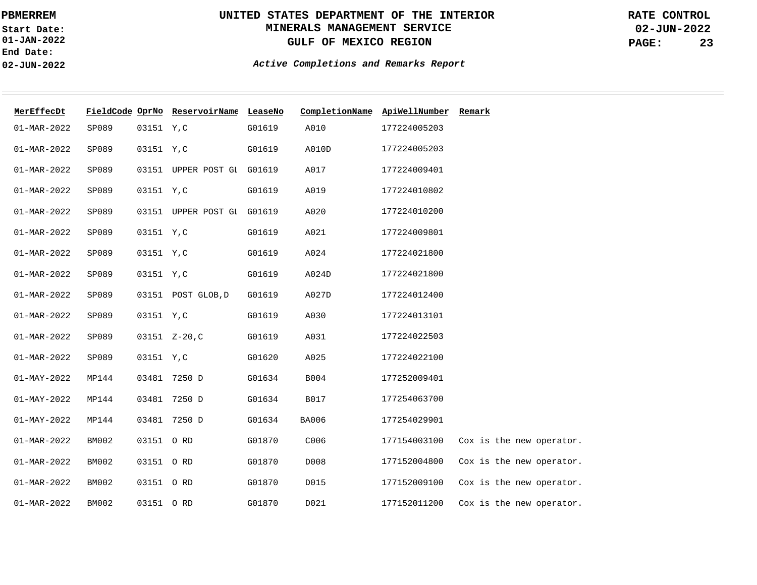| MerEffecDt | FieldCode | OprNo | ReservoirName | LeaseNo | CompletionName | ApiWellNumber | Remark |
|---|---|---|---|---|---|---|---|
| 01-MAR-2022 | SP089 | 03151 | Y,C | G01619 | A010 | 177224005203 | |
| 01-MAR-2022 | SP089 | 03151 | Y,C | G01619 | A010D | 177224005203 | |
| 01-MAR-2022 | SP089 | 03151 | UPPER POST GL | G01619 | A017 | 177224009401 | |
| 01-MAR-2022 | SP089 | 03151 | Y,C | G01619 | A019 | 177224010802 | |
| 01-MAR-2022 | SP089 | 03151 | UPPER POST GL | G01619 | A020 | 177224010200 | |
| 01-MAR-2022 | SP089 | 03151 | Y,C | G01619 | A021 | 177224009801 | |
| 01-MAR-2022 | SP089 | 03151 | Y,C | G01619 | A024 | 177224021800 | |
| 01-MAR-2022 | SP089 | 03151 | Y,C | G01619 | A024D | 177224021800 | |
| 01-MAR-2022 | SP089 | 03151 | POST GLOB,D | G01619 | A027D | 177224012400 | |
| 01-MAR-2022 | SP089 | 03151 | Y,C | G01619 | A030 | 177224013101 | |
| 01-MAR-2022 | SP089 | 03151 | Z-20,C | G01619 | A031 | 177224022503 | |
| 01-MAR-2022 | SP089 | 03151 | Y,C | G01620 | A025 | 177224022100 | |
| 01-MAY-2022 | MP144 | 03481 | 7250 D | G01634 | B004 | 177252009401 | |
| 01-MAY-2022 | MP144 | 03481 | 7250 D | G01634 | B017 | 177254063700 | |
| 01-MAY-2022 | MP144 | 03481 | 7250 D | G01634 | BA006 | 177254029901 | |
| 01-MAR-2022 | BM002 | 03151 | O RD | G01870 | C006 | 177154003100 | Cox is the new operator. |
| 01-MAR-2022 | BM002 | 03151 | O RD | G01870 | D008 | 177152004800 | Cox is the new operator. |
| 01-MAR-2022 | BM002 | 03151 | O RD | G01870 | D015 | 177152009100 | Cox is the new operator. |
| 01-MAR-2022 | BM002 | 03151 | O RD | G01870 | D021 | 177152011200 | Cox is the new operator. |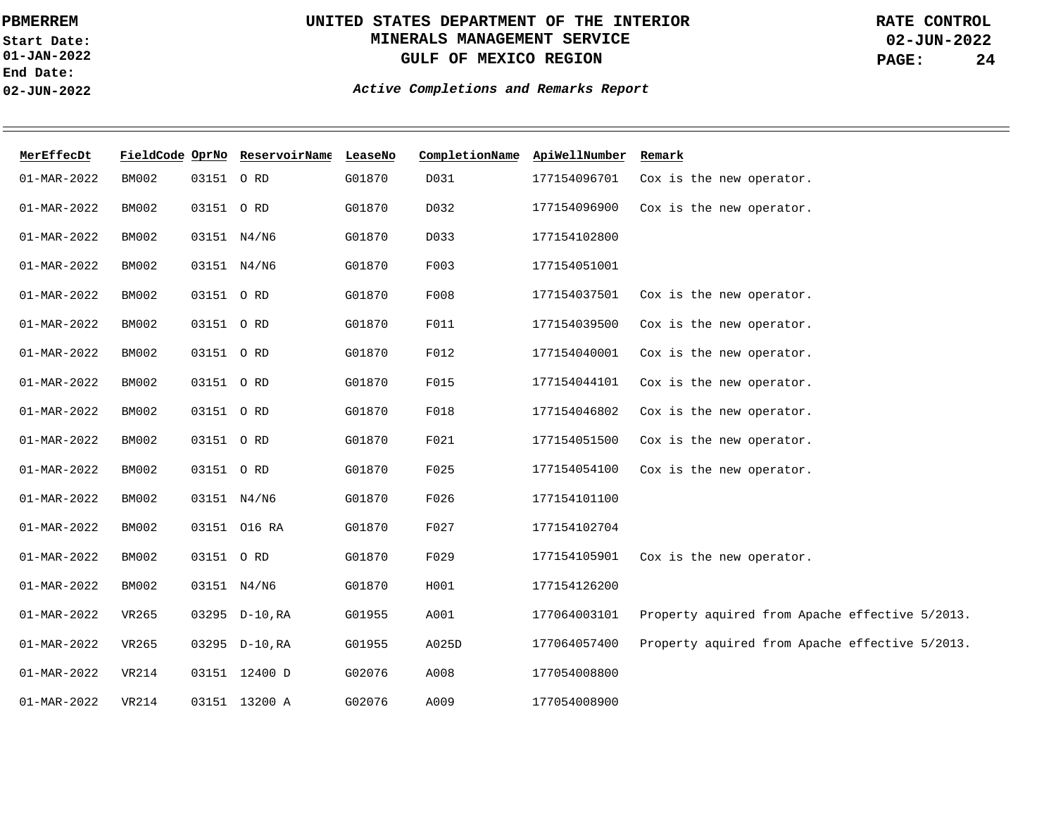**PBMERREM**
**Start Date:**
**01-JAN-2022**
**End Date:**
**02-JUN-2022**

# UNITED STATES DEPARTMENT OF THE INTERIOR
## MINERALS MANAGEMENT SERVICE
## GULF OF MEXICO REGION

**RATE CONTROL**
**02-JUN-2022**

***Active Completions and Remarks Report***

| MerEffecDt | FieldCode | OprNo | ReservoirName | LeaseNo | CompletionName | ApiWellNumber | Remark |
|---|---|---|---|---|---|---|---|
| 01-MAR-2022 | BM002 | 03151 | O RD | G01870 | D031 | 177154096701 | Cox is the new operator. |
| 01-MAR-2022 | BM002 | 03151 | O RD | G01870 | D032 | 177154096900 | Cox is the new operator. |
| 01-MAR-2022 | BM002 | 03151 | N4/N6 | G01870 | D033 | 177154102800 | |
| 01-MAR-2022 | BM002 | 03151 | N4/N6 | G01870 | F003 | 177154051001 | |
| 01-MAR-2022 | BM002 | 03151 | O RD | G01870 | F008 | 177154037501 | Cox is the new operator. |
| 01-MAR-2022 | BM002 | 03151 | O RD | G01870 | F011 | 177154039500 | Cox is the new operator. |
| 01-MAR-2022 | BM002 | 03151 | O RD | G01870 | F012 | 177154040001 | Cox is the new operator. |
| 01-MAR-2022 | BM002 | 03151 | O RD | G01870 | F015 | 177154044101 | Cox is the new operator. |
| 01-MAR-2022 | BM002 | 03151 | O RD | G01870 | F018 | 177154046802 | Cox is the new operator. |
| 01-MAR-2022 | BM002 | 03151 | O RD | G01870 | F021 | 177154051500 | Cox is the new operator. |
| 01-MAR-2022 | BM002 | 03151 | O RD | G01870 | F025 | 177154054100 | Cox is the new operator. |
| 01-MAR-2022 | BM002 | 03151 | N4/N6 | G01870 | F026 | 177154101100 | |
| 01-MAR-2022 | BM002 | 03151 | O16 RA | G01870 | F027 | 177154102704 | |
| 01-MAR-2022 | BM002 | 03151 | O RD | G01870 | F029 | 177154105901 | Cox is the new operator. |
| 01-MAR-2022 | BM002 | 03151 | N4/N6 | G01870 | H001 | 177154126200 | |
| 01-MAR-2022 | VR265 | 03295 | D-10,RA | G01955 | A001 | 177064003101 | Property aquired from Apache effective 5/2013. |
| 01-MAR-2022 | VR265 | 03295 | D-10,RA | G01955 | A025D | 177064057400 | Property aquired from Apache effective 5/2013. |
| 01-MAR-2022 | VR214 | 03151 | 12400 D | G02076 | A008 | 177054008800 | |
| 01-MAR-2022 | VR214 | 03151 | 13200 A | G02076 | A009 | 177054008900 | |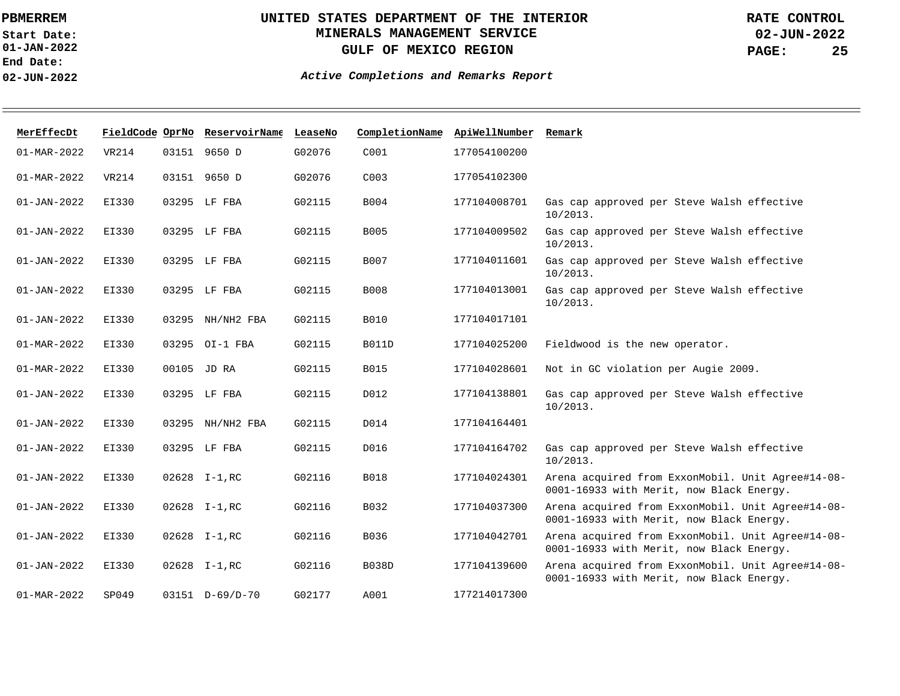| MerEffecDt | FieldCode | OprNo | ReservoirName | LeaseNo | CompletionName | ApiWellNumber | Remark |
|---|---|---|---|---|---|---|---|
| 01-MAR-2022 | VR214 | 03151 | 9650 D | G02076 | C001 | 177054100200 | |
| 01-MAR-2022 | VR214 | 03151 | 9650 D | G02076 | C003 | 177054102300 | |
| 01-JAN-2022 | EI330 | 03295 | LF FBA | G02115 | B004 | 177104008701 | Gas cap approved per Steve Walsh effective 10/2013. |
| 01-JAN-2022 | EI330 | 03295 | LF FBA | G02115 | B005 | 177104009502 | Gas cap approved per Steve Walsh effective 10/2013. |
| 01-JAN-2022 | EI330 | 03295 | LF FBA | G02115 | B007 | 177104011601 | Gas cap approved per Steve Walsh effective 10/2013. |
| 01-JAN-2022 | EI330 | 03295 | LF FBA | G02115 | B008 | 177104013001 | Gas cap approved per Steve Walsh effective 10/2013. |
| 01-JAN-2022 | EI330 | 03295 | NH/NH2 FBA | G02115 | B010 | 177104017101 | |
| 01-MAR-2022 | EI330 | 03295 | OI-1 FBA | G02115 | B011D | 177104025200 | Fieldwood is the new operator. |
| 01-MAR-2022 | EI330 | 00105 | JD RA | G02115 | B015 | 177104028601 | Not in GC violation per Augie 2009. |
| 01-JAN-2022 | EI330 | 03295 | LF FBA | G02115 | D012 | 177104138801 | Gas cap approved per Steve Walsh effective 10/2013. |
| 01-JAN-2022 | EI330 | 03295 | NH/NH2 FBA | G02115 | D014 | 177104164401 | |
| 01-JAN-2022 | EI330 | 03295 | LF FBA | G02115 | D016 | 177104164702 | Gas cap approved per Steve Walsh effective 10/2013. |
| 01-JAN-2022 | EI330 | 02628 | I-1,RC | G02116 | B018 | 177104024301 | Arena acquired from ExxonMobil. Unit Agree#14-08-0001-16933 with Merit, now Black Energy. |
| 01-JAN-2022 | EI330 | 02628 | I-1,RC | G02116 | B032 | 177104037300 | Arena acquired from ExxonMobil. Unit Agree#14-08-0001-16933 with Merit, now Black Energy. |
| 01-JAN-2022 | EI330 | 02628 | I-1,RC | G02116 | B036 | 177104042701 | Arena acquired from ExxonMobil. Unit Agree#14-08-0001-16933 with Merit, now Black Energy. |
| 01-JAN-2022 | EI330 | 02628 | I-1,RC | G02116 | B038D | 177104139600 | Arena acquired from ExxonMobil. Unit Agree#14-08-0001-16933 with Merit, now Black Energy. |
| 01-MAR-2022 | SP049 | 03151 | D-69/D-70 | G02177 | A001 | 177214017300 | |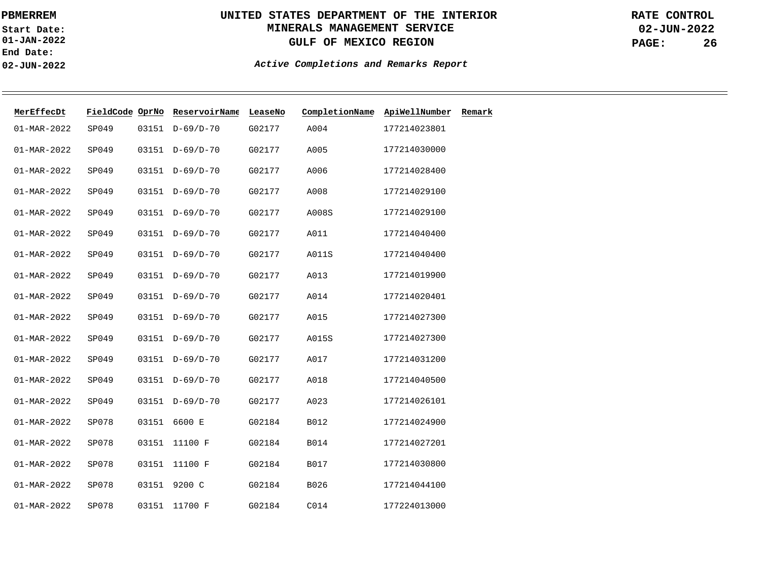PBMERREM
Start Date: 01-JAN-2022
End Date: 02-JUN-2022

# UNITED STATES DEPARTMENT OF THE INTERIOR
## MINERALS MANAGEMENT SERVICE
## GULF OF MEXICO REGION

RATE CONTROL
02-JUN-2022

***Active Completions and Remarks Report***

| MerEffecDt | FieldCode | OprNo | ReservoirName | LeaseNo | CompletionName | ApiWellNumber | Remark |
|---|---|---|---|---|---|---|---|
| 01-MAR-2022 | SP049 | 03151 | D-69/D-70 | G02177 | A004 | 177214023801 | |
| 01-MAR-2022 | SP049 | 03151 | D-69/D-70 | G02177 | A005 | 177214030000 | |
| 01-MAR-2022 | SP049 | 03151 | D-69/D-70 | G02177 | A006 | 177214028400 | |
| 01-MAR-2022 | SP049 | 03151 | D-69/D-70 | G02177 | A008 | 177214029100 | |
| 01-MAR-2022 | SP049 | 03151 | D-69/D-70 | G02177 | A008S | 177214029100 | |
| 01-MAR-2022 | SP049 | 03151 | D-69/D-70 | G02177 | A011 | 177214040400 | |
| 01-MAR-2022 | SP049 | 03151 | D-69/D-70 | G02177 | A011S | 177214040400 | |
| 01-MAR-2022 | SP049 | 03151 | D-69/D-70 | G02177 | A013 | 177214019900 | |
| 01-MAR-2022 | SP049 | 03151 | D-69/D-70 | G02177 | A014 | 177214020401 | |
| 01-MAR-2022 | SP049 | 03151 | D-69/D-70 | G02177 | A015 | 177214027300 | |
| 01-MAR-2022 | SP049 | 03151 | D-69/D-70 | G02177 | A015S | 177214027300 | |
| 01-MAR-2022 | SP049 | 03151 | D-69/D-70 | G02177 | A017 | 177214031200 | |
| 01-MAR-2022 | SP049 | 03151 | D-69/D-70 | G02177 | A018 | 177214040500 | |
| 01-MAR-2022 | SP049 | 03151 | D-69/D-70 | G02177 | A023 | 177214026101 | |
| 01-MAR-2022 | SP078 | 03151 | 6600 E | G02184 | B012 | 177214024900 | |
| 01-MAR-2022 | SP078 | 03151 | 11100 F | G02184 | B014 | 177214027201 | |
| 01-MAR-2022 | SP078 | 03151 | 11100 F | G02184 | B017 | 177214030800 | |
| 01-MAR-2022 | SP078 | 03151 | 9200 C | G02184 | B026 | 177214044100 | |
| 01-MAR-2022 | SP078 | 03151 | 11700 F | G02184 | C014 | 177224013000 | |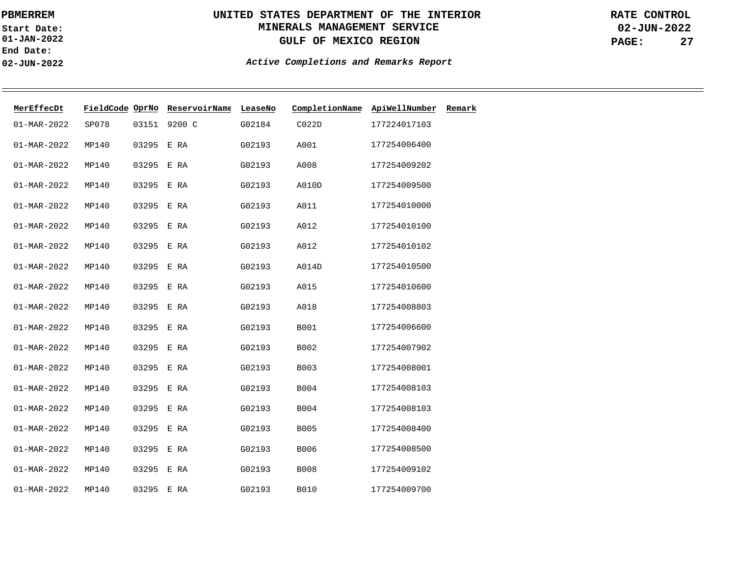**PBMERREM**
**Start Date:** **01-JAN-2022**
**End Date:** **02-JUN-2022**

# UNITED STATES DEPARTMENT OF THE INTERIOR
## MINERALS MANAGEMENT SERVICE
## GULF OF MEXICO REGION

**RATE CONTROL**
**02-JUN-2022**

***Active Completions and Remarks Report***

| MerEffecDt | FieldCode | OprNo | ReservoirName | LeaseNo | CompletionName | ApiWellNumber | Remark |
|---|---|---|---|---|---|---|---|
| 01-MAR-2022 | SP078 | 03151 | 9200 C | G02184 | C022D | 177224017103 | |
| 01-MAR-2022 | MP140 | 03295 | E RA | G02193 | A001 | 177254006400 | |
| 01-MAR-2022 | MP140 | 03295 | E RA | G02193 | A008 | 177254009202 | |
| 01-MAR-2022 | MP140 | 03295 | E RA | G02193 | A010D | 177254009500 | |
| 01-MAR-2022 | MP140 | 03295 | E RA | G02193 | A011 | 177254010000 | |
| 01-MAR-2022 | MP140 | 03295 | E RA | G02193 | A012 | 177254010100 | |
| 01-MAR-2022 | MP140 | 03295 | E RA | G02193 | A012 | 177254010102 | |
| 01-MAR-2022 | MP140 | 03295 | E RA | G02193 | A014D | 177254010500 | |
| 01-MAR-2022 | MP140 | 03295 | E RA | G02193 | A015 | 177254010600 | |
| 01-MAR-2022 | MP140 | 03295 | E RA | G02193 | A018 | 177254008803 | |
| 01-MAR-2022 | MP140 | 03295 | E RA | G02193 | B001 | 177254006600 | |
| 01-MAR-2022 | MP140 | 03295 | E RA | G02193 | B002 | 177254007902 | |
| 01-MAR-2022 | MP140 | 03295 | E RA | G02193 | B003 | 177254008001 | |
| 01-MAR-2022 | MP140 | 03295 | E RA | G02193 | B004 | 177254008103 | |
| 01-MAR-2022 | MP140 | 03295 | E RA | G02193 | B004 | 177254008103 | |
| 01-MAR-2022 | MP140 | 03295 | E RA | G02193 | B005 | 177254008400 | |
| 01-MAR-2022 | MP140 | 03295 | E RA | G02193 | B006 | 177254008500 | |
| 01-MAR-2022 | MP140 | 03295 | E RA | G02193 | B008 | 177254009102 | |
| 01-MAR-2022 | MP140 | 03295 | E RA | G02193 | B010 | 177254009700 | |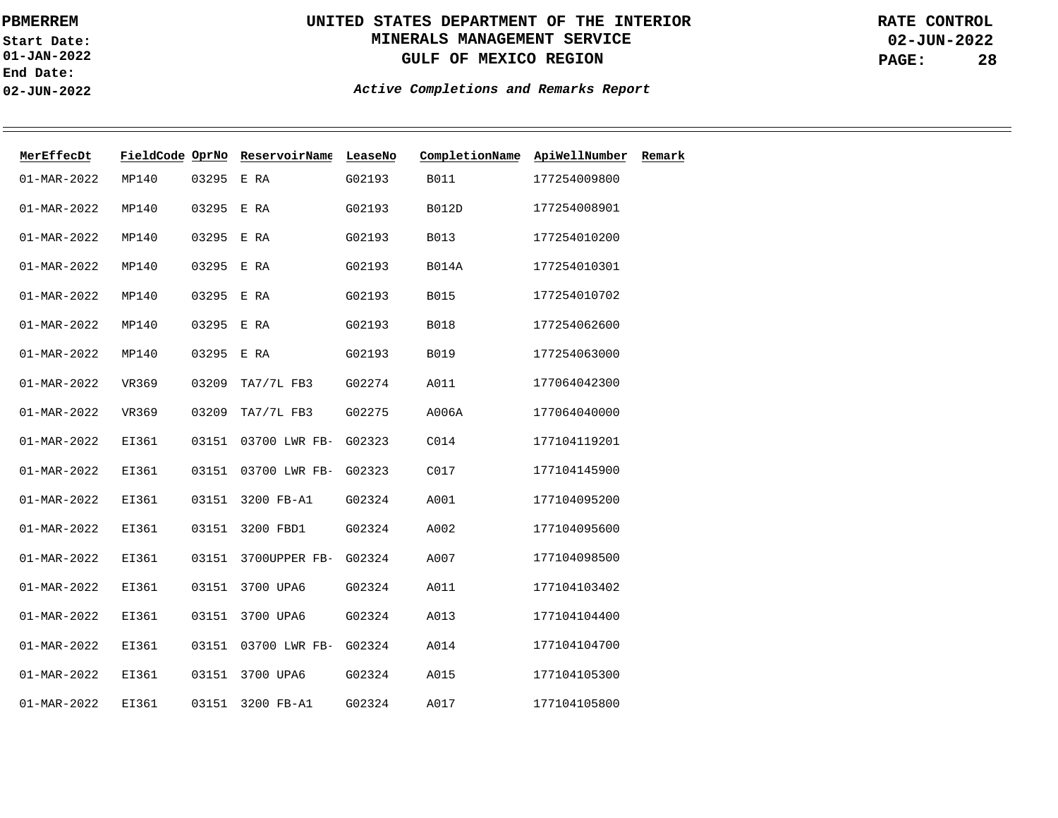| MerEffecDt | FieldCode | OprNo | ReservoirName | LeaseNo | CompletionName | ApiWellNumber | Remark |
|---|---|---|---|---|---|---|---|
| 01-MAR-2022 | MP140 | 03295 | E RA | G02193 | B011 | 177254009800 | |
| 01-MAR-2022 | MP140 | 03295 | E RA | G02193 | B012D | 177254008901 | |
| 01-MAR-2022 | MP140 | 03295 | E RA | G02193 | B013 | 177254010200 | |
| 01-MAR-2022 | MP140 | 03295 | E RA | G02193 | B014A | 177254010301 | |
| 01-MAR-2022 | MP140 | 03295 | E RA | G02193 | B015 | 177254010702 | |
| 01-MAR-2022 | MP140 | 03295 | E RA | G02193 | B018 | 177254062600 | |
| 01-MAR-2022 | MP140 | 03295 | E RA | G02193 | B019 | 177254063000 | |
| 01-MAR-2022 | VR369 | 03209 | TA7/7L FB3 | G02274 | A011 | 177064042300 | |
| 01-MAR-2022 | VR369 | 03209 | TA7/7L FB3 | G02275 | A006A | 177064040000 | |
| 01-MAR-2022 | EI361 | 03151 | 03700 LWR FB- | G02323 | C014 | 177104119201 | |
| 01-MAR-2022 | EI361 | 03151 | 03700 LWR FB- | G02323 | C017 | 177104145900 | |
| 01-MAR-2022 | EI361 | 03151 | 3200 FB-A1 | G02324 | A001 | 177104095200 | |
| 01-MAR-2022 | EI361 | 03151 | 3200 FBD1 | G02324 | A002 | 177104095600 | |
| 01-MAR-2022 | EI361 | 03151 | 3700UPPER FB- | G02324 | A007 | 177104098500 | |
| 01-MAR-2022 | EI361 | 03151 | 3700 UPA6 | G02324 | A011 | 177104103402 | |
| 01-MAR-2022 | EI361 | 03151 | 3700 UPA6 | G02324 | A013 | 177104104400 | |
| 01-MAR-2022 | EI361 | 03151 | 03700 LWR FB- | G02324 | A014 | 177104104700 | |
| 01-MAR-2022 | EI361 | 03151 | 3700 UPA6 | G02324 | A015 | 177104105300 | |
| 01-MAR-2022 | EI361 | 03151 | 3200 FB-A1 | G02324 | A017 | 177104105800 | |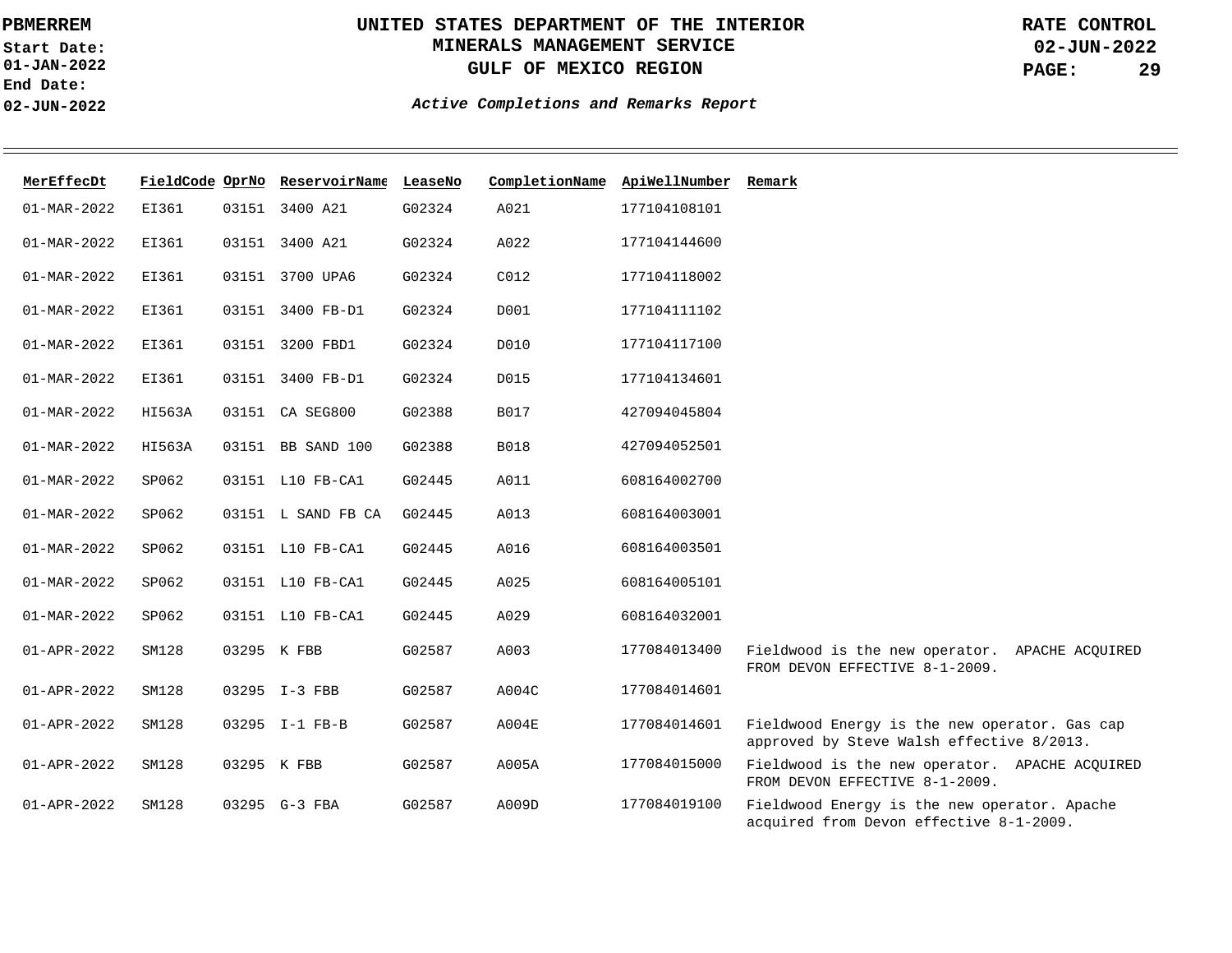**PBMERREM**
**Start Date:** 01-JAN-2022
**End Date:** 02-JUN-2022

# UNITED STATES DEPARTMENT OF THE INTERIOR
## MINERALS MANAGEMENT SERVICE
## GULF OF MEXICO REGION

**RATE CONTROL**
**02-JUN-2022**

***Active Completions and Remarks Report***

| MerEffecDt | FieldCode | OprNo | ReservoirName | LeaseNo | CompletionName | ApiWellNumber | Remark |
|---|---|---|---|---|---|---|---|
| 01-MAR-2022 | EI361 | 03151 | 3400 A21 | G02324 | A021 | 177104108101 | |
| 01-MAR-2022 | EI361 | 03151 | 3400 A21 | G02324 | A022 | 177104144600 | |
| 01-MAR-2022 | EI361 | 03151 | 3700 UPA6 | G02324 | C012 | 177104118002 | |
| 01-MAR-2022 | EI361 | 03151 | 3400 FB-D1 | G02324 | D001 | 177104111102 | |
| 01-MAR-2022 | EI361 | 03151 | 3200 FBD1 | G02324 | D010 | 177104117100 | |
| 01-MAR-2022 | EI361 | 03151 | 3400 FB-D1 | G02324 | D015 | 177104134601 | |
| 01-MAR-2022 | HI563A | 03151 | CA SEG800 | G02388 | B017 | 427094045804 | |
| 01-MAR-2022 | HI563A | 03151 | BB SAND 100 | G02388 | B018 | 427094052501 | |
| 01-MAR-2022 | SP062 | 03151 | L10 FB-CA1 | G02445 | A011 | 608164002700 | |
| 01-MAR-2022 | SP062 | 03151 | L SAND FB CA | G02445 | A013 | 608164003001 | |
| 01-MAR-2022 | SP062 | 03151 | L10 FB-CA1 | G02445 | A016 | 608164003501 | |
| 01-MAR-2022 | SP062 | 03151 | L10 FB-CA1 | G02445 | A025 | 608164005101 | |
| 01-MAR-2022 | SP062 | 03151 | L10 FB-CA1 | G02445 | A029 | 608164032001 | |
| 01-APR-2022 | SM128 | 03295 | K FBB | G02587 | A003 | 177084013400 | Fieldwood is the new operator. APACHE ACQUIRED FROM DEVON EFFECTIVE 8-1-2009. |
| 01-APR-2022 | SM128 | 03295 | I-3 FBB | G02587 | A004C | 177084014601 | |
| 01-APR-2022 | SM128 | 03295 | I-1 FB-B | G02587 | A004E | 177084014601 | Fieldwood Energy is the new operator. Gas cap approved by Steve Walsh effective 8/2013. |
| 01-APR-2022 | SM128 | 03295 | K FBB | G02587 | A005A | 177084015000 | Fieldwood is the new operator. APACHE ACQUIRED FROM DEVON EFFECTIVE 8-1-2009. |
| 01-APR-2022 | SM128 | 03295 | G-3 FBA | G02587 | A009D | 177084019100 | Fieldwood Energy is the new operator. Apache acquired from Devon effective 8-1-2009. |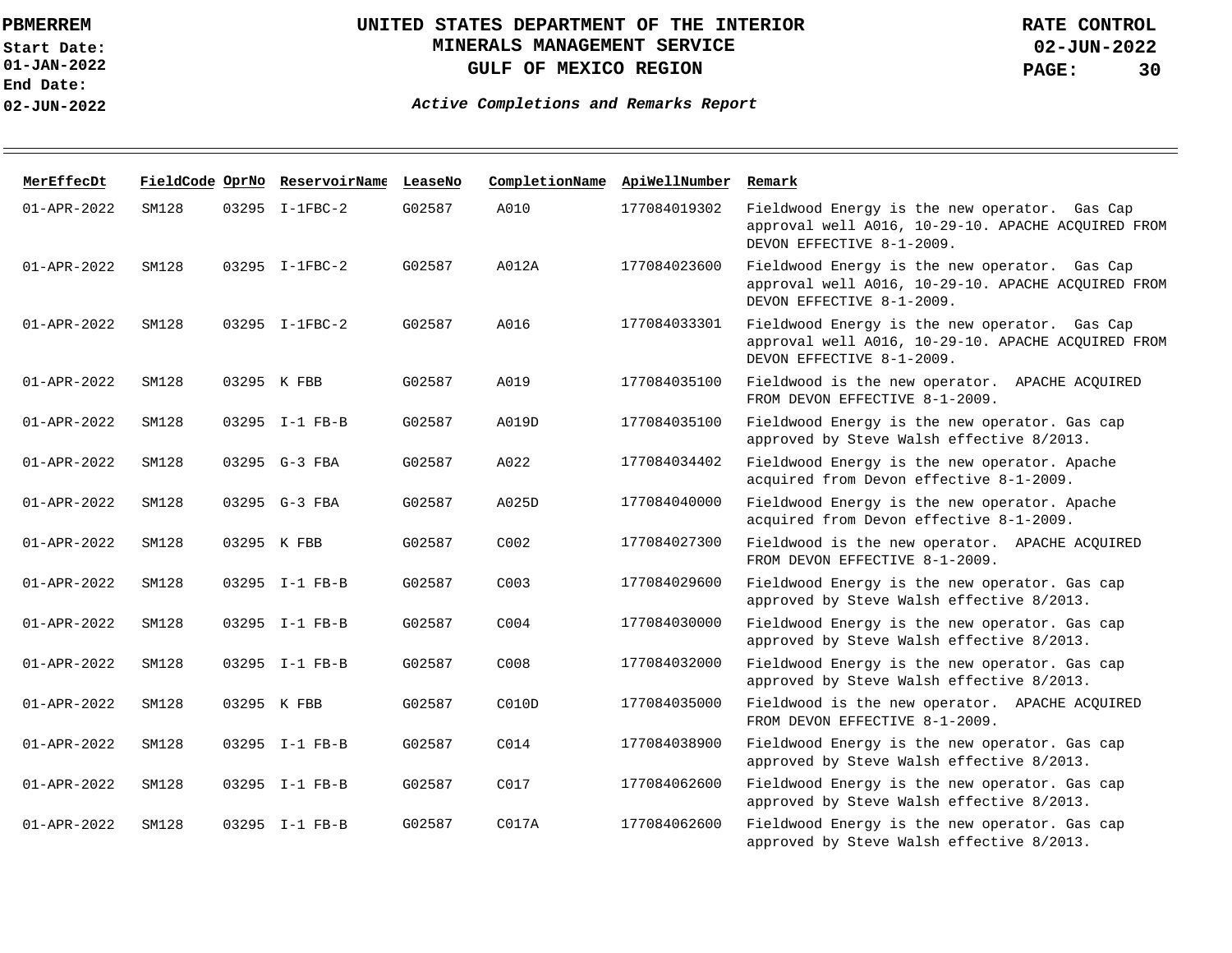**UNITED STATES DEPARTMENT OF THE INTERIOR**
**MINERALS MANAGEMENT SERVICE**
**GULF OF MEXICO REGION**

PBMERREM
Start Date: 01-JAN-2022
End Date: 02-JUN-2022

RATE CONTROL
02-JUN-2022

***Active Completions and Remarks Report***

| MerEffecDt | FieldCode | OprNo | ReservoirName | LeaseNo | CompletionName | ApiWellNumber | Remark |
|---|---|---|---|---|---|---|---|
| 01-APR-2022 | SM128 | 03295 | I-1FBC-2 | G02587 | A010 | 177084019302 | Fieldwood Energy is the new operator. Gas Cap approval well A016, 10-29-10. APACHE ACQUIRED FROM DEVON EFFECTIVE 8-1-2009. |
| 01-APR-2022 | SM128 | 03295 | I-1FBC-2 | G02587 | A012A | 177084023600 | Fieldwood Energy is the new operator. Gas Cap approval well A016, 10-29-10. APACHE ACQUIRED FROM DEVON EFFECTIVE 8-1-2009. |
| 01-APR-2022 | SM128 | 03295 | I-1FBC-2 | G02587 | A016 | 177084033301 | Fieldwood Energy is the new operator. Gas Cap approval well A016, 10-29-10. APACHE ACQUIRED FROM DEVON EFFECTIVE 8-1-2009. |
| 01-APR-2022 | SM128 | 03295 | K FBB | G02587 | A019 | 177084035100 | Fieldwood is the new operator. APACHE ACQUIRED FROM DEVON EFFECTIVE 8-1-2009. |
| 01-APR-2022 | SM128 | 03295 | I-1 FB-B | G02587 | A019D | 177084035100 | Fieldwood Energy is the new operator. Gas cap approved by Steve Walsh effective 8/2013. |
| 01-APR-2022 | SM128 | 03295 | G-3 FBA | G02587 | A022 | 177084034402 | Fieldwood Energy is the new operator. Apache acquired from Devon effective 8-1-2009. |
| 01-APR-2022 | SM128 | 03295 | G-3 FBA | G02587 | A025D | 177084040000 | Fieldwood Energy is the new operator. Apache acquired from Devon effective 8-1-2009. |
| 01-APR-2022 | SM128 | 03295 | K FBB | G02587 | C002 | 177084027300 | Fieldwood is the new operator. APACHE ACQUIRED FROM DEVON EFFECTIVE 8-1-2009. |
| 01-APR-2022 | SM128 | 03295 | I-1 FB-B | G02587 | C003 | 177084029600 | Fieldwood Energy is the new operator. Gas cap approved by Steve Walsh effective 8/2013. |
| 01-APR-2022 | SM128 | 03295 | I-1 FB-B | G02587 | C004 | 177084030000 | Fieldwood Energy is the new operator. Gas cap approved by Steve Walsh effective 8/2013. |
| 01-APR-2022 | SM128 | 03295 | I-1 FB-B | G02587 | C008 | 177084032000 | Fieldwood Energy is the new operator. Gas cap approved by Steve Walsh effective 8/2013. |
| 01-APR-2022 | SM128 | 03295 | K FBB | G02587 | C010D | 177084035000 | Fieldwood is the new operator. APACHE ACQUIRED FROM DEVON EFFECTIVE 8-1-2009. |
| 01-APR-2022 | SM128 | 03295 | I-1 FB-B | G02587 | C014 | 177084038900 | Fieldwood Energy is the new operator. Gas cap approved by Steve Walsh effective 8/2013. |
| 01-APR-2022 | SM128 | 03295 | I-1 FB-B | G02587 | C017 | 177084062600 | Fieldwood Energy is the new operator. Gas cap approved by Steve Walsh effective 8/2013. |
| 01-APR-2022 | SM128 | 03295 | I-1 FB-B | G02587 | C017A | 177084062600 | Fieldwood Energy is the new operator. Gas cap approved by Steve Walsh effective 8/2013. |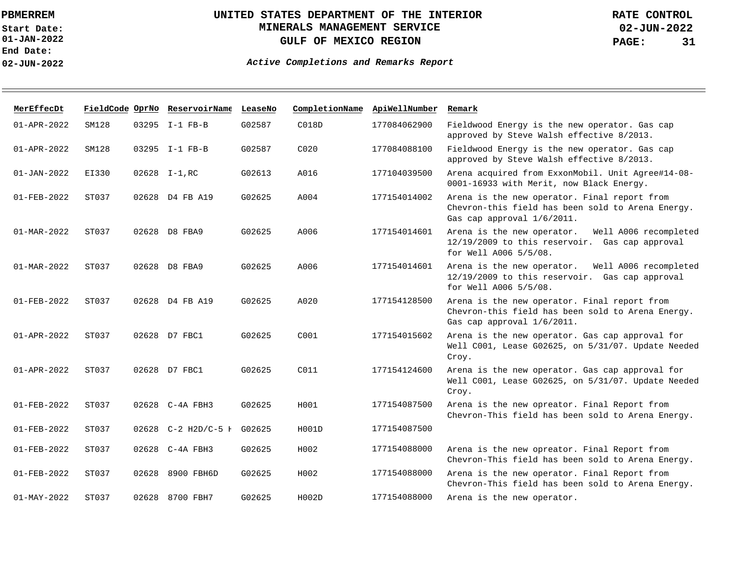# UNITED STATES DEPARTMENT OF THE INTERIOR
## MINERALS MANAGEMENT SERVICE
## GULF OF MEXICO REGION

PBMERREM

Start Date: 01-JAN-2022

End Date: 02-JUN-2022

RATE CONTROL 02-JUN-2022

*Active Completions and Remarks Report*

| MerEffecDt | FieldCode | OprNo | ReservoirName | LeaseNo | CompletionName | ApiWellNumber | Remark |
|---|---|---|---|---|---|---|---|
| 01-APR-2022 | SM128 | 03295 | I-1 FB-B | G02587 | C018D | 177084062900 | Fieldwood Energy is the new operator. Gas cap approved by Steve Walsh effective 8/2013. |
| 01-APR-2022 | SM128 | 03295 | I-1 FB-B | G02587 | C020 | 177084088100 | Fieldwood Energy is the new operator. Gas cap approved by Steve Walsh effective 8/2013. |
| 01-JAN-2022 | EI330 | 02628 | I-1,RC | G02613 | A016 | 177104039500 | Arena acquired from ExxonMobil. Unit Agree#14-08-0001-16933 with Merit, now Black Energy. |
| 01-FEB-2022 | ST037 | 02628 | D4 FB A19 | G02625 | A004 | 177154014002 | Arena is the new operator. Final report from Chevron-this field has been sold to Arena Energy. Gas cap approval 1/6/2011. |
| 01-MAR-2022 | ST037 | 02628 | D8 FBA9 | G02625 | A006 | 177154014601 | Arena is the new operator. Well A006 recompleted 12/19/2009 to this reservoir. Gas cap approval for Well A006 5/5/08. |
| 01-MAR-2022 | ST037 | 02628 | D8 FBA9 | G02625 | A006 | 177154014601 | Arena is the new operator. Well A006 recompleted 12/19/2009 to this reservoir. Gas cap approval for Well A006 5/5/08. |
| 01-FEB-2022 | ST037 | 02628 | D4 FB A19 | G02625 | A020 | 177154128500 | Arena is the new operator. Final report from Chevron-this field has been sold to Arena Energy. Gas cap approval 1/6/2011. |
| 01-APR-2022 | ST037 | 02628 | D7 FBC1 | G02625 | C001 | 177154015602 | Arena is the new operator. Gas cap approval for Well C001, Lease G02625, on 5/31/07. Update Needed Croy. |
| 01-APR-2022 | ST037 | 02628 | D7 FBC1 | G02625 | C011 | 177154124600 | Arena is the new operator. Gas cap approval for Well C001, Lease G02625, on 5/31/07. Update Needed Croy. |
| 01-FEB-2022 | ST037 | 02628 | C-4A FBH3 | G02625 | H001 | 177154087500 | Arena is the new opreator. Final Report from Chevron-This field has been sold to Arena Energy. |
| 01-FEB-2022 | ST037 | 02628 | C-2 H2D/C-5 H | G02625 | H001D | 177154087500 | |
| 01-FEB-2022 | ST037 | 02628 | C-4A FBH3 | G02625 | H002 | 177154088000 | Arena is the new opreator. Final Report from Chevron-This field has been sold to Arena Energy. |
| 01-FEB-2022 | ST037 | 02628 | 8900 FBH6D | G02625 | H002 | 177154088000 | Arena is the new operator. Final Report from Chevron-This field has been sold to Arena Energy. |
| 01-MAY-2022 | ST037 | 02628 | 8700 FBH7 | G02625 | H002D | 177154088000 | Arena is the new operator. |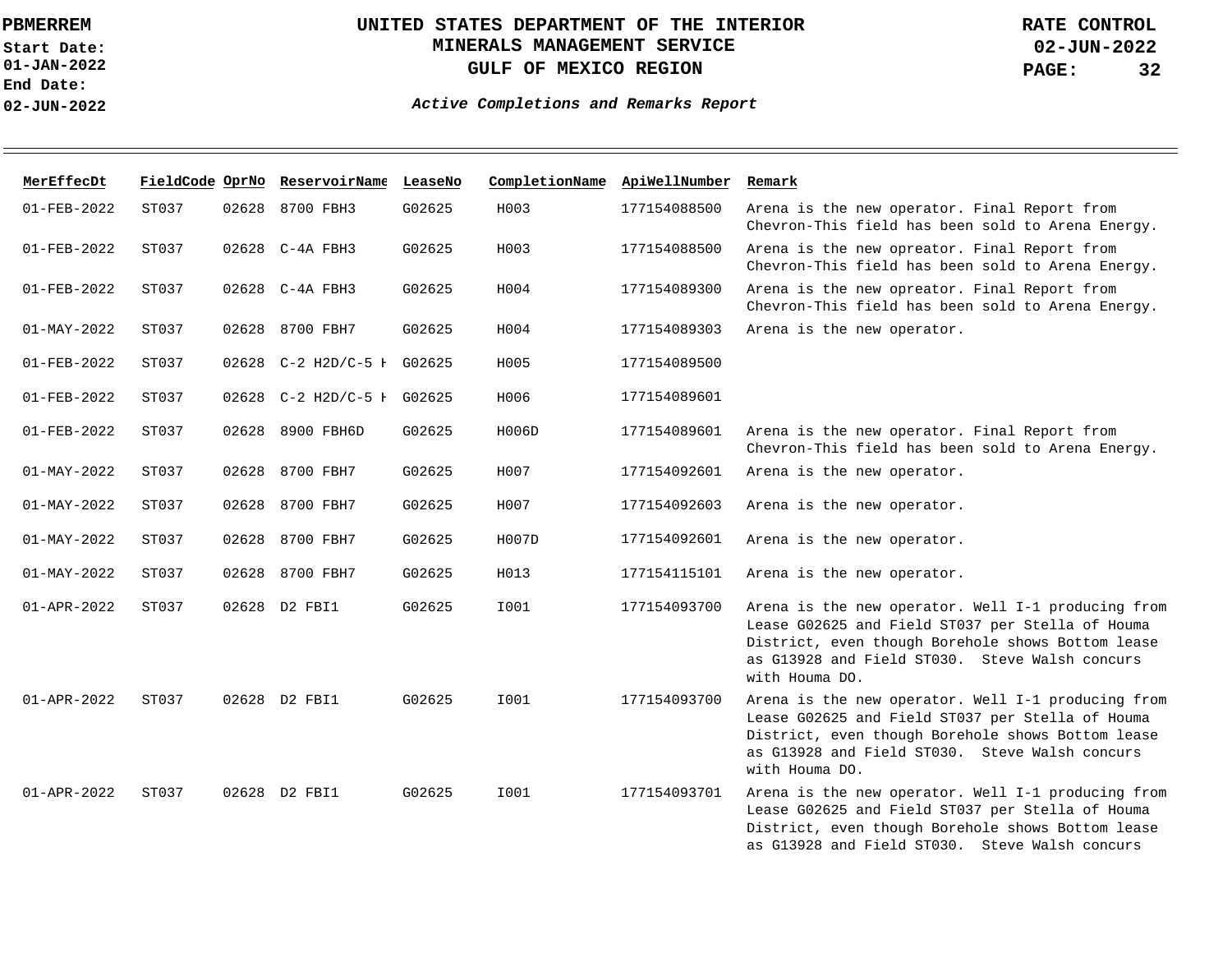# UNITED STATES DEPARTMENT OF THE INTERIOR
## MINERALS MANAGEMENT SERVICE
## GULF OF MEXICO REGION

PBMERREM

Start Date: 01-JAN-2022
End Date: 02-JUN-2022

RATE CONTROL
02-JUN-2022

*Active Completions and Remarks Report*

| MerEffecDt | FieldCode | OprNo | ReservoirName | LeaseNo | CompletionName | ApiWellNumber | Remark |
|---|---|---|---|---|---|---|---|
| 01-FEB-2022 | ST037 | 02628 | 8700 FBH3 | G02625 | H003 | 177154088500 | Arena is the new operator. Final Report from Chevron-This field has been sold to Arena Energy. |
| 01-FEB-2022 | ST037 | 02628 | C-4A FBH3 | G02625 | H003 | 177154088500 | Arena is the new opreator. Final Report from Chevron-This field has been sold to Arena Energy. |
| 01-FEB-2022 | ST037 | 02628 | C-4A FBH3 | G02625 | H004 | 177154089300 | Arena is the new opreator. Final Report from Chevron-This field has been sold to Arena Energy. |
| 01-MAY-2022 | ST037 | 02628 | 8700 FBH7 | G02625 | H004 | 177154089303 | Arena is the new operator. |
| 01-FEB-2022 | ST037 | 02628 | C-2 H2D/C-5 H | G02625 | H005 | 177154089500 | |
| 01-FEB-2022 | ST037 | 02628 | C-2 H2D/C-5 H | G02625 | H006 | 177154089601 | |
| 01-FEB-2022 | ST037 | 02628 | 8900 FBH6D | G02625 | H006D | 177154089601 | Arena is the new operator. Final Report from Chevron-This field has been sold to Arena Energy. |
| 01-MAY-2022 | ST037 | 02628 | 8700 FBH7 | G02625 | H007 | 177154092601 | Arena is the new operator. |
| 01-MAY-2022 | ST037 | 02628 | 8700 FBH7 | G02625 | H007 | 177154092603 | Arena is the new operator. |
| 01-MAY-2022 | ST037 | 02628 | 8700 FBH7 | G02625 | H007D | 177154092601 | Arena is the new operator. |
| 01-MAY-2022 | ST037 | 02628 | 8700 FBH7 | G02625 | H013 | 177154115101 | Arena is the new operator. |
| 01-APR-2022 | ST037 | 02628 | D2 FBI1 | G02625 | I001 | 177154093700 | Arena is the new operator. Well I-1 producing from Lease G02625 and Field ST037 per Stella of Houma District, even though Borehole shows Bottom lease as G13928 and Field ST030. Steve Walsh concurs with Houma DO. |
| 01-APR-2022 | ST037 | 02628 | D2 FBI1 | G02625 | I001 | 177154093700 | Arena is the new operator. Well I-1 producing from Lease G02625 and Field ST037 per Stella of Houma District, even though Borehole shows Bottom lease as G13928 and Field ST030. Steve Walsh concurs with Houma DO. |
| 01-APR-2022 | ST037 | 02628 | D2 FBI1 | G02625 | I001 | 177154093701 | Arena is the new operator. Well I-1 producing from Lease G02625 and Field ST037 per Stella of Houma District, even though Borehole shows Bottom lease as G13928 and Field ST030. Steve Walsh concurs |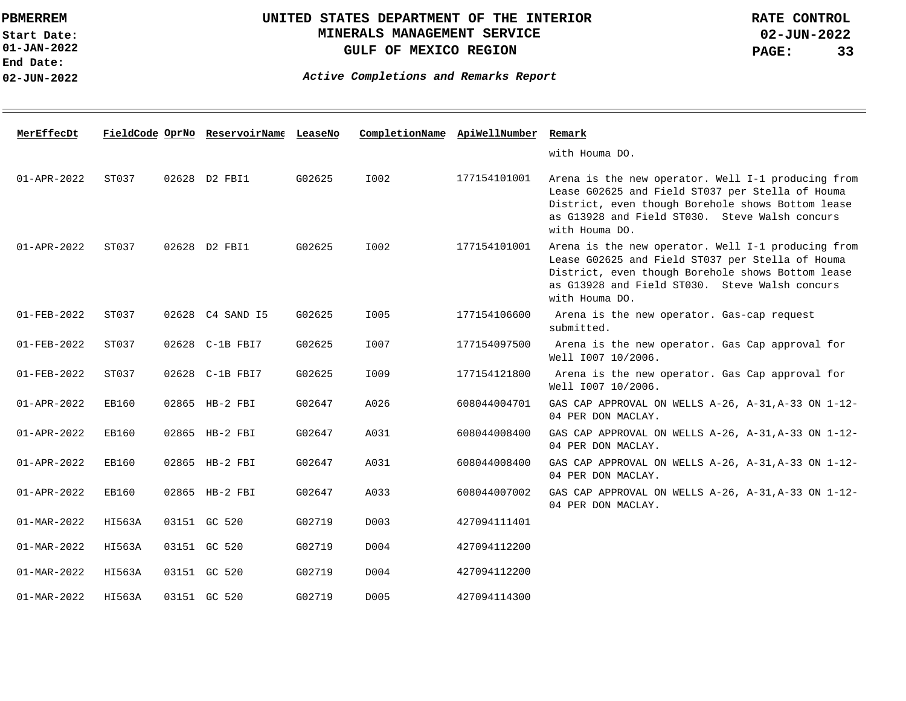| MerEffecDt | FieldCode | OprNo | ReservoirName | LeaseNo | CompletionName | ApiWellNumber | Remark |
|---|---|---|---|---|---|---|---|
| | | | | | | | with Houma DO. |
| 01-APR-2022 | ST037 | 02628 | D2 FBI1 | G02625 | I002 | 177154101001 | Arena is the new operator. Well I-1 producing from Lease G02625 and Field ST037 per Stella of Houma District, even though Borehole shows Bottom lease as G13928 and Field ST030. Steve Walsh concurs with Houma DO. |
| 01-APR-2022 | ST037 | 02628 | D2 FBI1 | G02625 | I002 | 177154101001 | Arena is the new operator. Well I-1 producing from Lease G02625 and Field ST037 per Stella of Houma District, even though Borehole shows Bottom lease as G13928 and Field ST030. Steve Walsh concurs with Houma DO. |
| 01-FEB-2022 | ST037 | 02628 | C4 SAND I5 | G02625 | I005 | 177154106600 | Arena is the new operator. Gas-cap request submitted. |
| 01-FEB-2022 | ST037 | 02628 | C-1B FBI7 | G02625 | I007 | 177154097500 | Arena is the new operator. Gas Cap approval for Well I007 10/2006. |
| 01-FEB-2022 | ST037 | 02628 | C-1B FBI7 | G02625 | I009 | 177154121800 | Arena is the new operator. Gas Cap approval for Well I007 10/2006. |
| 01-APR-2022 | EB160 | 02865 | HB-2 FBI | G02647 | A026 | 608044004701 | GAS CAP APPROVAL ON WELLS A-26, A-31,A-33 ON 1-12-04 PER DON MACLAY. |
| 01-APR-2022 | EB160 | 02865 | HB-2 FBI | G02647 | A031 | 608044008400 | GAS CAP APPROVAL ON WELLS A-26, A-31,A-33 ON 1-12-04 PER DON MACLAY. |
| 01-APR-2022 | EB160 | 02865 | HB-2 FBI | G02647 | A031 | 608044008400 | GAS CAP APPROVAL ON WELLS A-26, A-31,A-33 ON 1-12-04 PER DON MACLAY. |
| 01-APR-2022 | EB160 | 02865 | HB-2 FBI | G02647 | A033 | 608044007002 | GAS CAP APPROVAL ON WELLS A-26, A-31,A-33 ON 1-12-04 PER DON MACLAY. |
| 01-MAR-2022 | HI563A | 03151 | GC 520 | G02719 | D003 | 427094111401 | |
| 01-MAR-2022 | HI563A | 03151 | GC 520 | G02719 | D004 | 427094112200 | |
| 01-MAR-2022 | HI563A | 03151 | GC 520 | G02719 | D004 | 427094112200 | |
| 01-MAR-2022 | HI563A | 03151 | GC 520 | G02719 | D005 | 427094114300 | |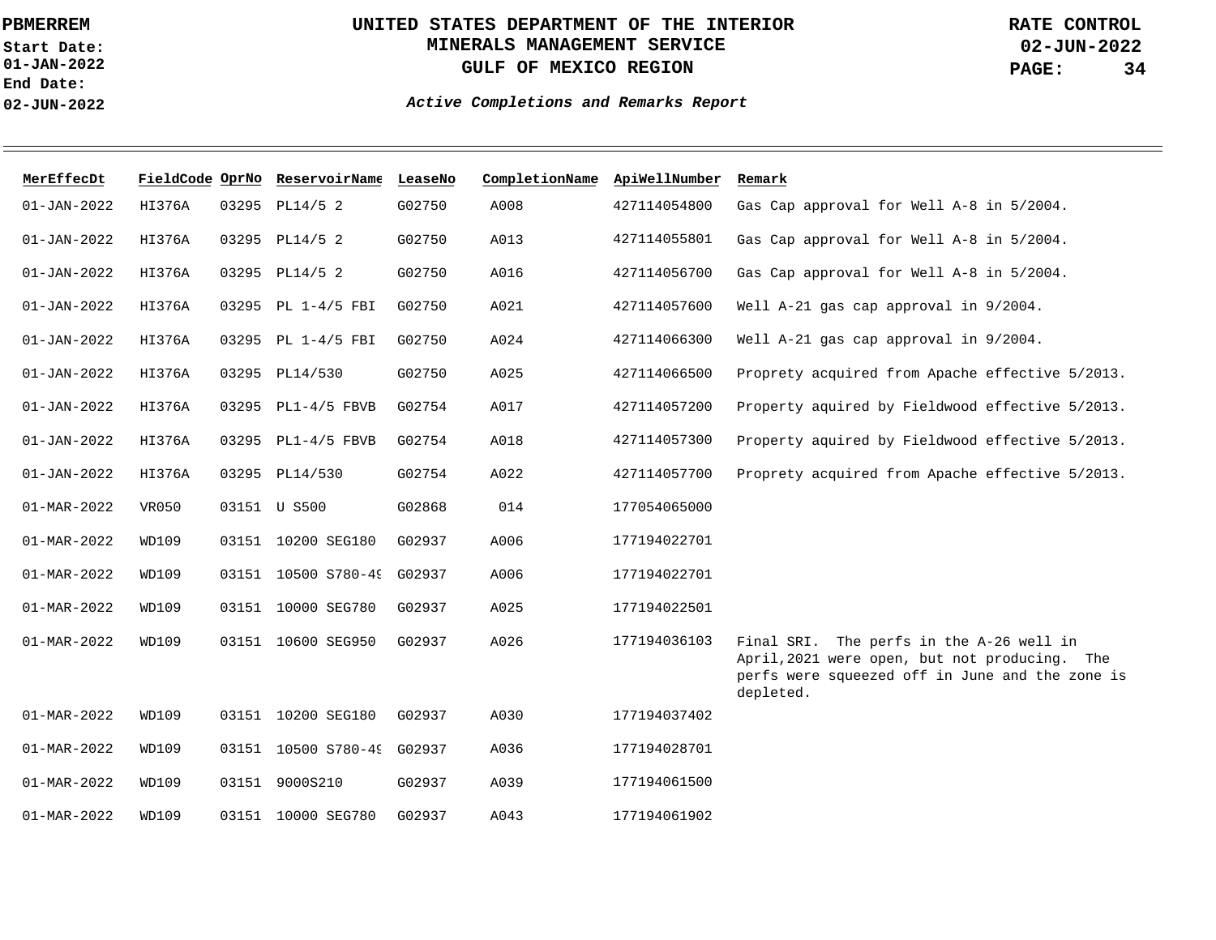# UNITED STATES DEPARTMENT OF THE INTERIOR
## MINERALS MANAGEMENT SERVICE
## GULF OF MEXICO REGION

PBMERREM

Start Date: 01-JAN-2022

End Date: 02-JUN-2022

RATE CONTROL 02-JUN-2022

*Active Completions and Remarks Report*

| MerEffecDt | FieldCode | OprNo | ReservoirName | LeaseNo | CompletionName | ApiWellNumber | Remark |
|---|---|---|---|---|---|---|---|
| 01-JAN-2022 | HI376A | 03295 | PL14/5 2 | G02750 | A008 | 427114054800 | Gas Cap approval for Well A-8 in 5/2004. |
| 01-JAN-2022 | HI376A | 03295 | PL14/5 2 | G02750 | A013 | 427114055801 | Gas Cap approval for Well A-8 in 5/2004. |
| 01-JAN-2022 | HI376A | 03295 | PL14/5 2 | G02750 | A016 | 427114056700 | Gas Cap approval for Well A-8 in 5/2004. |
| 01-JAN-2022 | HI376A | 03295 | PL 1-4/5 FBI | G02750 | A021 | 427114057600 | Well A-21 gas cap approval in 9/2004. |
| 01-JAN-2022 | HI376A | 03295 | PL 1-4/5 FBI | G02750 | A024 | 427114066300 | Well A-21 gas cap approval in 9/2004. |
| 01-JAN-2022 | HI376A | 03295 | PL14/530 | G02750 | A025 | 427114066500 | Proprety acquired from Apache effective 5/2013. |
| 01-JAN-2022 | HI376A | 03295 | PL1-4/5 FBVB | G02754 | A017 | 427114057200 | Property aquired by Fieldwood effective 5/2013. |
| 01-JAN-2022 | HI376A | 03295 | PL1-4/5 FBVB | G02754 | A018 | 427114057300 | Property aquired by Fieldwood effective 5/2013. |
| 01-JAN-2022 | HI376A | 03295 | PL14/530 | G02754 | A022 | 427114057700 | Proprety acquired from Apache effective 5/2013. |
| 01-MAR-2022 | VR050 | 03151 | U S500 | G02868 | 014 | 177054065000 | |
| 01-MAR-2022 | WD109 | 03151 | 10200 SEG180 | G02937 | A006 | 177194022701 | |
| 01-MAR-2022 | WD109 | 03151 | 10500 S780-49 | G02937 | A006 | 177194022701 | |
| 01-MAR-2022 | WD109 | 03151 | 10000 SEG780 | G02937 | A025 | 177194022501 | |
| 01-MAR-2022 | WD109 | 03151 | 10600 SEG950 | G02937 | A026 | 177194036103 | Final SRI. The perfs in the A-26 well in April,2021 were open, but not producing. The perfs were squeezed off in June and the zone is depleted. |
| 01-MAR-2022 | WD109 | 03151 | 10200 SEG180 | G02937 | A030 | 177194037402 | |
| 01-MAR-2022 | WD109 | 03151 | 10500 S780-49 | G02937 | A036 | 177194028701 | |
| 01-MAR-2022 | WD109 | 03151 | 9000S210 | G02937 | A039 | 177194061500 | |
| 01-MAR-2022 | WD109 | 03151 | 10000 SEG780 | G02937 | A043 | 177194061902 | |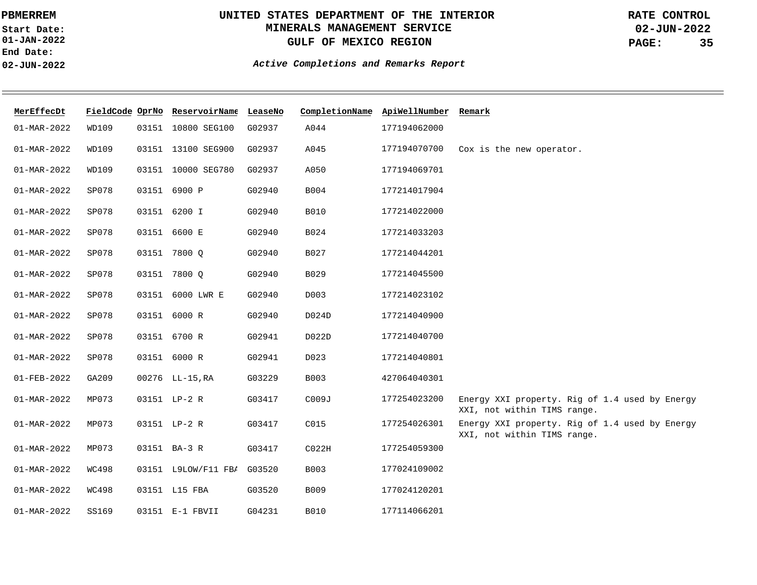PBMERREM
Start Date: 01-JAN-2022
End Date: 02-JUN-2022

# UNITED STATES DEPARTMENT OF THE INTERIOR
## MINERALS MANAGEMENT SERVICE
## GULF OF MEXICO REGION

RATE CONTROL
02-JUN-2022

***Active Completions and Remarks Report***

| MerEffecDt | FieldCode | OprNo | ReservoirName | LeaseNo | CompletionName | ApiWellNumber | Remark |
|---|---|---|---|---|---|---|---|
| 01-MAR-2022 | WD109 | 03151 | 10800 SEG100 | G02937 | A044 | 177194062000 | |
| 01-MAR-2022 | WD109 | 03151 | 13100 SEG900 | G02937 | A045 | 177194070700 | Cox is the new operator. |
| 01-MAR-2022 | WD109 | 03151 | 10000 SEG780 | G02937 | A050 | 177194069701 | |
| 01-MAR-2022 | SP078 | 03151 | 6900 P | G02940 | B004 | 177214017904 | |
| 01-MAR-2022 | SP078 | 03151 | 6200 I | G02940 | B010 | 177214022000 | |
| 01-MAR-2022 | SP078 | 03151 | 6600 E | G02940 | B024 | 177214033203 | |
| 01-MAR-2022 | SP078 | 03151 | 7800 Q | G02940 | B027 | 177214044201 | |
| 01-MAR-2022 | SP078 | 03151 | 7800 Q | G02940 | B029 | 177214045500 | |
| 01-MAR-2022 | SP078 | 03151 | 6000 LWR E | G02940 | D003 | 177214023102 | |
| 01-MAR-2022 | SP078 | 03151 | 6000 R | G02940 | D024D | 177214040900 | |
| 01-MAR-2022 | SP078 | 03151 | 6700 R | G02941 | D022D | 177214040700 | |
| 01-MAR-2022 | SP078 | 03151 | 6000 R | G02941 | D023 | 177214040801 | |
| 01-FEB-2022 | GA209 | 00276 | LL-15,RA | G03229 | B003 | 427064040301 | |
| 01-MAR-2022 | MP073 | 03151 | LP-2 R | G03417 | C009J | 177254023200 | Energy XXI property. Rig of 1.4 used by Energy XXI, not within TIMS range. |
| 01-MAR-2022 | MP073 | 03151 | LP-2 R | G03417 | C015 | 177254026301 | Energy XXI property. Rig of 1.4 used by Energy XXI, not within TIMS range. |
| 01-MAR-2022 | MP073 | 03151 | BA-3 R | G03417 | C022H | 177254059300 | |
| 01-MAR-2022 | WC498 | 03151 | L9LOW/F11 FBA | G03520 | B003 | 177024109002 | |
| 01-MAR-2022 | WC498 | 03151 | L15 FBA | G03520 | B009 | 177024120201 | |
| 01-MAR-2022 | SS169 | 03151 | E-1 FBVII | G04231 | B010 | 177114066201 | |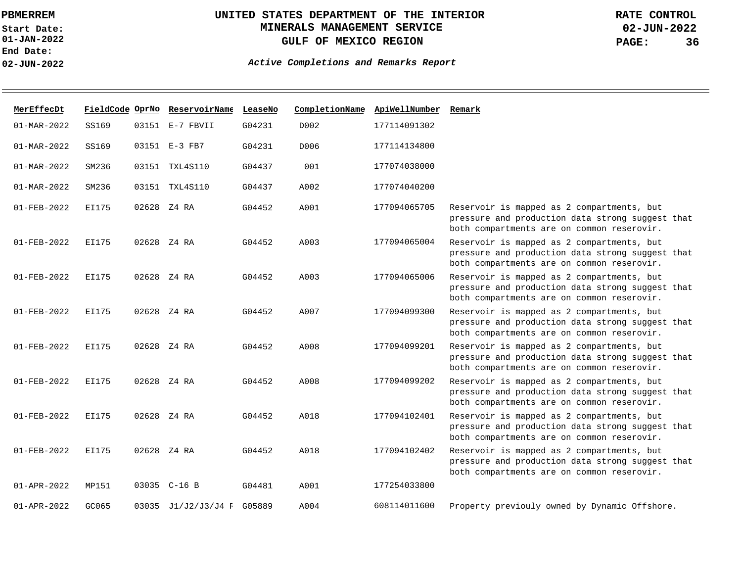# UNITED STATES DEPARTMENT OF THE INTERIOR
## MINERALS MANAGEMENT SERVICE
## GULF OF MEXICO REGION

PBMERREM

Start Date: 01-JAN-2022
End Date: 02-JUN-2022

RATE CONTROL 02-JUN-2022

*Active Completions and Remarks Report*

| MerEffecDt | FieldCode | OprNo | ReservoirName | LeaseNo | CompletionName | ApiWellNumber | Remark |
|---|---|---|---|---|---|---|---|
| 01-MAR-2022 | SS169 | 03151 | E-7 FBVII | G04231 | D002 | 177114091302 | |
| 01-MAR-2022 | SS169 | 03151 | E-3 FB7 | G04231 | D006 | 177114134800 | |
| 01-MAR-2022 | SM236 | 03151 | TXL4S110 | G04437 | 001 | 177074038000 | |
| 01-MAR-2022 | SM236 | 03151 | TXL4S110 | G04437 | A002 | 177074040200 | |
| 01-FEB-2022 | EI175 | 02628 | Z4 RA | G04452 | A001 | 177094065705 | Reservoir is mapped as 2 compartments, but pressure and production data strong suggest that both compartments are on common reserovir. |
| 01-FEB-2022 | EI175 | 02628 | Z4 RA | G04452 | A003 | 177094065004 | Reservoir is mapped as 2 compartments, but pressure and production data strong suggest that both compartments are on common reserovir. |
| 01-FEB-2022 | EI175 | 02628 | Z4 RA | G04452 | A003 | 177094065006 | Reservoir is mapped as 2 compartments, but pressure and production data strong suggest that both compartments are on common reserovir. |
| 01-FEB-2022 | EI175 | 02628 | Z4 RA | G04452 | A007 | 177094099300 | Reservoir is mapped as 2 compartments, but pressure and production data strong suggest that both compartments are on common reserovir. |
| 01-FEB-2022 | EI175 | 02628 | Z4 RA | G04452 | A008 | 177094099201 | Reservoir is mapped as 2 compartments, but pressure and production data strong suggest that both compartments are on common reserovir. |
| 01-FEB-2022 | EI175 | 02628 | Z4 RA | G04452 | A008 | 177094099202 | Reservoir is mapped as 2 compartments, but pressure and production data strong suggest that both compartments are on common reserovir. |
| 01-FEB-2022 | EI175 | 02628 | Z4 RA | G04452 | A018 | 177094102401 | Reservoir is mapped as 2 compartments, but pressure and production data strong suggest that both compartments are on common reserovir. |
| 01-FEB-2022 | EI175 | 02628 | Z4 RA | G04452 | A018 | 177094102402 | Reservoir is mapped as 2 compartments, but pressure and production data strong suggest that both compartments are on common reserovir. |
| 01-APR-2022 | MP151 | 03035 | C-16 B | G04481 | A001 | 177254033800 | |
| 01-APR-2022 | GC065 | 03035 | J1/J2/J3/J4 F | G05889 | A004 | 608114011600 | Property previouly owned by Dynamic Offshore. |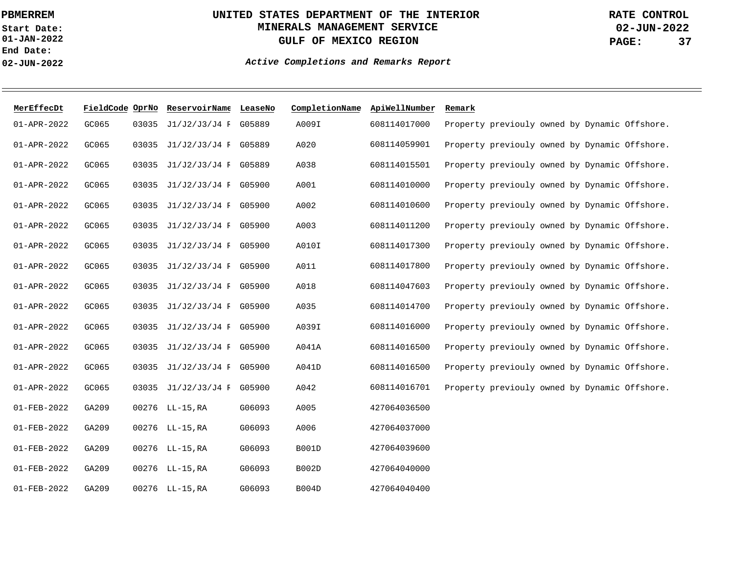| MerEffecDt | FieldCode | OprNo | ReservoirName | LeaseNo | CompletionName | ApiWellNumber | Remark |
|---|---|---|---|---|---|---|---|
| 01-APR-2022 | GC065 | 03035 | J1/J2/J3/J4 F | G05889 | A009I | 608114017000 | Property previouly owned by Dynamic Offshore. |
| 01-APR-2022 | GC065 | 03035 | J1/J2/J3/J4 F | G05889 | A020 | 608114059901 | Property previouly owned by Dynamic Offshore. |
| 01-APR-2022 | GC065 | 03035 | J1/J2/J3/J4 F | G05889 | A038 | 608114015501 | Property previouly owned by Dynamic Offshore. |
| 01-APR-2022 | GC065 | 03035 | J1/J2/J3/J4 F | G05900 | A001 | 608114010000 | Property previouly owned by Dynamic Offshore. |
| 01-APR-2022 | GC065 | 03035 | J1/J2/J3/J4 F | G05900 | A002 | 608114010600 | Property previouly owned by Dynamic Offshore. |
| 01-APR-2022 | GC065 | 03035 | J1/J2/J3/J4 F | G05900 | A003 | 608114011200 | Property previouly owned by Dynamic Offshore. |
| 01-APR-2022 | GC065 | 03035 | J1/J2/J3/J4 F | G05900 | A010I | 608114017300 | Property previouly owned by Dynamic Offshore. |
| 01-APR-2022 | GC065 | 03035 | J1/J2/J3/J4 F | G05900 | A011 | 608114017800 | Property previouly owned by Dynamic Offshore. |
| 01-APR-2022 | GC065 | 03035 | J1/J2/J3/J4 F | G05900 | A018 | 608114047603 | Property previouly owned by Dynamic Offshore. |
| 01-APR-2022 | GC065 | 03035 | J1/J2/J3/J4 F | G05900 | A035 | 608114014700 | Property previouly owned by Dynamic Offshore. |
| 01-APR-2022 | GC065 | 03035 | J1/J2/J3/J4 F | G05900 | A039I | 608114016000 | Property previouly owned by Dynamic Offshore. |
| 01-APR-2022 | GC065 | 03035 | J1/J2/J3/J4 F | G05900 | A041A | 608114016500 | Property previouly owned by Dynamic Offshore. |
| 01-APR-2022 | GC065 | 03035 | J1/J2/J3/J4 F | G05900 | A041D | 608114016500 | Property previouly owned by Dynamic Offshore. |
| 01-APR-2022 | GC065 | 03035 | J1/J2/J3/J4 F | G05900 | A042 | 608114016701 | Property previouly owned by Dynamic Offshore. |
| 01-FEB-2022 | GA209 | 00276 | LL-15,RA | G06093 | A005 | 427064036500 | |
| 01-FEB-2022 | GA209 | 00276 | LL-15,RA | G06093 | A006 | 427064037000 | |
| 01-FEB-2022 | GA209 | 00276 | LL-15,RA | G06093 | B001D | 427064039600 | |
| 01-FEB-2022 | GA209 | 00276 | LL-15,RA | G06093 | B002D | 427064040000 | |
| 01-FEB-2022 | GA209 | 00276 | LL-15,RA | G06093 | B004D | 427064040400 | |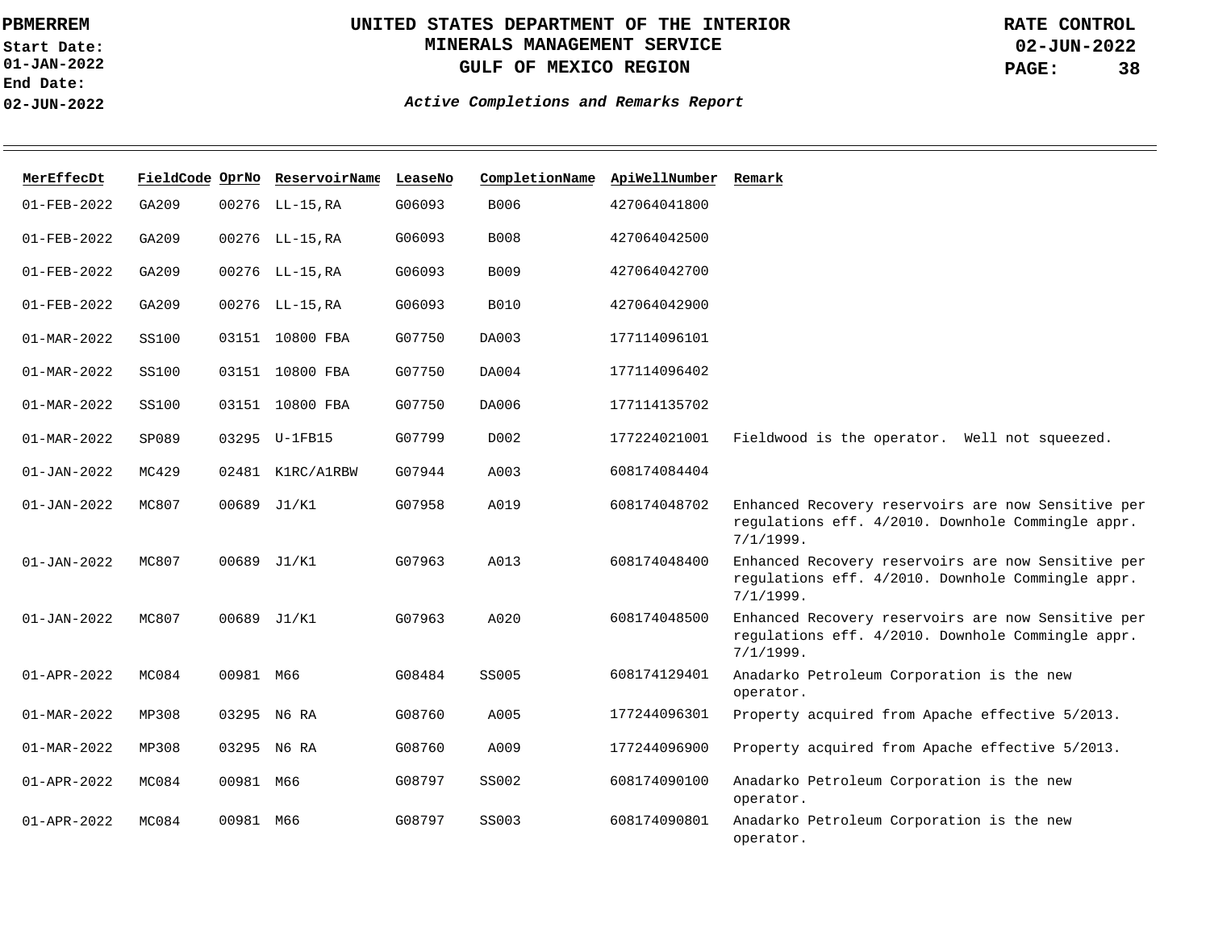| MerEffecDt | FieldCode | OprNo | ReservoirName | LeaseNo | CompletionName | ApiWellNumber | Remark |
|---|---|---|---|---|---|---|---|
| 01-FEB-2022 | GA209 | 00276 | LL-15,RA | G06093 | B006 | 427064041800 | |
| 01-FEB-2022 | GA209 | 00276 | LL-15,RA | G06093 | B008 | 427064042500 | |
| 01-FEB-2022 | GA209 | 00276 | LL-15,RA | G06093 | B009 | 427064042700 | |
| 01-FEB-2022 | GA209 | 00276 | LL-15,RA | G06093 | B010 | 427064042900 | |
| 01-MAR-2022 | SS100 | 03151 | 10800 FBA | G07750 | DA003 | 177114096101 | |
| 01-MAR-2022 | SS100 | 03151 | 10800 FBA | G07750 | DA004 | 177114096402 | |
| 01-MAR-2022 | SS100 | 03151 | 10800 FBA | G07750 | DA006 | 177114135702 | |
| 01-MAR-2022 | SP089 | 03295 | U-1FB15 | G07799 | D002 | 177224021001 | Fieldwood is the operator. Well not squeezed. |
| 01-JAN-2022 | MC429 | 02481 | K1RC/A1RBW | G07944 | A003 | 608174084404 | |
| 01-JAN-2022 | MC807 | 00689 | J1/K1 | G07958 | A019 | 608174048702 | Enhanced Recovery reservoirs are now Sensitive per regulations eff. 4/2010. Downhole Commingle appr. 7/1/1999. |
| 01-JAN-2022 | MC807 | 00689 | J1/K1 | G07963 | A013 | 608174048400 | Enhanced Recovery reservoirs are now Sensitive per regulations eff. 4/2010. Downhole Commingle appr. 7/1/1999. |
| 01-JAN-2022 | MC807 | 00689 | J1/K1 | G07963 | A020 | 608174048500 | Enhanced Recovery reservoirs are now Sensitive per regulations eff. 4/2010. Downhole Commingle appr. 7/1/1999. |
| 01-APR-2022 | MC084 | 00981 | M66 | G08484 | SS005 | 608174129401 | Anadarko Petroleum Corporation is the new operator. |
| 01-MAR-2022 | MP308 | 03295 | N6 RA | G08760 | A005 | 177244096301 | Property acquired from Apache effective 5/2013. |
| 01-MAR-2022 | MP308 | 03295 | N6 RA | G08760 | A009 | 177244096900 | Property acquired from Apache effective 5/2013. |
| 01-APR-2022 | MC084 | 00981 | M66 | G08797 | SS002 | 608174090100 | Anadarko Petroleum Corporation is the new operator. |
| 01-APR-2022 | MC084 | 00981 | M66 | G08797 | SS003 | 608174090801 | Anadarko Petroleum Corporation is the new operator. |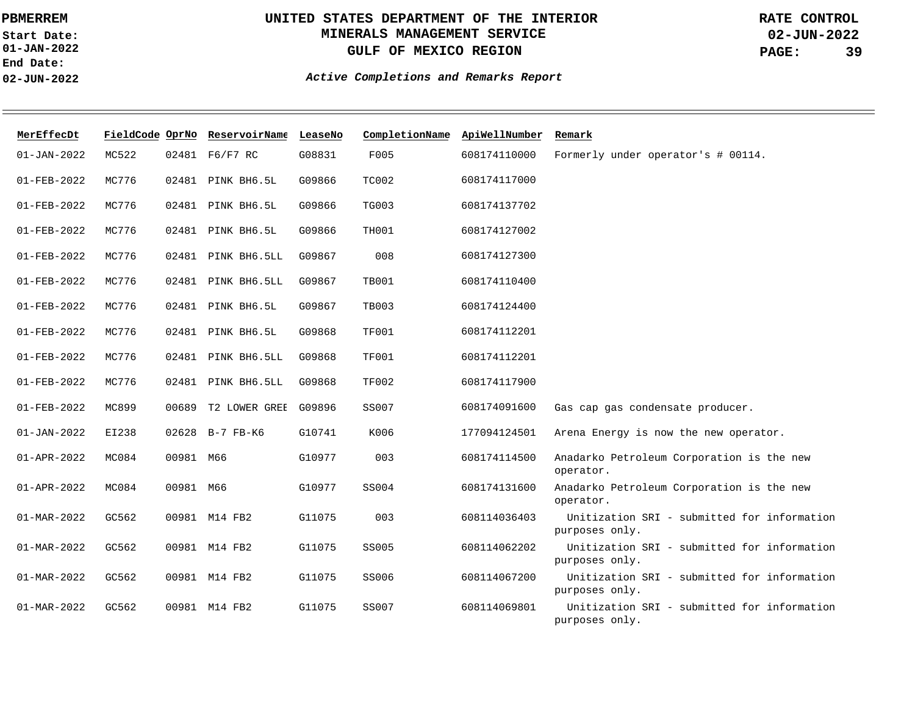# UNITED STATES DEPARTMENT OF THE INTERIOR
## MINERALS MANAGEMENT SERVICE
## GULF OF MEXICO REGION

**PBMERREM**

**Start Date:** 01-JAN-2022
**End Date:** 02-JUN-2022

**RATE CONTROL**
**02-JUN-2022**

***Active Completions and Remarks Report***

| MerEffecDt | FieldCode | OprNo | ReservoirName | LeaseNo | CompletionName | ApiWellNumber | Remark |
|---|---|---|---|---|---|---|---|
| 01-JAN-2022 | MC522 | 02481 | F6/F7 RC | G08831 | F005 | 608174110000 | Formerly under operator's # 00114. |
| 01-FEB-2022 | MC776 | 02481 | PINK BH6.5L | G09866 | TC002 | 608174117000 | |
| 01-FEB-2022 | MC776 | 02481 | PINK BH6.5L | G09866 | TG003 | 608174137702 | |
| 01-FEB-2022 | MC776 | 02481 | PINK BH6.5L | G09866 | TH001 | 608174127002 | |
| 01-FEB-2022 | MC776 | 02481 | PINK BH6.5LL | G09867 | 008 | 608174127300 | |
| 01-FEB-2022 | MC776 | 02481 | PINK BH6.5LL | G09867 | TB001 | 608174110400 | |
| 01-FEB-2022 | MC776 | 02481 | PINK BH6.5L | G09867 | TB003 | 608174124400 | |
| 01-FEB-2022 | MC776 | 02481 | PINK BH6.5L | G09868 | TF001 | 608174112201 | |
| 01-FEB-2022 | MC776 | 02481 | PINK BH6.5LL | G09868 | TF001 | 608174112201 | |
| 01-FEB-2022 | MC776 | 02481 | PINK BH6.5LL | G09868 | TF002 | 608174117900 | |
| 01-FEB-2022 | MC899 | 00689 | T2 LOWER GREE | G09896 | SS007 | 608174091600 | Gas cap gas condensate producer. |
| 01-JAN-2022 | EI238 | 02628 | B-7 FB-K6 | G10741 | K006 | 177094124501 | Arena Energy is now the new operator. |
| 01-APR-2022 | MC084 | 00981 | M66 | G10977 | 003 | 608174114500 | Anadarko Petroleum Corporation is the new operator. |
| 01-APR-2022 | MC084 | 00981 | M66 | G10977 | SS004 | 608174131600 | Anadarko Petroleum Corporation is the new operator. |
| 01-MAR-2022 | GC562 | 00981 | M14 FB2 | G11075 | 003 | 608114036403 | Unitization SRI - submitted for information purposes only. |
| 01-MAR-2022 | GC562 | 00981 | M14 FB2 | G11075 | SS005 | 608114062202 | Unitization SRI - submitted for information purposes only. |
| 01-MAR-2022 | GC562 | 00981 | M14 FB2 | G11075 | SS006 | 608114067200 | Unitization SRI - submitted for information purposes only. |
| 01-MAR-2022 | GC562 | 00981 | M14 FB2 | G11075 | SS007 | 608114069801 | Unitization SRI - submitted for information purposes only. |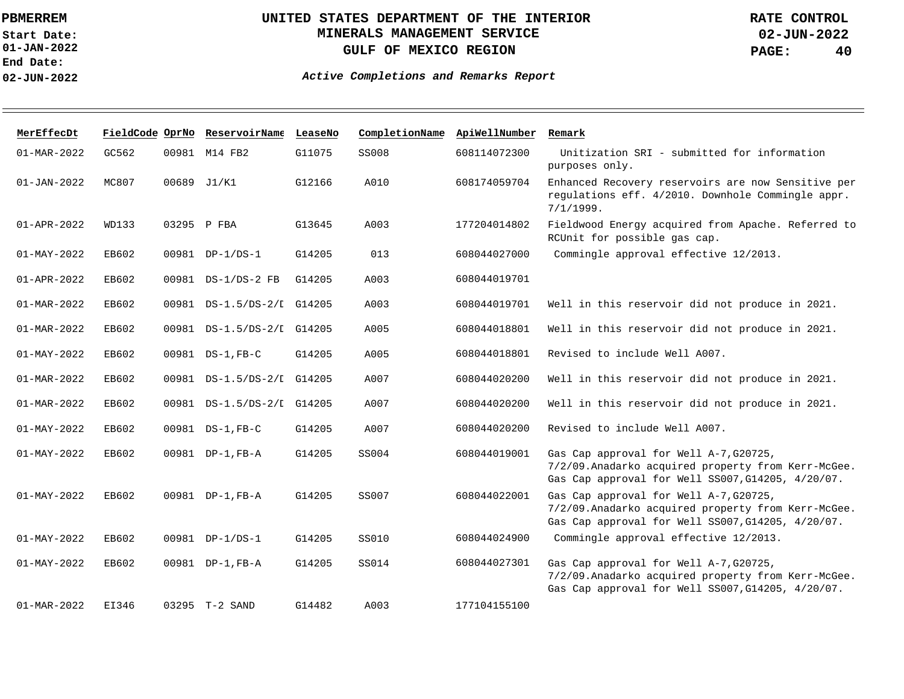PBMERREM

Start Date: 01-JAN-2022

End Date: 02-JUN-2022

# UNITED STATES DEPARTMENT OF THE INTERIOR
## MINERALS MANAGEMENT SERVICE
## GULF OF MEXICO REGION

RATE CONTROL
02-JUN-2022
PAGE: 40

*Active Completions and Remarks Report*

| MerEffecDt | FieldCode | OprNo | ReservoirName | LeaseNo | CompletionName | ApiWellNumber | Remark |
|---|---|---|---|---|---|---|---|
| 01-MAR-2022 | GC562 | 00981 | M14 FB2 | G11075 | SS008 | 608114072300 | Unitization SRI - submitted for information purposes only. |
| 01-JAN-2022 | MC807 | 00689 | J1/K1 | G12166 | A010 | 608174059704 | Enhanced Recovery reservoirs are now Sensitive per regulations eff. 4/2010. Downhole Commingle appr. 7/1/1999. |
| 01-APR-2022 | WD133 | 03295 | P FBA | G13645 | A003 | 177204014802 | Fieldwood Energy acquired from Apache. Referred to RCUnit for possible gas cap. |
| 01-MAY-2022 | EB602 | 00981 | DP-1/DS-1 | G14205 | 013 | 608044027000 | Commingle approval effective 12/2013. |
| 01-APR-2022 | EB602 | 00981 | DS-1/DS-2 FB | G14205 | A003 | 608044019701 | |
| 01-MAR-2022 | EB602 | 00981 | DS-1.5/DS-2/D | G14205 | A003 | 608044019701 | Well in this reservoir did not produce in 2021. |
| 01-MAR-2022 | EB602 | 00981 | DS-1.5/DS-2/D | G14205 | A005 | 608044018801 | Well in this reservoir did not produce in 2021. |
| 01-MAY-2022 | EB602 | 00981 | DS-1,FB-C | G14205 | A005 | 608044018801 | Revised to include Well A007. |
| 01-MAR-2022 | EB602 | 00981 | DS-1.5/DS-2/D | G14205 | A007 | 608044020200 | Well in this reservoir did not produce in 2021. |
| 01-MAR-2022 | EB602 | 00981 | DS-1.5/DS-2/D | G14205 | A007 | 608044020200 | Well in this reservoir did not produce in 2021. |
| 01-MAY-2022 | EB602 | 00981 | DS-1,FB-C | G14205 | A007 | 608044020200 | Revised to include Well A007. |
| 01-MAY-2022 | EB602 | 00981 | DP-1,FB-A | G14205 | SS004 | 608044019001 | Gas Cap approval for Well A-7,G20725, 7/2/09.Anadarko acquired property from Kerr-McGee. Gas Cap approval for Well SS007,G14205, 4/20/07. |
| 01-MAY-2022 | EB602 | 00981 | DP-1,FB-A | G14205 | SS007 | 608044022001 | Gas Cap approval for Well A-7,G20725, 7/2/09.Anadarko acquired property from Kerr-McGee. Gas Cap approval for Well SS007,G14205, 4/20/07. |
| 01-MAY-2022 | EB602 | 00981 | DP-1/DS-1 | G14205 | SS010 | 608044024900 | Commingle approval effective 12/2013. |
| 01-MAY-2022 | EB602 | 00981 | DP-1,FB-A | G14205 | SS014 | 608044027301 | Gas Cap approval for Well A-7,G20725, 7/2/09.Anadarko acquired property from Kerr-McGee. Gas Cap approval for Well SS007,G14205, 4/20/07. |
| 01-MAR-2022 | EI346 | 03295 | T-2 SAND | G14482 | A003 | 177104155100 | |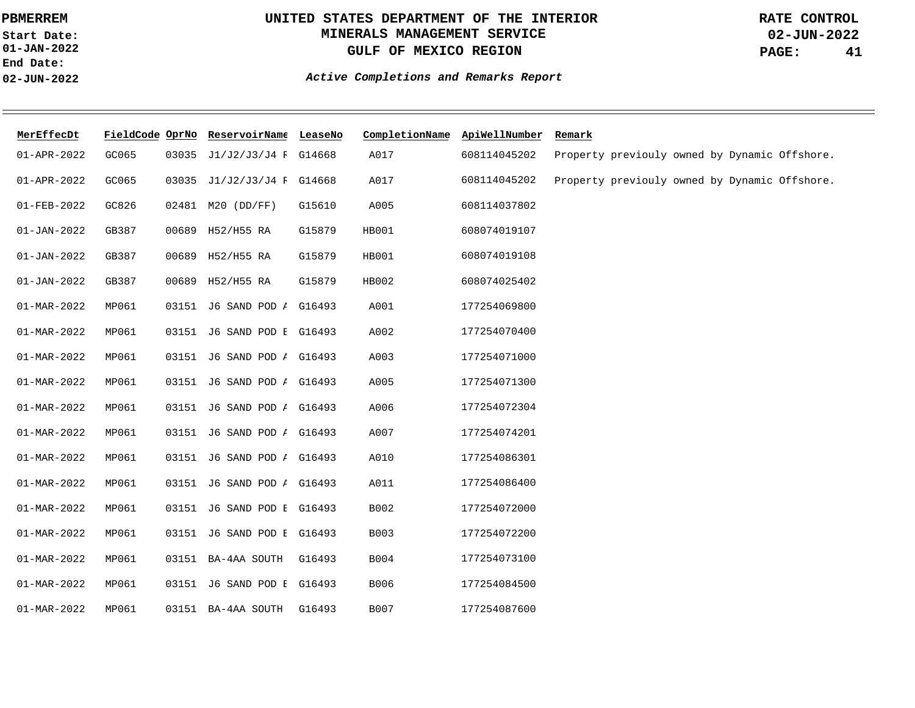| MerEffecDt | FieldCode | OprNo | ReservoirName | LeaseNo | CompletionName | ApiWellNumber | Remark |
|---|---|---|---|---|---|---|---|
| 01-APR-2022 | GC065 | 03035 | J1/J2/J3/J4 F | G14668 | A017 | 608114045202 | Property previouly owned by Dynamic Offshore. |
| 01-APR-2022 | GC065 | 03035 | J1/J2/J3/J4 F | G14668 | A017 | 608114045202 | Property previouly owned by Dynamic Offshore. |
| 01-FEB-2022 | GC826 | 02481 | M20 (DD/FF) | G15610 | A005 | 608114037802 | |
| 01-JAN-2022 | GB387 | 00689 | H52/H55 RA | G15879 | HB001 | 608074019107 | |
| 01-JAN-2022 | GB387 | 00689 | H52/H55 RA | G15879 | HB001 | 608074019108 | |
| 01-JAN-2022 | GB387 | 00689 | H52/H55 RA | G15879 | HB002 | 608074025402 | |
| 01-MAR-2022 | MP061 | 03151 | J6 SAND POD A | G16493 | A001 | 177254069800 | |
| 01-MAR-2022 | MP061 | 03151 | J6 SAND POD E | G16493 | A002 | 177254070400 | |
| 01-MAR-2022 | MP061 | 03151 | J6 SAND POD A | G16493 | A003 | 177254071000 | |
| 01-MAR-2022 | MP061 | 03151 | J6 SAND POD A | G16493 | A005 | 177254071300 | |
| 01-MAR-2022 | MP061 | 03151 | J6 SAND POD A | G16493 | A006 | 177254072304 | |
| 01-MAR-2022 | MP061 | 03151 | J6 SAND POD A | G16493 | A007 | 177254074201 | |
| 01-MAR-2022 | MP061 | 03151 | J6 SAND POD A | G16493 | A010 | 177254086301 | |
| 01-MAR-2022 | MP061 | 03151 | J6 SAND POD A | G16493 | A011 | 177254086400 | |
| 01-MAR-2022 | MP061 | 03151 | J6 SAND POD E | G16493 | B002 | 177254072000 | |
| 01-MAR-2022 | MP061 | 03151 | J6 SAND POD E | G16493 | B003 | 177254072200 | |
| 01-MAR-2022 | MP061 | 03151 | BA-4AA SOUTH | G16493 | B004 | 177254073100 | |
| 01-MAR-2022 | MP061 | 03151 | J6 SAND POD E | G16493 | B006 | 177254084500 | |
| 01-MAR-2022 | MP061 | 03151 | BA-4AA SOUTH | G16493 | B007 | 177254087600 | |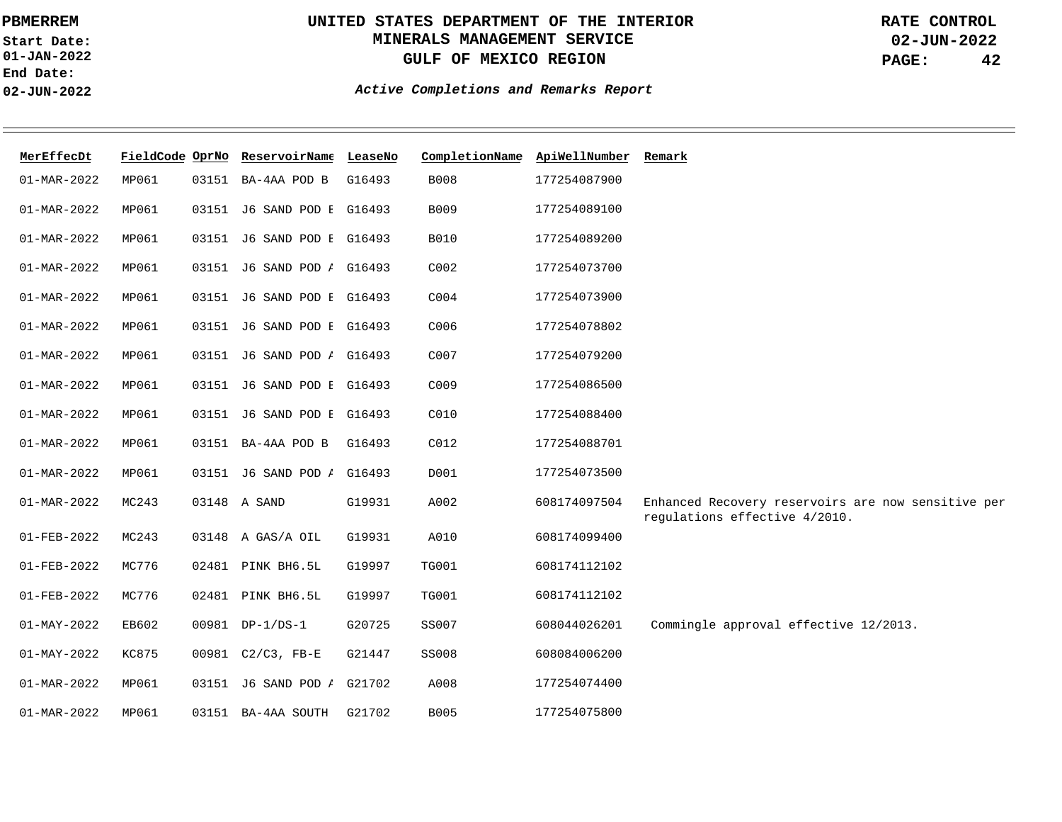| MerEffecDt | FieldCode | OprNo | ReservoirName | LeaseNo | CompletionName | ApiWellNumber | Remark |
|---|---|---|---|---|---|---|---|
| 01-MAR-2022 | MP061 | 03151 | BA-4AA POD B | G16493 | B008 | 177254087900 | |
| 01-MAR-2022 | MP061 | 03151 | J6 SAND POD E | G16493 | B009 | 177254089100 | |
| 01-MAR-2022 | MP061 | 03151 | J6 SAND POD E | G16493 | B010 | 177254089200 | |
| 01-MAR-2022 | MP061 | 03151 | J6 SAND POD A | G16493 | C002 | 177254073700 | |
| 01-MAR-2022 | MP061 | 03151 | J6 SAND POD E | G16493 | C004 | 177254073900 | |
| 01-MAR-2022 | MP061 | 03151 | J6 SAND POD E | G16493 | C006 | 177254078802 | |
| 01-MAR-2022 | MP061 | 03151 | J6 SAND POD A | G16493 | C007 | 177254079200 | |
| 01-MAR-2022 | MP061 | 03151 | J6 SAND POD E | G16493 | C009 | 177254086500 | |
| 01-MAR-2022 | MP061 | 03151 | J6 SAND POD E | G16493 | C010 | 177254088400 | |
| 01-MAR-2022 | MP061 | 03151 | BA-4AA POD B | G16493 | C012 | 177254088701 | |
| 01-MAR-2022 | MP061 | 03151 | J6 SAND POD A | G16493 | D001 | 177254073500 | |
| 01-MAR-2022 | MC243 | 03148 | A SAND | G19931 | A002 | 608174097504 | Enhanced Recovery reservoirs are now sensitive per regulations effective 4/2010. |
| 01-FEB-2022 | MC243 | 03148 | A GAS/A OIL | G19931 | A010 | 608174099400 | |
| 01-FEB-2022 | MC776 | 02481 | PINK BH6.5L | G19997 | TG001 | 608174112102 | |
| 01-FEB-2022 | MC776 | 02481 | PINK BH6.5L | G19997 | TG001 | 608174112102 | |
| 01-MAY-2022 | EB602 | 00981 | DP-1/DS-1 | G20725 | SS007 | 608044026201 | Commingle approval effective 12/2013. |
| 01-MAY-2022 | KC875 | 00981 | C2/C3, FB-E | G21447 | SS008 | 608084006200 | |
| 01-MAR-2022 | MP061 | 03151 | J6 SAND POD A | G21702 | A008 | 177254074400 | |
| 01-MAR-2022 | MP061 | 03151 | BA-4AA SOUTH | G21702 | B005 | 177254075800 | |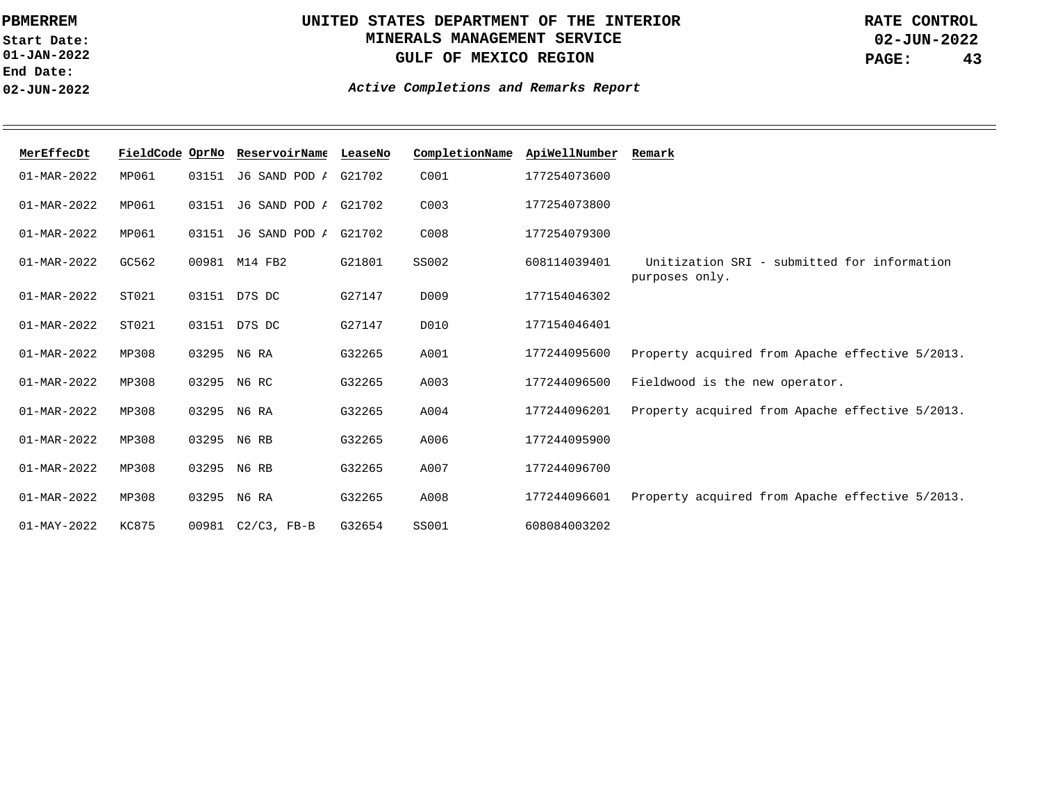# UNITED STATES DEPARTMENT OF THE INTERIOR
## MINERALS MANAGEMENT SERVICE
## GULF OF MEXICO REGION

PBMERREM
Start Date: 01-JAN-2022
End Date: 02-JUN-2022

RATE CONTROL
02-JUN-2022

*Active Completions and Remarks Report*

| MerEffecDt | FieldCode | OprNo | ReservoirName | LeaseNo | CompletionName | ApiWellNumber | Remark |
|---|---|---|---|---|---|---|---|
| 01-MAR-2022 | MP061 | 03151 | J6 SAND POD A | G21702 | C001 | 177254073600 | |
| 01-MAR-2022 | MP061 | 03151 | J6 SAND POD A | G21702 | C003 | 177254073800 | |
| 01-MAR-2022 | MP061 | 03151 | J6 SAND POD A | G21702 | C008 | 177254079300 | |
| 01-MAR-2022 | GC562 | 00981 | M14 FB2 | G21801 | SS002 | 608114039401 | Unitization SRI - submitted for information purposes only. |
| 01-MAR-2022 | ST021 | 03151 | D7S DC | G27147 | D009 | 177154046302 | |
| 01-MAR-2022 | ST021 | 03151 | D7S DC | G27147 | D010 | 177154046401 | |
| 01-MAR-2022 | MP308 | 03295 | N6 RA | G32265 | A001 | 177244095600 | Property acquired from Apache effective 5/2013. |
| 01-MAR-2022 | MP308 | 03295 | N6 RC | G32265 | A003 | 177244096500 | Fieldwood is the new operator. |
| 01-MAR-2022 | MP308 | 03295 | N6 RA | G32265 | A004 | 177244096201 | Property acquired from Apache effective 5/2013. |
| 01-MAR-2022 | MP308 | 03295 | N6 RB | G32265 | A006 | 177244095900 | |
| 01-MAR-2022 | MP308 | 03295 | N6 RB | G32265 | A007 | 177244096700 | |
| 01-MAR-2022 | MP308 | 03295 | N6 RA | G32265 | A008 | 177244096601 | Property acquired from Apache effective 5/2013. |
| 01-MAY-2022 | KC875 | 00981 | C2/C3, FB-B | G32654 | SS001 | 608084003202 | |